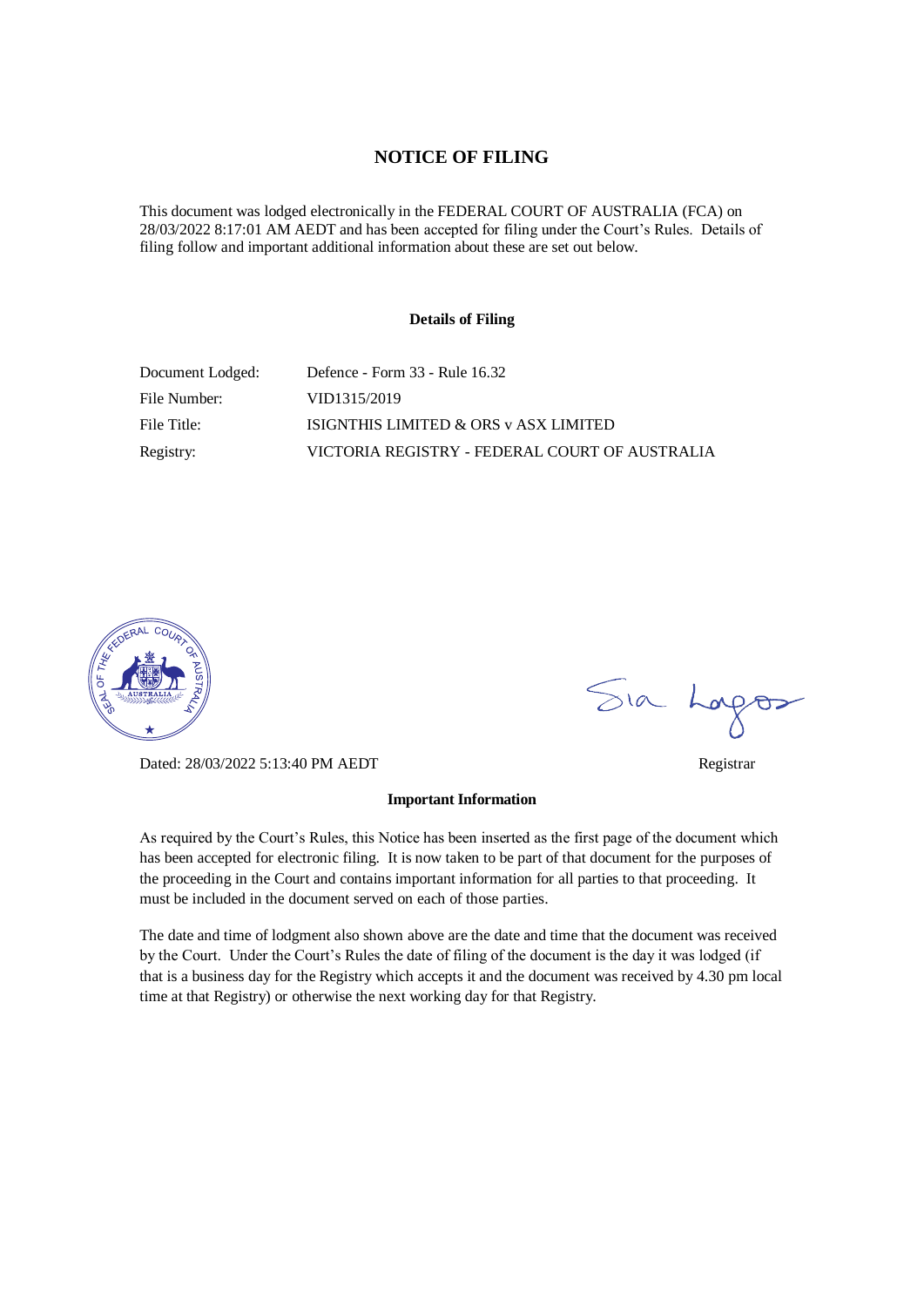# NOTICE OF FILING

This document was lodged electronically in the FEDERAL COURT OF AUSTRALIA (FCA) on 28/03/2022 8:17:01 AM AEDT and has been accepted for filing under the Court's Rules. Details of filing follow and important additional information about these are set out below.

### Details of Filing

| | |
|---|---|
| Document Lodged: | Defence - Form 33 - Rule 16.32 |
| File Number: | VID1315/2019 |
| File Title: | ISIGNTHIS LIMITED & ORS v ASX LIMITED |
| Registry: | VICTORIA REGISTRY - FEDERAL COURT OF AUSTRALIA |

Dated: 28/03/2022 5:13:40 PM AEDT

Registrar

### Important Information

As required by the Court's Rules, this Notice has been inserted as the first page of the document which has been accepted for electronic filing. It is now taken to be part of that document for the purposes of the proceeding in the Court and contains important information for all parties to that proceeding. It must be included in the document served on each of those parties.

The date and time of lodgment also shown above are the date and time that the document was received by the Court. Under the Court's Rules the date of filing of the document is the day it was lodged (if that is a business day for the Registry which accepts it and the document was received by 4.30 pm local time at that Registry) or otherwise the next working day for that Registry.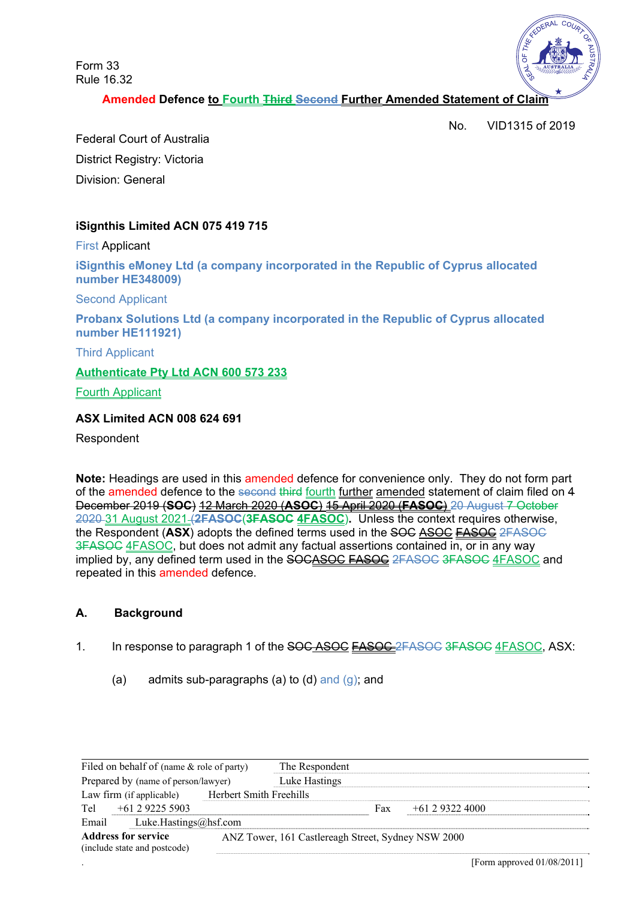Form 33
Rule 16.32

**Amended Defence to Fourth Third Second Further Amended Statement of Claim**

No. VID1315 of 2019

Federal Court of Australia
District Registry: Victoria
Division: General

**iSignthis Limited ACN 075 419 715**

First Applicant

**iSignthis eMoney Ltd (a company incorporated in the Republic of Cyprus allocated number HE348009)**

Second Applicant

**Probanx Solutions Ltd (a company incorporated in the Republic of Cyprus allocated number HE111921)**

Third Applicant

**Authenticate Pty Ltd ACN 600 573 233**

Fourth Applicant

**ASX Limited ACN 008 624 691**

Respondent

**Note:** Headings are used in this amended defence for convenience only. They do not form part of the amended defence to the second third fourth further amended statement of claim filed on 4 December 2019 (**SOC**) 12 March 2020 (**ASOC**) 15 April 2020 (**FASOC**) 20 August 7 October 2020 31 August 2021 (**2FASOC**(**3FASOC** **4FASOC**). Unless the context requires otherwise, the Respondent (**ASX**) adopts the defined terms used in the SOC ASOC FASOC 2FASOC 3FASOC 4FASOC, but does not admit any factual assertions contained in, or in any way implied by, any defined term used in the SOCASOC FASOC 2FASOC 3FASOC 4FASOC and repeated in this amended defence.

## A. Background

1. In response to paragraph 1 of the SOC ASOC FASOC 2FASOC 3FASOC 4FASOC, ASX:

   (a) admits sub-paragraphs (a) to (d) and (g); and

| | | | |
|---|---|---|---|
| Filed on behalf of (name & role of party) | The Respondent | | |
| Prepared by (name of person/lawyer) | Luke Hastings | | |
| Law firm (if applicable) | Herbert Smith Freehills | | |
| Tel | +61 2 9225 5903 | Fax | +61 2 9322 4000 |
| Email | Luke.Hastings@hsf.com | | |
| **Address for service** (include state and postcode) | ANZ Tower, 161 Castlereagh Street, Sydney NSW 2000 | | |

[Form approved 01/08/2011]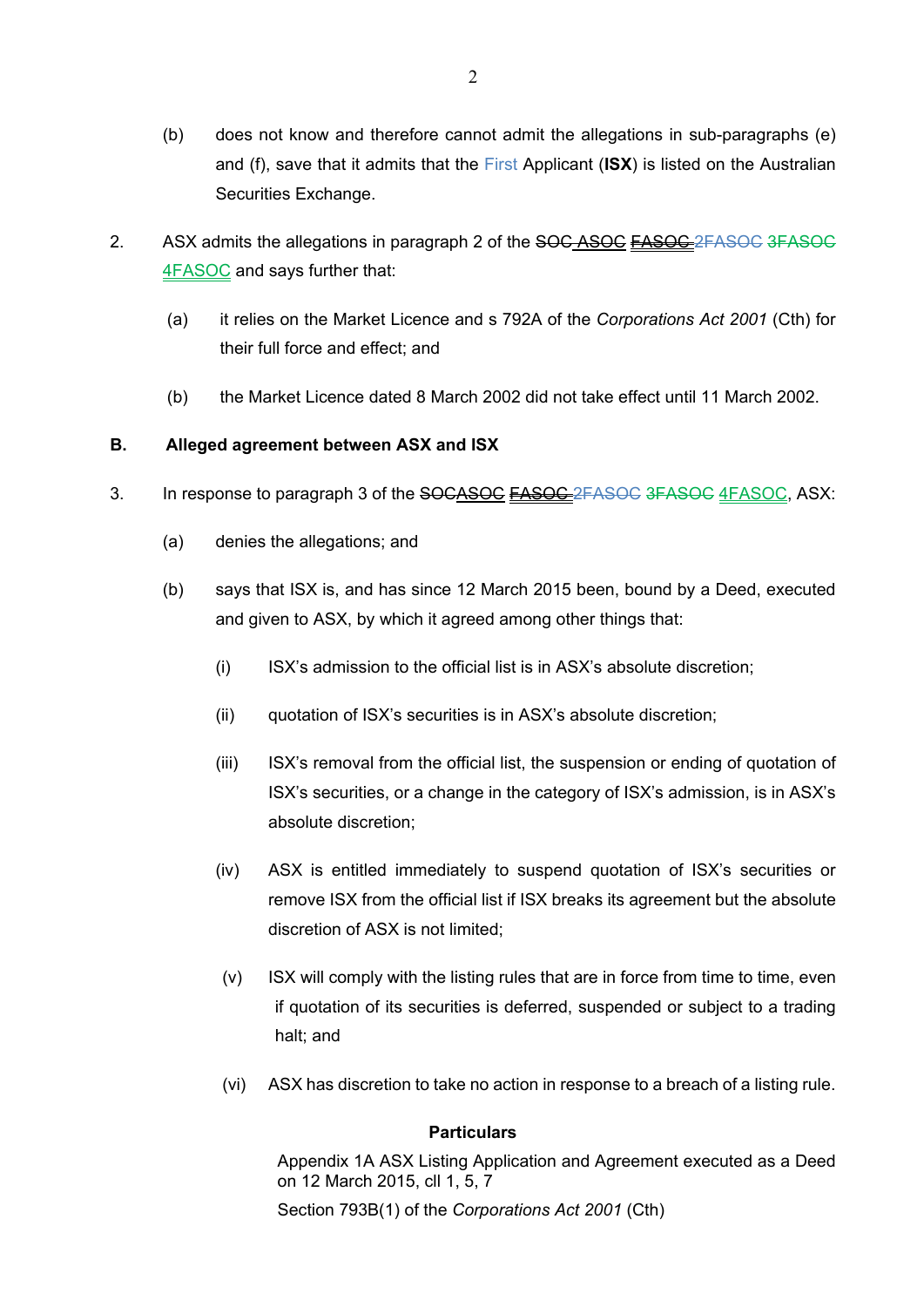(b) does not know and therefore cannot admit the allegations in sub-paragraphs (e) and (f), save that it admits that the First Applicant (**ISX**) is listed on the Australian Securities Exchange.

2. ASX admits the allegations in paragraph 2 of the ~~SOC~~ ASOC ~~FASOC~~ ~~2FASOC~~ ~~3FASOC~~ 4FASOC and says further that:

   (a) it relies on the Market Licence and s 792A of the *Corporations Act 2001* (Cth) for their full force and effect; and

   (b) the Market Licence dated 8 March 2002 did not take effect until 11 March 2002.

**B. Alleged agreement between ASX and ISX**

3. In response to paragraph 3 of the ~~SOC~~ASOC ~~FASOC~~ ~~2FASOC~~ ~~3FASOC~~ 4FASOC, ASX:

   (a) denies the allegations; and

   (b) says that ISX is, and has since 12 March 2015 been, bound by a Deed, executed and given to ASX, by which it agreed among other things that:

      (i) ISX's admission to the official list is in ASX's absolute discretion;

      (ii) quotation of ISX's securities is in ASX's absolute discretion;

      (iii) ISX's removal from the official list, the suspension or ending of quotation of ISX's securities, or a change in the category of ISX's admission, is in ASX's absolute discretion;

      (iv) ASX is entitled immediately to suspend quotation of ISX's securities or remove ISX from the official list if ISX breaks its agreement but the absolute discretion of ASX is not limited;

      (v) ISX will comply with the listing rules that are in force from time to time, even if quotation of its securities is deferred, suspended or subject to a trading halt; and

      (vi) ASX has discretion to take no action in response to a breach of a listing rule.

**Particulars**

Appendix 1A ASX Listing Application and Agreement executed as a Deed on 12 March 2015, cll 1, 5, 7

Section 793B(1) of the *Corporations Act 2001* (Cth)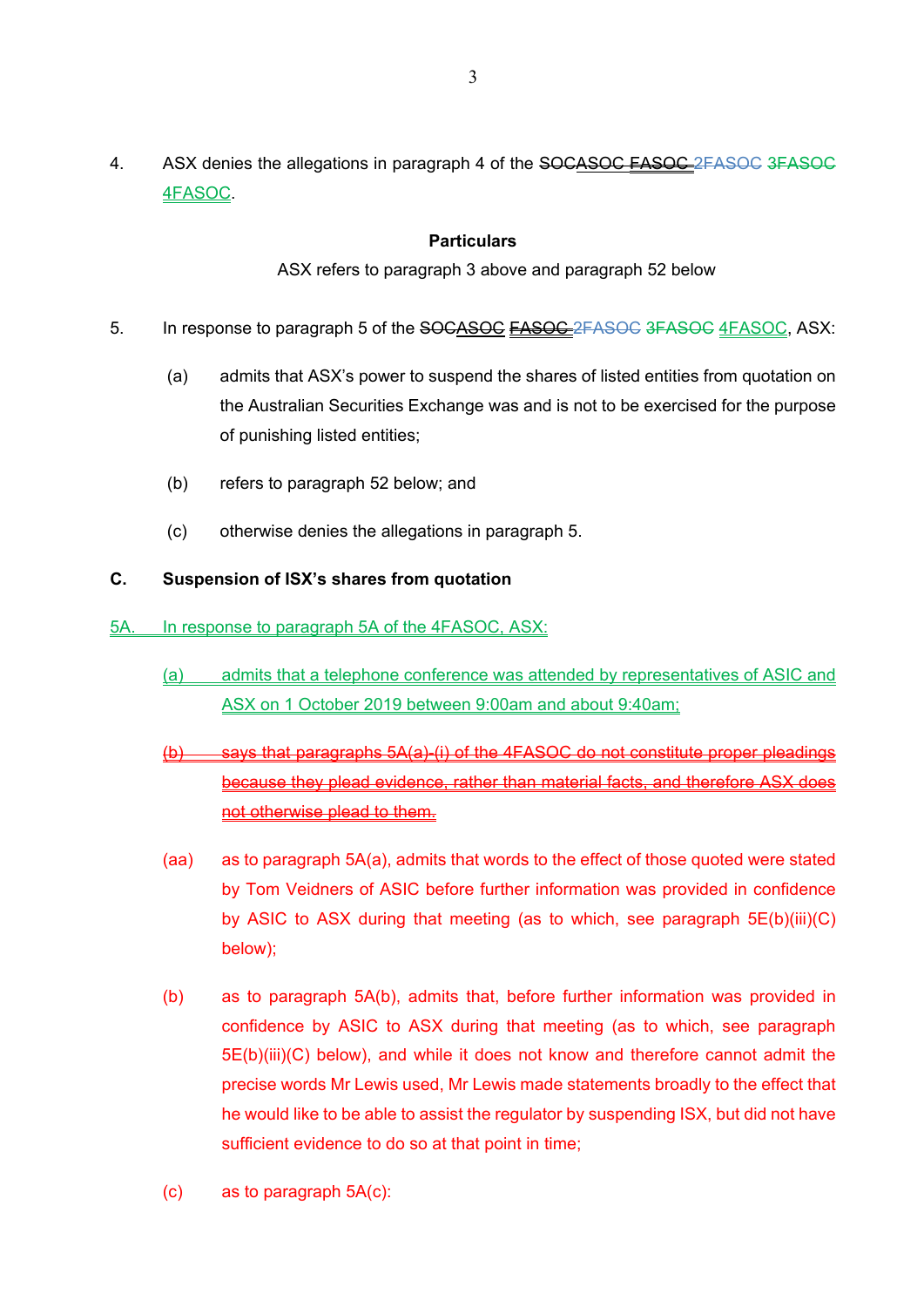4. ASX denies the allegations in paragraph 4 of the ~~SOC~~ASOC ~~FASOC~~ ~~2FASOC~~ ~~3FASOC~~ 4FASOC.

**Particulars**

ASX refers to paragraph 3 above and paragraph 52 below

5. In response to paragraph 5 of the ~~SOC~~ASOC ~~FASOC~~ ~~2FASOC~~ ~~3FASOC~~ 4FASOC, ASX:

   (a) admits that ASX's power to suspend the shares of listed entities from quotation on the Australian Securities Exchange was and is not to be exercised for the purpose of punishing listed entities;

   (b) refers to paragraph 52 below; and

   (c) otherwise denies the allegations in paragraph 5.

**C. Suspension of ISX's shares from quotation**

5A. In response to paragraph 5A of the 4FASOC, ASX:

   (a) admits that a telephone conference was attended by representatives of ASIC and ASX on 1 October 2019 between 9:00am and about 9:40am;

   ~~(b) says that paragraphs 5A(a)-(i) of the 4FASOC do not constitute proper pleadings because they plead evidence, rather than material facts, and therefore ASX does not otherwise plead to them.~~

   (aa) as to paragraph 5A(a), admits that words to the effect of those quoted were stated by Tom Veidners of ASIC before further information was provided in confidence by ASIC to ASX during that meeting (as to which, see paragraph 5E(b)(iii)(C) below);

   (b) as to paragraph 5A(b), admits that, before further information was provided in confidence by ASIC to ASX during that meeting (as to which, see paragraph 5E(b)(iii)(C) below), and while it does not know and therefore cannot admit the precise words Mr Lewis used, Mr Lewis made statements broadly to the effect that he would like to be able to assist the regulator by suspending ISX, but did not have sufficient evidence to do so at that point in time;

   (c) as to paragraph 5A(c):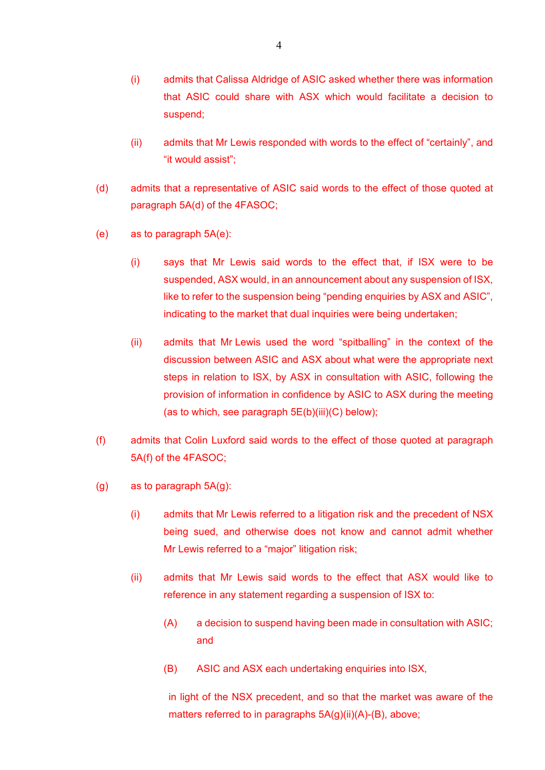(i) admits that Calissa Aldridge of ASIC asked whether there was information that ASIC could share with ASX which would facilitate a decision to suspend;

(ii) admits that Mr Lewis responded with words to the effect of “certainly”, and “it would assist”;

(d) admits that a representative of ASIC said words to the effect of those quoted at paragraph 5A(d) of the 4FASOC;

(e) as to paragraph 5A(e):

(i) says that Mr Lewis said words to the effect that, if ISX were to be suspended, ASX would, in an announcement about any suspension of ISX, like to refer to the suspension being “pending enquiries by ASX and ASIC”, indicating to the market that dual inquiries were being undertaken;

(ii) admits that Mr Lewis used the word “spitballing” in the context of the discussion between ASIC and ASX about what were the appropriate next steps in relation to ISX, by ASX in consultation with ASIC, following the provision of information in confidence by ASIC to ASX during the meeting (as to which, see paragraph 5E(b)(iii)(C) below);

(f) admits that Colin Luxford said words to the effect of those quoted at paragraph 5A(f) of the 4FASOC;

(g) as to paragraph 5A(g):

(i) admits that Mr Lewis referred to a litigation risk and the precedent of NSX being sued, and otherwise does not know and cannot admit whether Mr Lewis referred to a “major” litigation risk;

(ii) admits that Mr Lewis said words to the effect that ASX would like to reference in any statement regarding a suspension of ISX to:

(A) a decision to suspend having been made in consultation with ASIC; and

(B) ASIC and ASX each undertaking enquiries into ISX,

in light of the NSX precedent, and so that the market was aware of the matters referred to in paragraphs 5A(g)(ii)(A)-(B), above;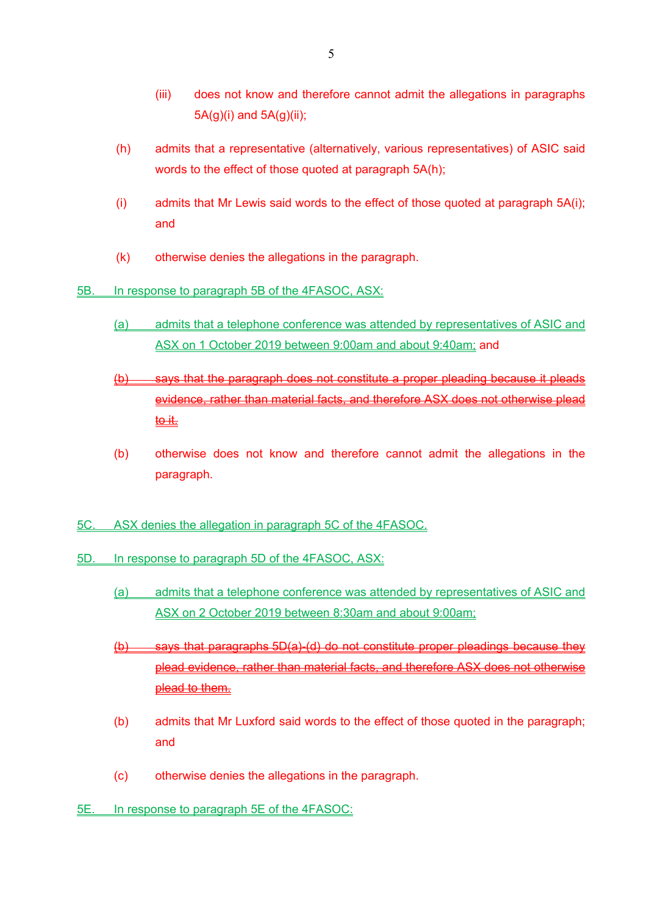(iii) does not know and therefore cannot admit the allegations in paragraphs 5A(g)(i) and 5A(g)(ii);

(h) admits that a representative (alternatively, various representatives) of ASIC said words to the effect of those quoted at paragraph 5A(h);

(i) admits that Mr Lewis said words to the effect of those quoted at paragraph 5A(i); and

(k) otherwise denies the allegations in the paragraph.

5B. In response to paragraph 5B of the 4FASOC, ASX:

(a) admits that a telephone conference was attended by representatives of ASIC and ASX on 1 October 2019 between 9:00am and about 9:40am; and

~~(b) says that the paragraph does not constitute a proper pleading because it pleads evidence, rather than material facts, and therefore ASX does not otherwise plead to it.~~

(b) otherwise does not know and therefore cannot admit the allegations in the paragraph.

5C. ASX denies the allegation in paragraph 5C of the 4FASOC.

5D. In response to paragraph 5D of the 4FASOC, ASX:

(a) admits that a telephone conference was attended by representatives of ASIC and ASX on 2 October 2019 between 8:30am and about 9:00am;

~~(b) says that paragraphs 5D(a)-(d) do not constitute proper pleadings because they plead evidence, rather than material facts, and therefore ASX does not otherwise plead to them.~~

(b) admits that Mr Luxford said words to the effect of those quoted in the paragraph; and

(c) otherwise denies the allegations in the paragraph.

5E. In response to paragraph 5E of the 4FASOC: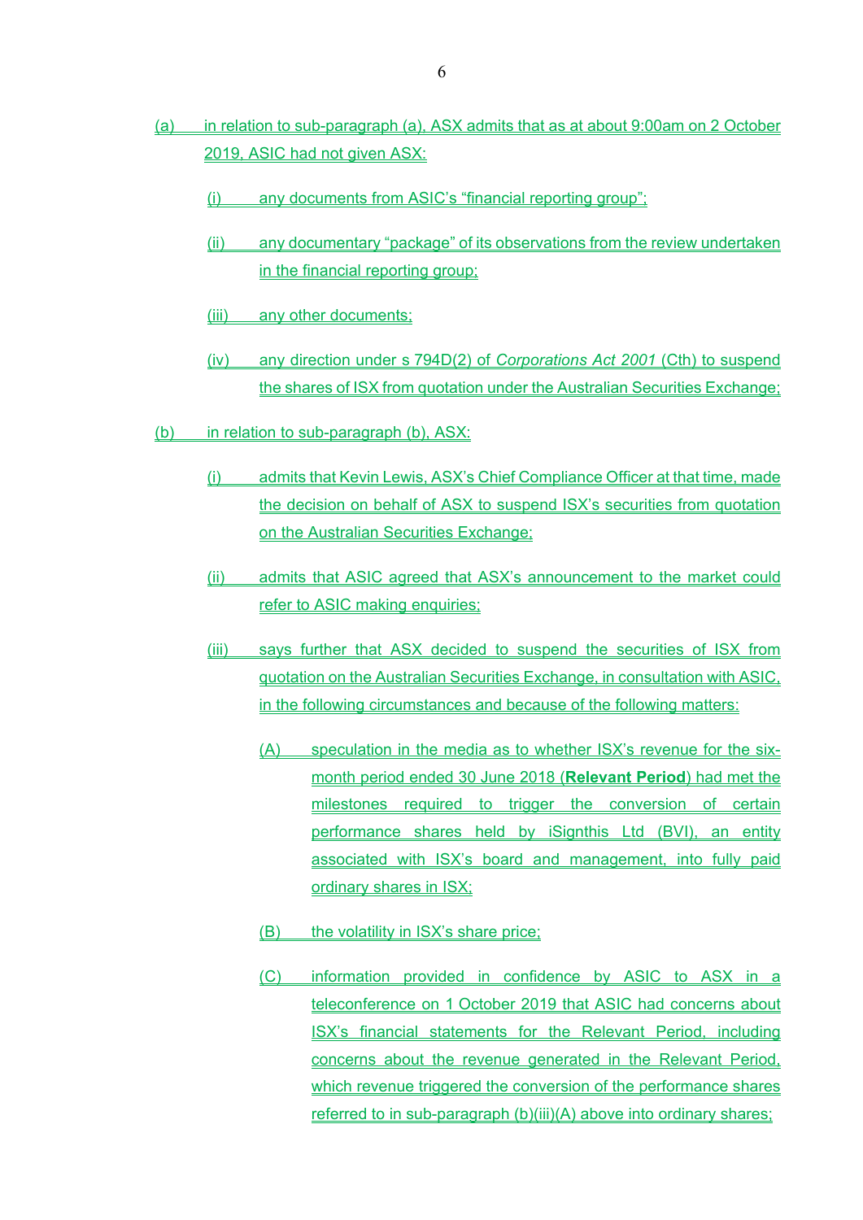(a) in relation to sub-paragraph (a), ASX admits that as at about 9:00am on 2 October 2019, ASIC had not given ASX:

(i) any documents from ASIC's "financial reporting group";

(ii) any documentary "package" of its observations from the review undertaken in the financial reporting group;

(iii) any other documents;

(iv) any direction under s 794D(2) of *Corporations Act 2001* (Cth) to suspend the shares of ISX from quotation under the Australian Securities Exchange;

(b) in relation to sub-paragraph (b), ASX:

(i) admits that Kevin Lewis, ASX's Chief Compliance Officer at that time, made the decision on behalf of ASX to suspend ISX's securities from quotation on the Australian Securities Exchange;

(ii) admits that ASIC agreed that ASX's announcement to the market could refer to ASIC making enquiries;

(iii) says further that ASX decided to suspend the securities of ISX from quotation on the Australian Securities Exchange, in consultation with ASIC, in the following circumstances and because of the following matters:

(A) speculation in the media as to whether ISX's revenue for the six-month period ended 30 June 2018 (**Relevant Period**) had met the milestones required to trigger the conversion of certain performance shares held by iSignthis Ltd (BVI), an entity associated with ISX's board and management, into fully paid ordinary shares in ISX;

(B) the volatility in ISX's share price;

(C) information provided in confidence by ASIC to ASX in a teleconference on 1 October 2019 that ASIC had concerns about ISX's financial statements for the Relevant Period, including concerns about the revenue generated in the Relevant Period, which revenue triggered the conversion of the performance shares referred to in sub-paragraph (b)(iii)(A) above into ordinary shares;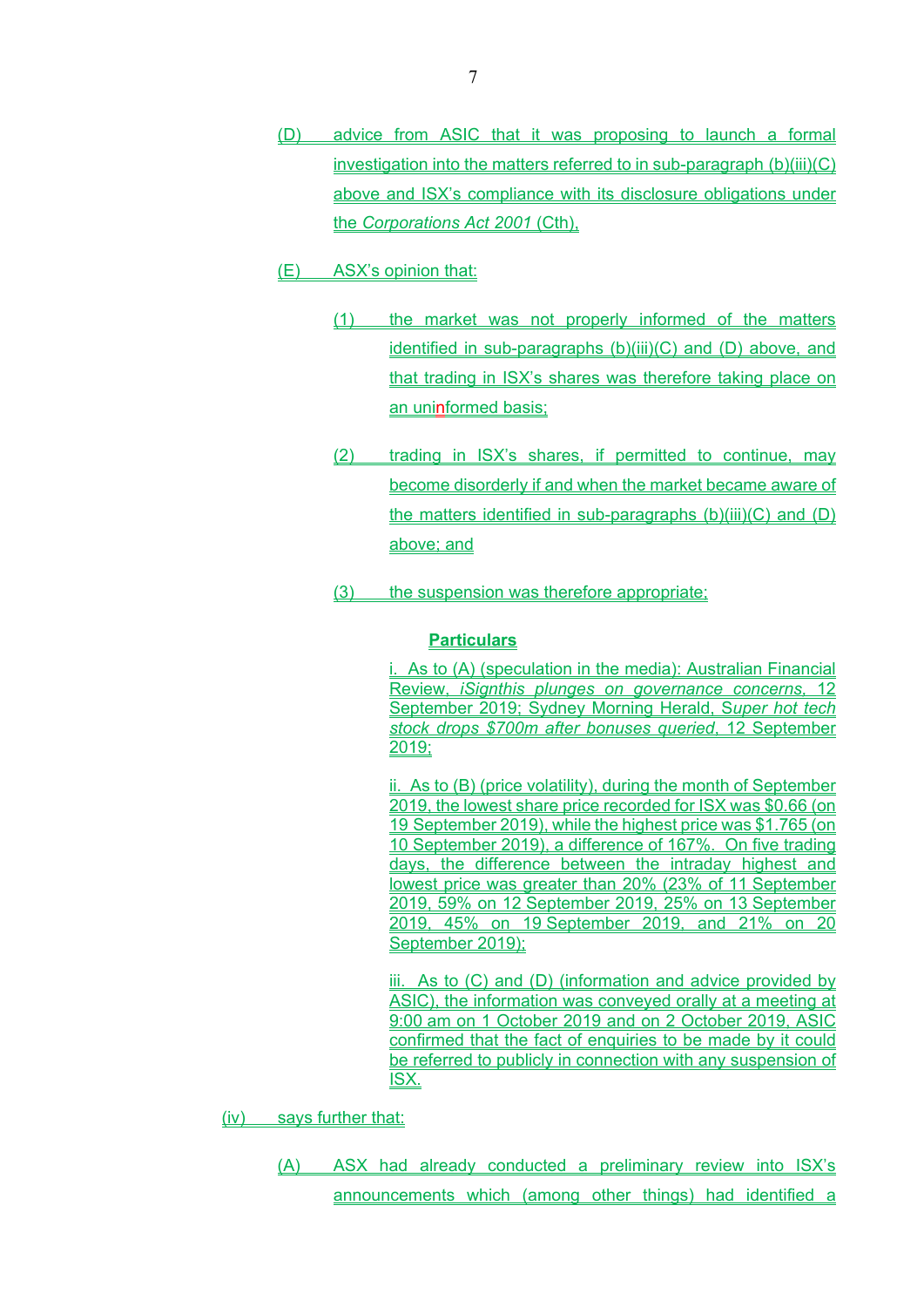(D) advice from ASIC that it was proposing to launch a formal investigation into the matters referred to in sub-paragraph (b)(iii)(C) above and ISX's compliance with its disclosure obligations under the *Corporations Act 2001* (Cth),

(E) ASX's opinion that:

(1) the market was not properly informed of the matters identified in sub-paragraphs (b)(iii)(C) and (D) above, and that trading in ISX's shares was therefore taking place on an uninformed basis;

(2) trading in ISX's shares, if permitted to continue, may become disorderly if and when the market became aware of the matters identified in sub-paragraphs (b)(iii)(C) and (D) above; and

(3) the suspension was therefore appropriate;

**Particulars**

i. As to (A) (speculation in the media): Australian Financial Review, *iSignthis plunges on governance concerns*, 12 September 2019; Sydney Morning Herald, *Super hot tech stock drops $700m after bonuses queried*, 12 September 2019;

ii. As to (B) (price volatility), during the month of September 2019, the lowest share price recorded for ISX was $0.66 (on 19 September 2019), while the highest price was $1.765 (on 10 September 2019), a difference of 167%. On five trading days, the difference between the intraday highest and lowest price was greater than 20% (23% of 11 September 2019, 59% on 12 September 2019, 25% on 13 September 2019, 45% on 19 September 2019, and 21% on 20 September 2019);

iii. As to (C) and (D) (information and advice provided by ASIC), the information was conveyed orally at a meeting at 9:00 am on 1 October 2019 and on 2 October 2019, ASIC confirmed that the fact of enquiries to be made by it could be referred to publicly in connection with any suspension of ISX.

(iv) says further that:

(A) ASX had already conducted a preliminary review into ISX's announcements which (among other things) had identified a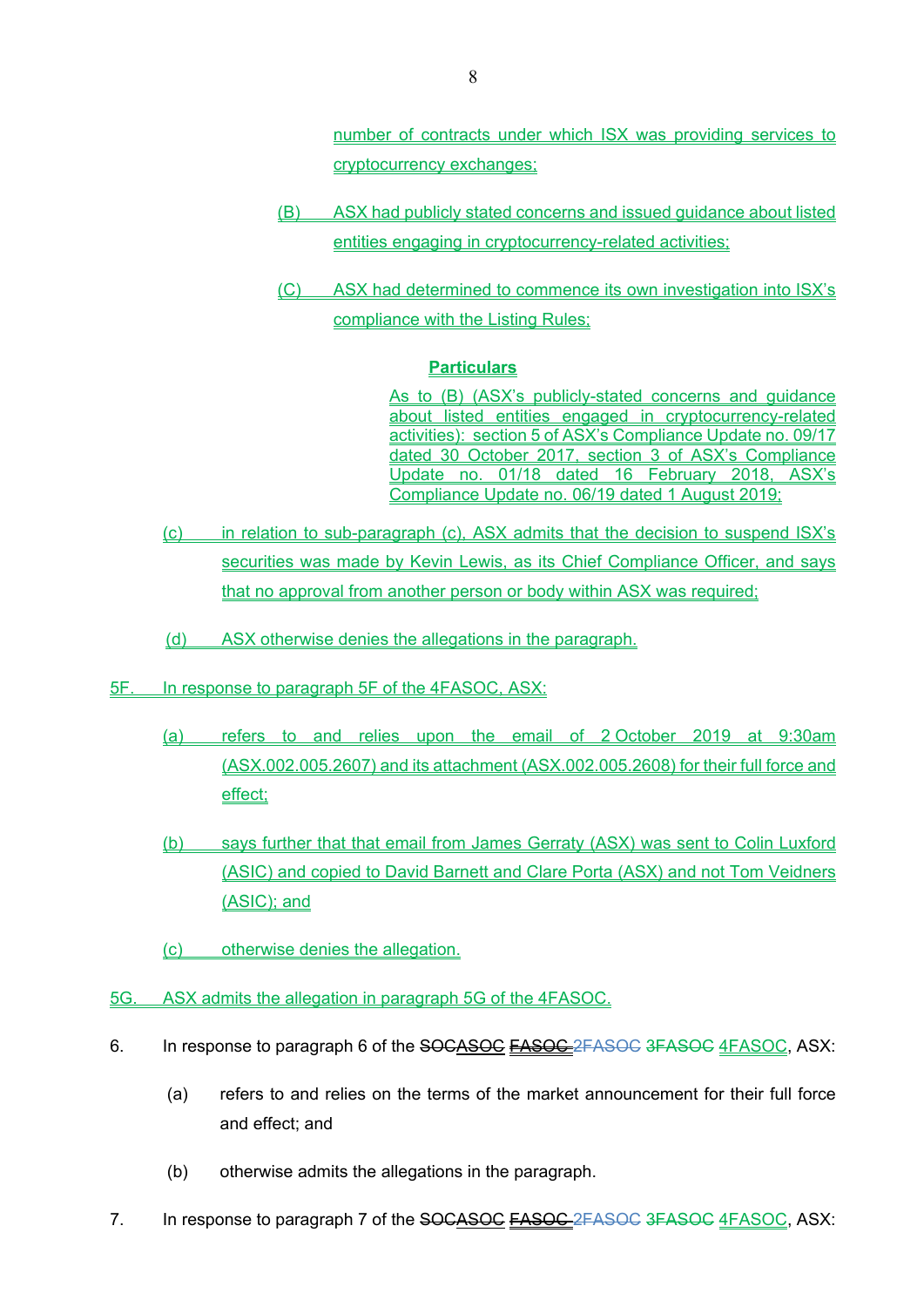number of contracts under which ISX was providing services to cryptocurrency exchanges;

(B) ASX had publicly stated concerns and issued guidance about listed entities engaging in cryptocurrency-related activities;

(C) ASX had determined to commence its own investigation into ISX's compliance with the Listing Rules;

**Particulars**

As to (B) (ASX's publicly-stated concerns and guidance about listed entities engaged in cryptocurrency-related activities): section 5 of ASX's Compliance Update no. 09/17 dated 30 October 2017, section 3 of ASX's Compliance Update no. 01/18 dated 16 February 2018, ASX's Compliance Update no. 06/19 dated 1 August 2019;

(c) in relation to sub-paragraph (c), ASX admits that the decision to suspend ISX's securities was made by Kevin Lewis, as its Chief Compliance Officer, and says that no approval from another person or body within ASX was required;

(d) ASX otherwise denies the allegations in the paragraph.

5F. In response to paragraph 5F of the 4FASOC, ASX:

(a) refers to and relies upon the email of 2 October 2019 at 9:30am (ASX.002.005.2607) and its attachment (ASX.002.005.2608) for their full force and effect;

(b) says further that that email from James Gerraty (ASX) was sent to Colin Luxford (ASIC) and copied to David Barnett and Clare Porta (ASX) and not Tom Veidners (ASIC); and

(c) otherwise denies the allegation.

5G. ASX admits the allegation in paragraph 5G of the 4FASOC.

6. In response to paragraph 6 of the ~~SOC~~ASOC ~~FASOC~~ ~~2FASOC~~ ~~3FASOC~~ 4FASOC, ASX:

(a) refers to and relies on the terms of the market announcement for their full force and effect; and

(b) otherwise admits the allegations in the paragraph.

7. In response to paragraph 7 of the ~~SOC~~ASOC ~~FASOC~~ ~~2FASOC~~ ~~3FASOC~~ 4FASOC, ASX: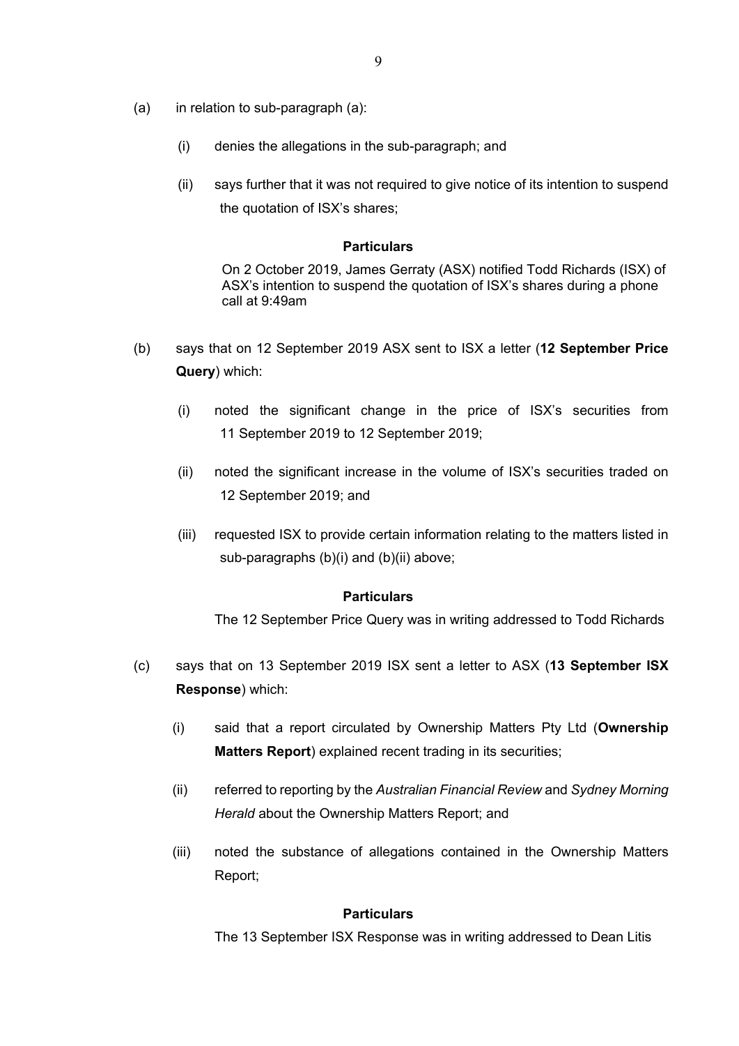(a) in relation to sub-paragraph (a):

   (i) denies the allegations in the sub-paragraph; and

   (ii) says further that it was not required to give notice of its intention to suspend the quotation of ISX's shares;

**Particulars**

On 2 October 2019, James Gerraty (ASX) notified Todd Richards (ISX) of ASX's intention to suspend the quotation of ISX's shares during a phone call at 9:49am

(b) says that on 12 September 2019 ASX sent to ISX a letter (**12 September Price Query**) which:

   (i) noted the significant change in the price of ISX's securities from 11 September 2019 to 12 September 2019;

   (ii) noted the significant increase in the volume of ISX's securities traded on 12 September 2019; and

   (iii) requested ISX to provide certain information relating to the matters listed in sub-paragraphs (b)(i) and (b)(ii) above;

**Particulars**

The 12 September Price Query was in writing addressed to Todd Richards

(c) says that on 13 September 2019 ISX sent a letter to ASX (**13 September ISX Response**) which:

   (i) said that a report circulated by Ownership Matters Pty Ltd (**Ownership Matters Report**) explained recent trading in its securities;

   (ii) referred to reporting by the *Australian Financial Review* and *Sydney Morning Herald* about the Ownership Matters Report; and

   (iii) noted the substance of allegations contained in the Ownership Matters Report;

**Particulars**

The 13 September ISX Response was in writing addressed to Dean Litis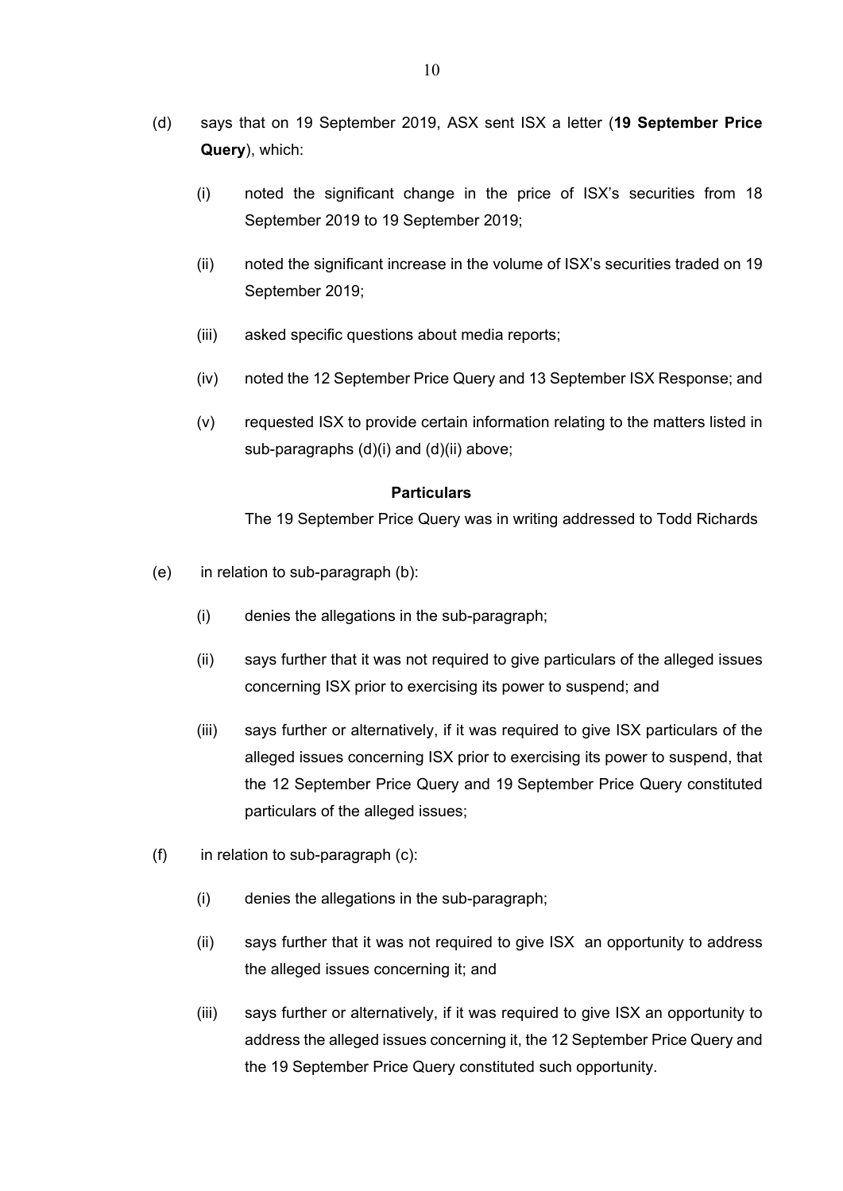(d) says that on 19 September 2019, ASX sent ISX a letter (**19 September Price Query**), which:

  (i) noted the significant change in the price of ISX's securities from 18 September 2019 to 19 September 2019;

  (ii) noted the significant increase in the volume of ISX's securities traded on 19 September 2019;

  (iii) asked specific questions about media reports;

  (iv) noted the 12 September Price Query and 13 September ISX Response; and

  (v) requested ISX to provide certain information relating to the matters listed in sub-paragraphs (d)(i) and (d)(ii) above;

**Particulars**

The 19 September Price Query was in writing addressed to Todd Richards

(e) in relation to sub-paragraph (b):

  (i) denies the allegations in the sub-paragraph;

  (ii) says further that it was not required to give particulars of the alleged issues concerning ISX prior to exercising its power to suspend; and

  (iii) says further or alternatively, if it was required to give ISX particulars of the alleged issues concerning ISX prior to exercising its power to suspend, that the 12 September Price Query and 19 September Price Query constituted particulars of the alleged issues;

(f) in relation to sub-paragraph (c):

  (i) denies the allegations in the sub-paragraph;

  (ii) says further that it was not required to give ISX an opportunity to address the alleged issues concerning it; and

  (iii) says further or alternatively, if it was required to give ISX an opportunity to address the alleged issues concerning it, the 12 September Price Query and the 19 September Price Query constituted such opportunity.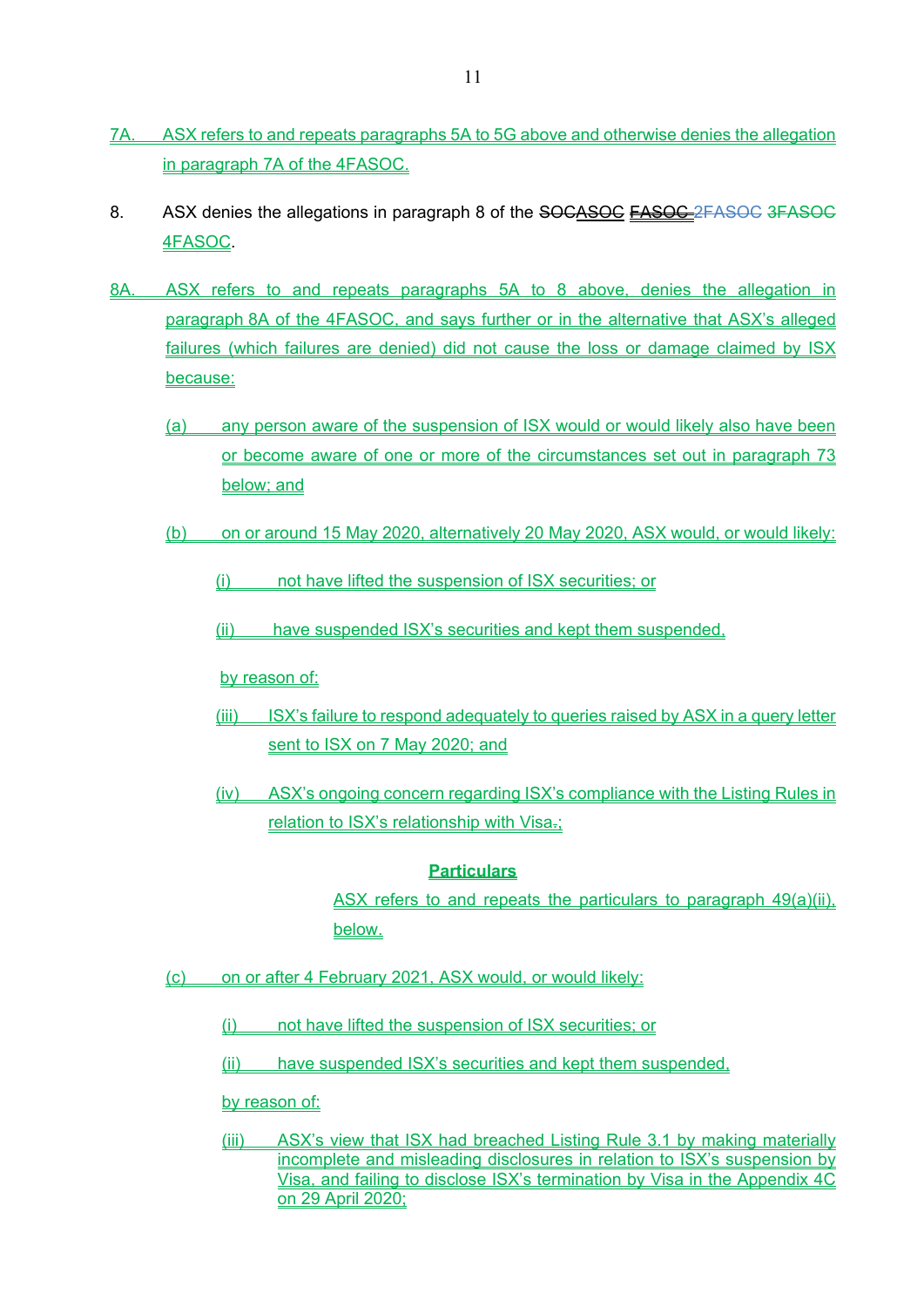7A. ASX refers to and repeats paragraphs 5A to 5G above and otherwise denies the allegation in paragraph 7A of the 4FASOC.

8. ASX denies the allegations in paragraph 8 of the ~~SOC~~ASOC ~~FASOC~~ ~~2FASOC~~ ~~3FASOC~~ 4FASOC.

8A. ASX refers to and repeats paragraphs 5A to 8 above, denies the allegation in paragraph 8A of the 4FASOC, and says further or in the alternative that ASX's alleged failures (which failures are denied) did not cause the loss or damage claimed by ISX because:

(a) any person aware of the suspension of ISX would or would likely also have been or become aware of one or more of the circumstances set out in paragraph 73 below; and

(b) on or around 15 May 2020, alternatively 20 May 2020, ASX would, or would likely:

(i) not have lifted the suspension of ISX securities; or

(ii) have suspended ISX's securities and kept them suspended,

by reason of:

(iii) ISX's failure to respond adequately to queries raised by ASX in a query letter sent to ISX on 7 May 2020; and

(iv) ASX's ongoing concern regarding ISX's compliance with the Listing Rules in relation to ISX's relationship with Visa.;

**Particulars**

ASX refers to and repeats the particulars to paragraph 49(a)(ii), below.

(c) on or after 4 February 2021, ASX would, or would likely:

(i) not have lifted the suspension of ISX securities; or

(ii) have suspended ISX's securities and kept them suspended,

by reason of:

(iii) ASX's view that ISX had breached Listing Rule 3.1 by making materially incomplete and misleading disclosures in relation to ISX's suspension by Visa, and failing to disclose ISX's termination by Visa in the Appendix 4C on 29 April 2020;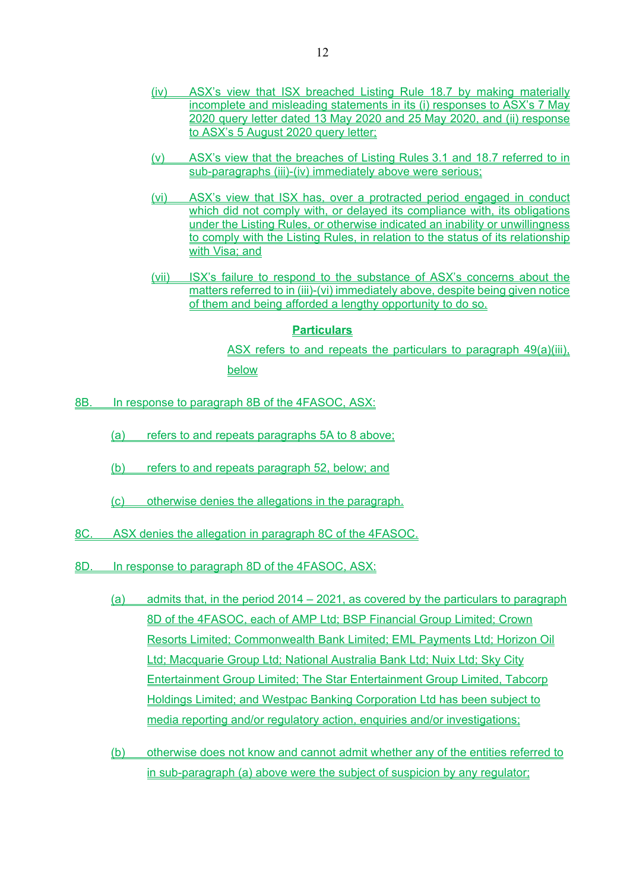(iv) ASX's view that ISX breached Listing Rule 18.7 by making materially incomplete and misleading statements in its (i) responses to ASX's 7 May 2020 query letter dated 13 May 2020 and 25 May 2020, and (ii) response to ASX's 5 August 2020 query letter;

(v) ASX's view that the breaches of Listing Rules 3.1 and 18.7 referred to in sub-paragraphs (iii)-(iv) immediately above were serious;

(vi) ASX's view that ISX has, over a protracted period engaged in conduct which did not comply with, or delayed its compliance with, its obligations under the Listing Rules, or otherwise indicated an inability or unwillingness to comply with the Listing Rules, in relation to the status of its relationship with Visa; and

(vii) ISX's failure to respond to the substance of ASX's concerns about the matters referred to in (iii)-(vi) immediately above, despite being given notice of them and being afforded a lengthy opportunity to do so.

**Particulars**

ASX refers to and repeats the particulars to paragraph 49(a)(iii), below

8B. In response to paragraph 8B of the 4FASOC, ASX:

(a) refers to and repeats paragraphs 5A to 8 above;

(b) refers to and repeats paragraph 52, below; and

(c) otherwise denies the allegations in the paragraph.

8C. ASX denies the allegation in paragraph 8C of the 4FASOC.

8D. In response to paragraph 8D of the 4FASOC, ASX:

(a) admits that, in the period 2014 – 2021, as covered by the particulars to paragraph 8D of the 4FASOC, each of AMP Ltd; BSP Financial Group Limited; Crown Resorts Limited; Commonwealth Bank Limited; EML Payments Ltd; Horizon Oil Ltd; Macquarie Group Ltd; National Australia Bank Ltd; Nuix Ltd; Sky City Entertainment Group Limited; The Star Entertainment Group Limited, Tabcorp Holdings Limited; and Westpac Banking Corporation Ltd has been subject to media reporting and/or regulatory action, enquiries and/or investigations;

(b) otherwise does not know and cannot admit whether any of the entities referred to in sub-paragraph (a) above were the subject of suspicion by any regulator;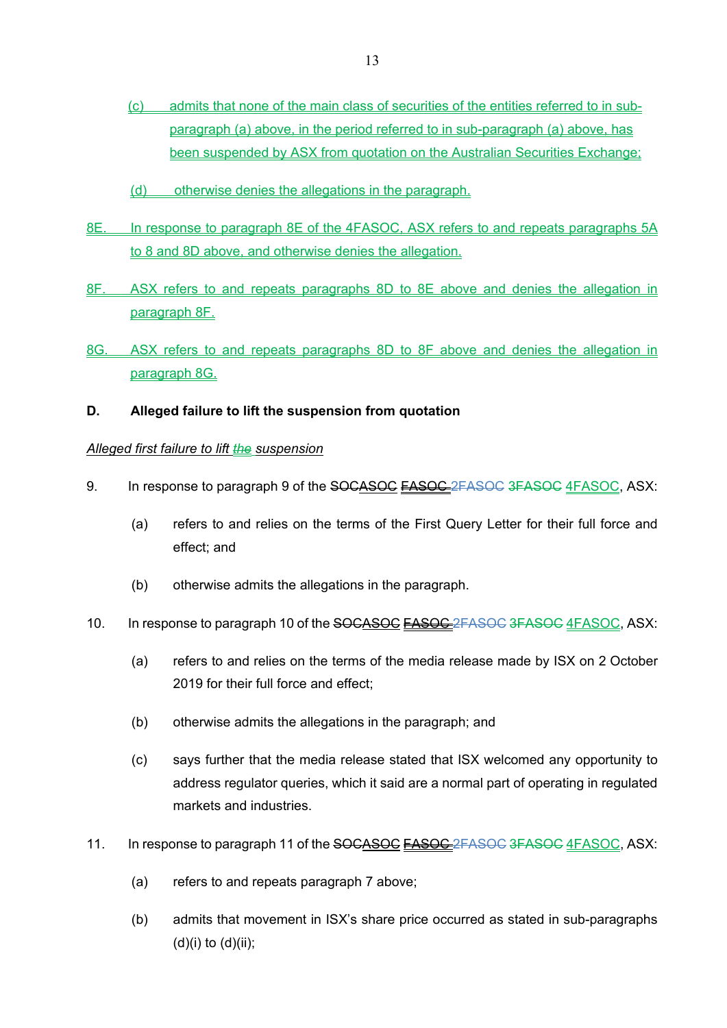(c) admits that none of the main class of securities of the entities referred to in sub-paragraph (a) above, in the period referred to in sub-paragraph (a) above, has been suspended by ASX from quotation on the Australian Securities Exchange;

(d) otherwise denies the allegations in the paragraph.

8E. In response to paragraph 8E of the 4FASOC, ASX refers to and repeats paragraphs 5A to 8 and 8D above, and otherwise denies the allegation.

8F. ASX refers to and repeats paragraphs 8D to 8E above and denies the allegation in paragraph 8F.

8G. ASX refers to and repeats paragraphs 8D to 8F above and denies the allegation in paragraph 8G.

**D. Alleged failure to lift the suspension from quotation**

*Alleged first failure to lift ~~the~~ suspension*

9. In response to paragraph 9 of the ~~SOC~~ASOC ~~FASOC~~ ~~2FASOC~~ ~~3FASOC~~ 4FASOC, ASX:

   (a) refers to and relies on the terms of the First Query Letter for their full force and effect; and

   (b) otherwise admits the allegations in the paragraph.

10. In response to paragraph 10 of the ~~SOC~~ASOC ~~FASOC~~ ~~2FASOC~~ ~~3FASOC~~ 4FASOC, ASX:

    (a) refers to and relies on the terms of the media release made by ISX on 2 October 2019 for their full force and effect;

    (b) otherwise admits the allegations in the paragraph; and

    (c) says further that the media release stated that ISX welcomed any opportunity to address regulator queries, which it said are a normal part of operating in regulated markets and industries.

11. In response to paragraph 11 of the ~~SOC~~ASOC ~~FASOC~~ ~~2FASOC~~ ~~3FASOC~~ 4FASOC, ASX:

    (a) refers to and repeats paragraph 7 above;

    (b) admits that movement in ISX's share price occurred as stated in sub-paragraphs (d)(i) to (d)(ii);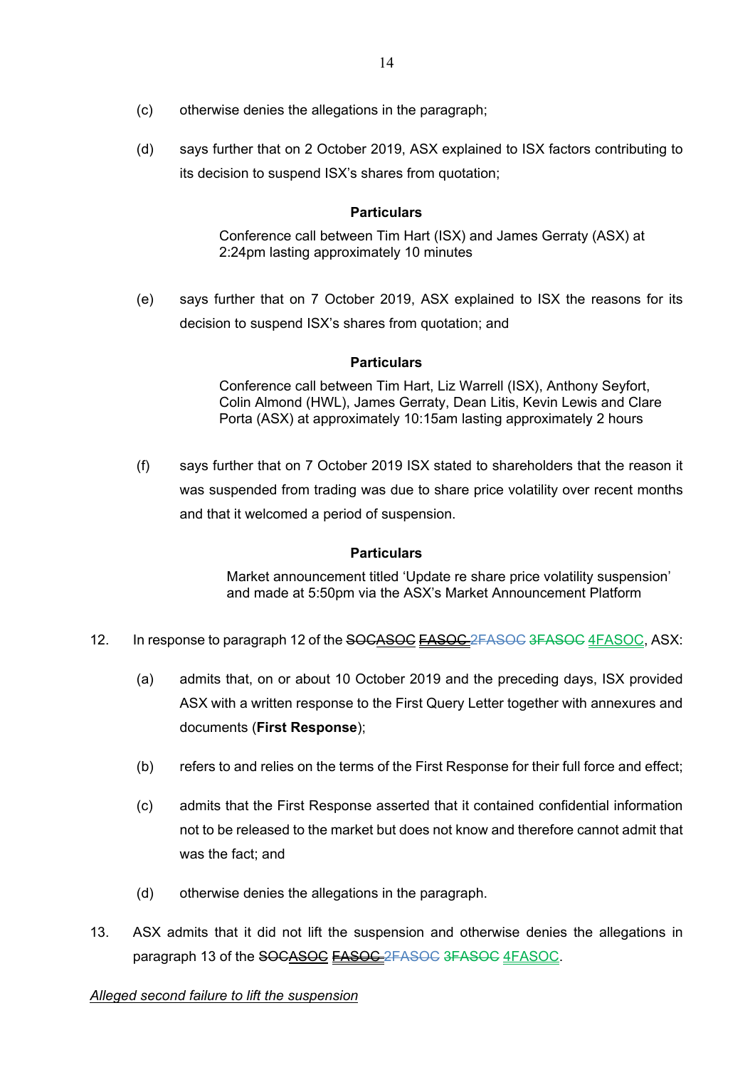(c) otherwise denies the allegations in the paragraph;

(d) says further that on 2 October 2019, ASX explained to ISX factors contributing to its decision to suspend ISX's shares from quotation;

**Particulars**

Conference call between Tim Hart (ISX) and James Gerraty (ASX) at 2:24pm lasting approximately 10 minutes

(e) says further that on 7 October 2019, ASX explained to ISX the reasons for its decision to suspend ISX's shares from quotation; and

**Particulars**

Conference call between Tim Hart, Liz Warrell (ISX), Anthony Seyfort, Colin Almond (HWL), James Gerraty, Dean Litis, Kevin Lewis and Clare Porta (ASX) at approximately 10:15am lasting approximately 2 hours

(f) says further that on 7 October 2019 ISX stated to shareholders that the reason it was suspended from trading was due to share price volatility over recent months and that it welcomed a period of suspension.

**Particulars**

Market announcement titled 'Update re share price volatility suspension' and made at 5:50pm via the ASX's Market Announcement Platform

12. In response to paragraph 12 of the ~~SOC~~ASOC ~~FASOC~~ ~~2FASOC~~ ~~3FASOC~~ 4FASOC, ASX:

(a) admits that, on or about 10 October 2019 and the preceding days, ISX provided ASX with a written response to the First Query Letter together with annexures and documents (**First Response**);

(b) refers to and relies on the terms of the First Response for their full force and effect;

(c) admits that the First Response asserted that it contained confidential information not to be released to the market but does not know and therefore cannot admit that was the fact; and

(d) otherwise denies the allegations in the paragraph.

13. ASX admits that it did not lift the suspension and otherwise denies the allegations in paragraph 13 of the ~~SOC~~ASOC ~~FASOC~~ ~~2FASOC~~ ~~3FASOC~~ 4FASOC.

*Alleged second failure to lift the suspension*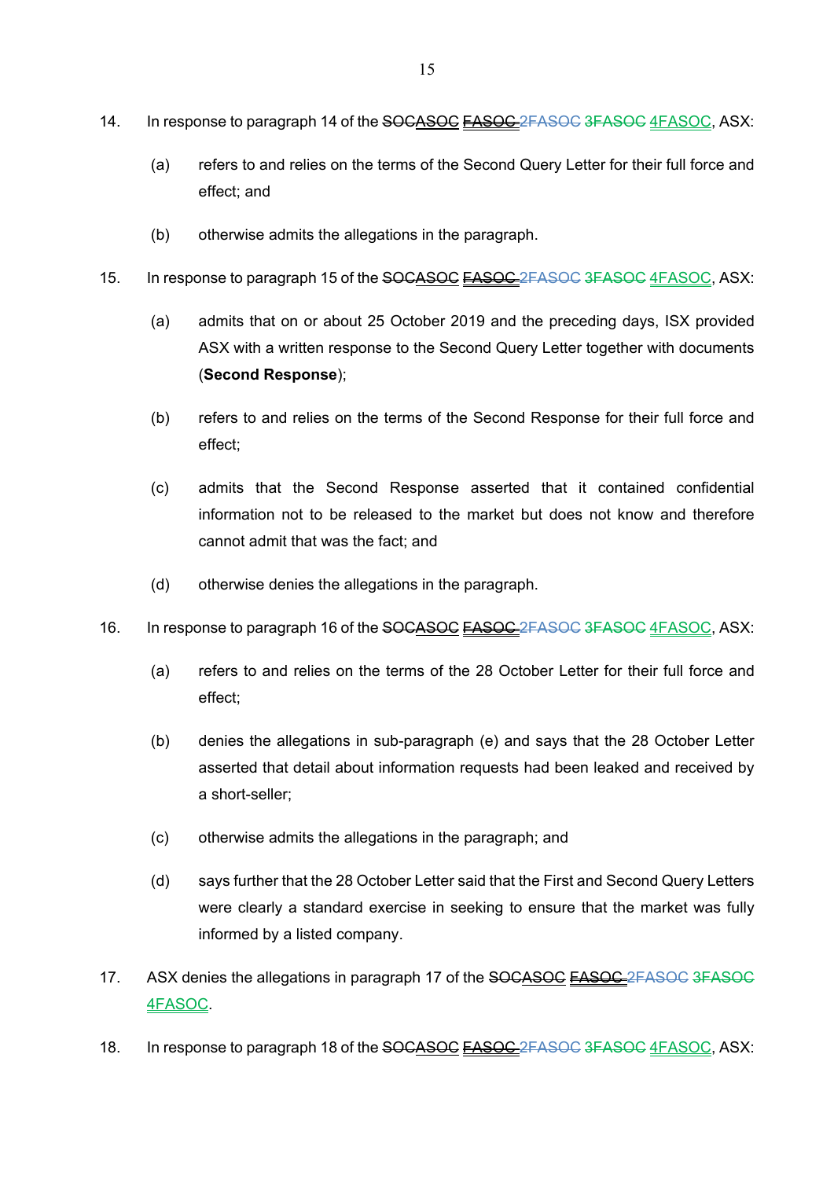14. In response to paragraph 14 of the ~~SOC~~ASOC ~~FASOC~~ ~~2FASOC~~ ~~3FASOC~~ 4FASOC, ASX:

    (a) refers to and relies on the terms of the Second Query Letter for their full force and effect; and

    (b) otherwise admits the allegations in the paragraph.

15. In response to paragraph 15 of the ~~SOC~~ASOC ~~FASOC~~ ~~2FASOC~~ ~~3FASOC~~ 4FASOC, ASX:

    (a) admits that on or about 25 October 2019 and the preceding days, ISX provided ASX with a written response to the Second Query Letter together with documents (**Second Response**);

    (b) refers to and relies on the terms of the Second Response for their full force and effect;

    (c) admits that the Second Response asserted that it contained confidential information not to be released to the market but does not know and therefore cannot admit that was the fact; and

    (d) otherwise denies the allegations in the paragraph.

16. In response to paragraph 16 of the ~~SOC~~ASOC ~~FASOC~~ ~~2FASOC~~ ~~3FASOC~~ 4FASOC, ASX:

    (a) refers to and relies on the terms of the 28 October Letter for their full force and effect;

    (b) denies the allegations in sub-paragraph (e) and says that the 28 October Letter asserted that detail about information requests had been leaked and received by a short-seller;

    (c) otherwise admits the allegations in the paragraph; and

    (d) says further that the 28 October Letter said that the First and Second Query Letters were clearly a standard exercise in seeking to ensure that the market was fully informed by a listed company.

17. ASX denies the allegations in paragraph 17 of the ~~SOC~~ASOC ~~FASOC~~ ~~2FASOC~~ ~~3FASOC~~ 4FASOC.

18. In response to paragraph 18 of the ~~SOC~~ASOC ~~FASOC~~ ~~2FASOC~~ ~~3FASOC~~ 4FASOC, ASX: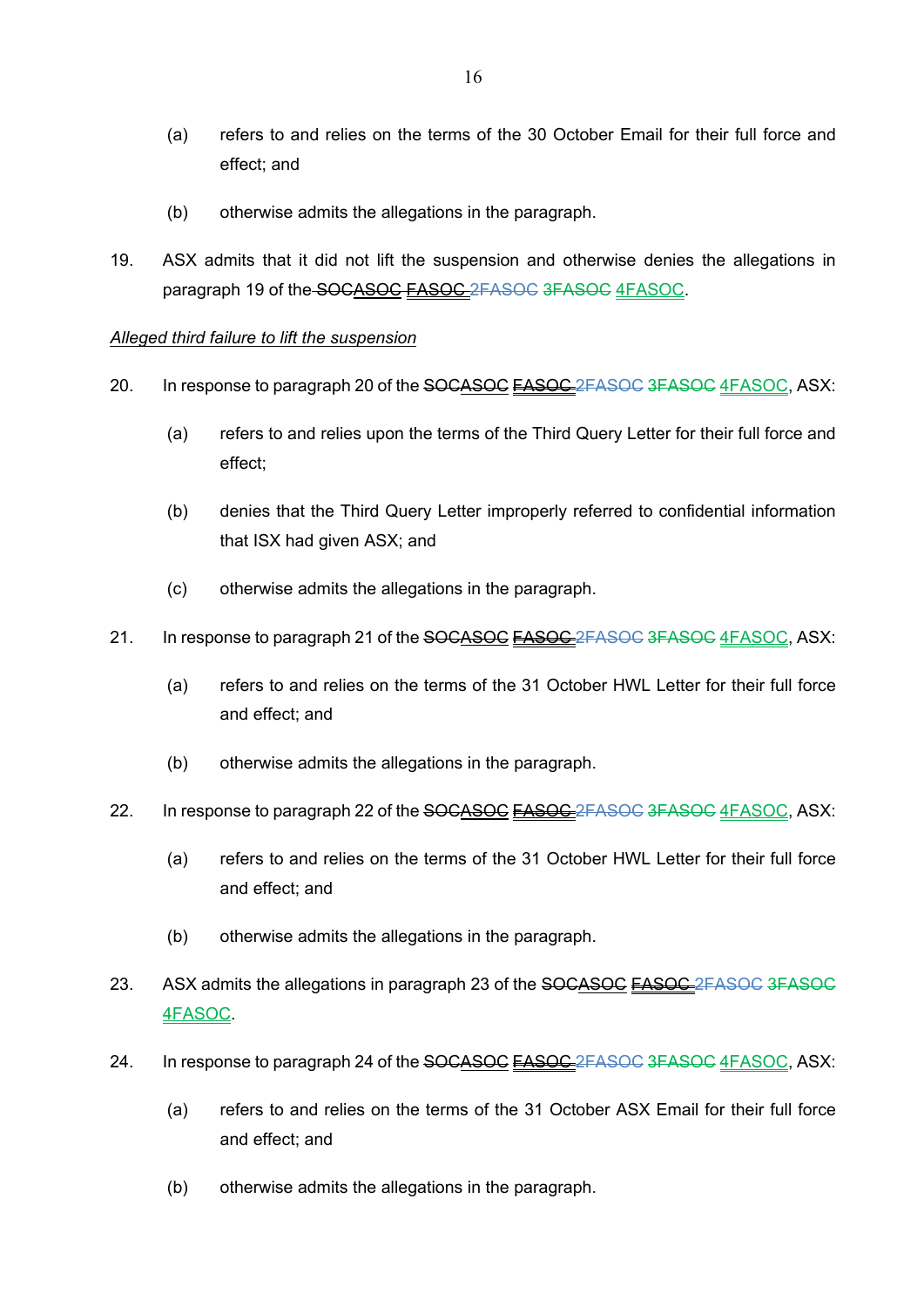(a) refers to and relies on the terms of the 30 October Email for their full force and effect; and

(b) otherwise admits the allegations in the paragraph.

19. ASX admits that it did not lift the suspension and otherwise denies the allegations in paragraph 19 of the ~~SOCASOC~~ ~~FASOC~~ ~~2FASOC~~ ~~3FASOC~~ 4FASOC.

*Alleged third failure to lift the suspension*

20. In response to paragraph 20 of the ~~SOCASOC~~ ~~FASOC~~ ~~2FASOC~~ ~~3FASOC~~ 4FASOC, ASX:

(a) refers to and relies upon the terms of the Third Query Letter for their full force and effect;

(b) denies that the Third Query Letter improperly referred to confidential information that ISX had given ASX; and

(c) otherwise admits the allegations in the paragraph.

21. In response to paragraph 21 of the ~~SOCASOC~~ ~~FASOC~~ ~~2FASOC~~ ~~3FASOC~~ 4FASOC, ASX:

(a) refers to and relies on the terms of the 31 October HWL Letter for their full force and effect; and

(b) otherwise admits the allegations in the paragraph.

22. In response to paragraph 22 of the ~~SOCASOC~~ ~~FASOC~~ ~~2FASOC~~ ~~3FASOC~~ 4FASOC, ASX:

(a) refers to and relies on the terms of the 31 October HWL Letter for their full force and effect; and

(b) otherwise admits the allegations in the paragraph.

23. ASX admits the allegations in paragraph 23 of the ~~SOCASOC~~ ~~FASOC~~ ~~2FASOC~~ ~~3FASOC~~ 4FASOC.

24. In response to paragraph 24 of the ~~SOCASOC~~ ~~FASOC~~ ~~2FASOC~~ ~~3FASOC~~ 4FASOC, ASX:

(a) refers to and relies on the terms of the 31 October ASX Email for their full force and effect; and

(b) otherwise admits the allegations in the paragraph.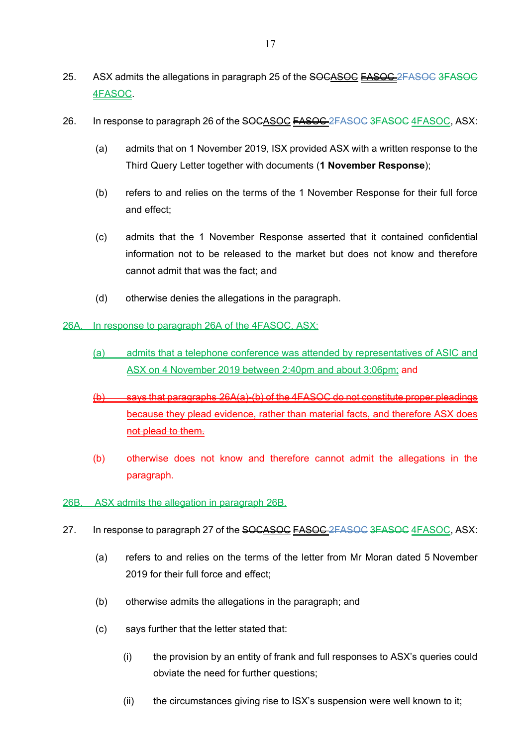25. ASX admits the allegations in paragraph 25 of the ~~SOC~~ASOC ~~FASOC~~ ~~2FASOC~~ ~~3FASOC~~ 4FASOC.

26. In response to paragraph 26 of the ~~SOC~~ASOC ~~FASOC~~ ~~2FASOC~~ ~~3FASOC~~ 4FASOC, ASX:

    (a) admits that on 1 November 2019, ISX provided ASX with a written response to the Third Query Letter together with documents (**1 November Response**);

    (b) refers to and relies on the terms of the 1 November Response for their full force and effect;

    (c) admits that the 1 November Response asserted that it contained confidential information not to be released to the market but does not know and therefore cannot admit that was the fact; and

    (d) otherwise denies the allegations in the paragraph.

26A. In response to paragraph 26A of the 4FASOC, ASX:

    (a) admits that a telephone conference was attended by representatives of ASIC and ASX on 4 November 2019 between 2:40pm and about 3:06pm; and

    ~~(b) says that paragraphs 26A(a)-(b) of the 4FASOC do not constitute proper pleadings because they plead evidence, rather than material facts, and therefore ASX does not plead to them.~~

    (b) otherwise does not know and therefore cannot admit the allegations in the paragraph.

26B. ASX admits the allegation in paragraph 26B.

27. In response to paragraph 27 of the ~~SOC~~ASOC ~~FASOC~~ ~~2FASOC~~ ~~3FASOC~~ 4FASOC, ASX:

    (a) refers to and relies on the terms of the letter from Mr Moran dated 5 November 2019 for their full force and effect;

    (b) otherwise admits the allegations in the paragraph; and

    (c) says further that the letter stated that:

        (i) the provision by an entity of frank and full responses to ASX's queries could obviate the need for further questions;

        (ii) the circumstances giving rise to ISX's suspension were well known to it;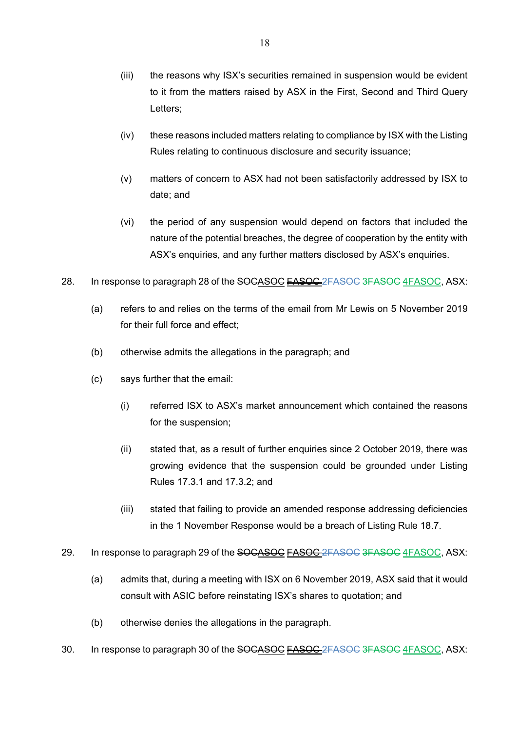(iii) the reasons why ISX's securities remained in suspension would be evident to it from the matters raised by ASX in the First, Second and Third Query Letters;

(iv) these reasons included matters relating to compliance by ISX with the Listing Rules relating to continuous disclosure and security issuance;

(v) matters of concern to ASX had not been satisfactorily addressed by ISX to date; and

(vi) the period of any suspension would depend on factors that included the nature of the potential breaches, the degree of cooperation by the entity with ASX's enquiries, and any further matters disclosed by ASX's enquiries.

28. In response to paragraph 28 of the ~~SOC~~ASOC ~~FASOC~~ ~~2FASOC~~ ~~3FASOC~~ 4FASOC, ASX:

(a) refers to and relies on the terms of the email from Mr Lewis on 5 November 2019 for their full force and effect;

(b) otherwise admits the allegations in the paragraph; and

(c) says further that the email:

(i) referred ISX to ASX's market announcement which contained the reasons for the suspension;

(ii) stated that, as a result of further enquiries since 2 October 2019, there was growing evidence that the suspension could be grounded under Listing Rules 17.3.1 and 17.3.2; and

(iii) stated that failing to provide an amended response addressing deficiencies in the 1 November Response would be a breach of Listing Rule 18.7.

29. In response to paragraph 29 of the ~~SOC~~ASOC ~~FASOC~~ ~~2FASOC~~ ~~3FASOC~~ 4FASOC, ASX:

(a) admits that, during a meeting with ISX on 6 November 2019, ASX said that it would consult with ASIC before reinstating ISX's shares to quotation; and

(b) otherwise denies the allegations in the paragraph.

30. In response to paragraph 30 of the ~~SOC~~ASOC ~~FASOC~~ ~~2FASOC~~ ~~3FASOC~~ 4FASOC, ASX: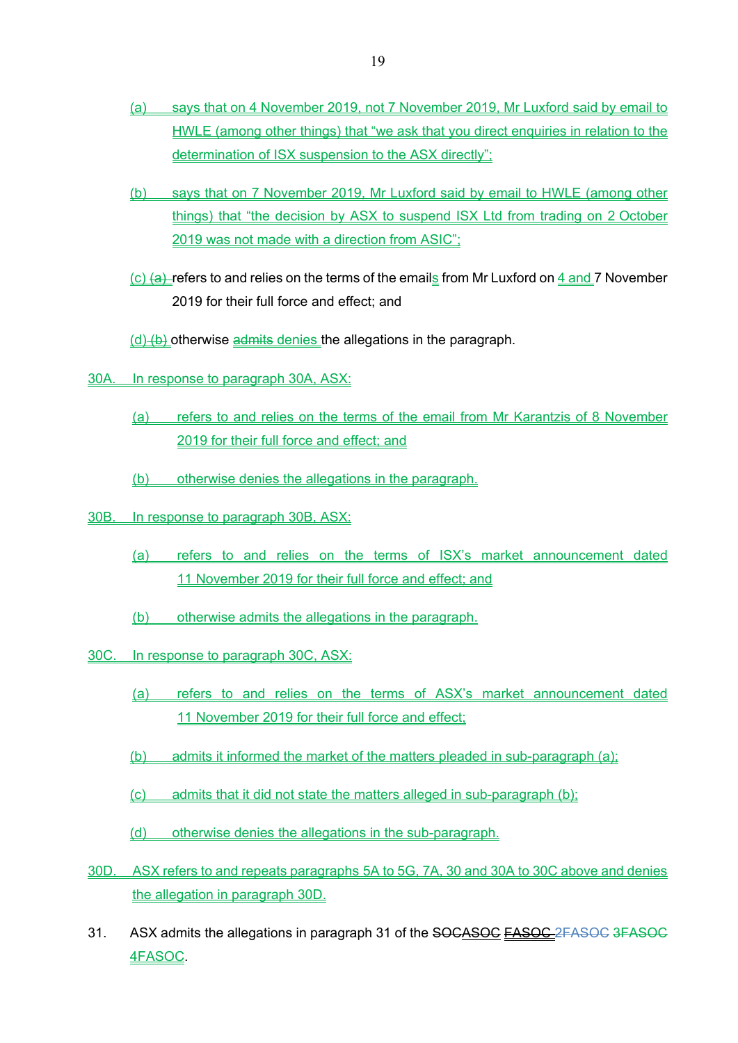(a) says that on 4 November 2019, not 7 November 2019, Mr Luxford said by email to HWLE (among other things) that "we ask that you direct enquiries in relation to the determination of ISX suspension to the ASX directly";

(b) says that on 7 November 2019, Mr Luxford said by email to HWLE (among other things) that "the decision by ASX to suspend ISX Ltd from trading on 2 October 2019 was not made with a direction from ASIC";

(c) ~~(a)~~ refers to and relies on the terms of the emails from Mr Luxford on 4 and 7 November 2019 for their full force and effect; and

(d) ~~(b)~~ otherwise ~~admits~~ denies the allegations in the paragraph.

30A. In response to paragraph 30A, ASX:

(a) refers to and relies on the terms of the email from Mr Karantzis of 8 November 2019 for their full force and effect; and

(b) otherwise denies the allegations in the paragraph.

30B. In response to paragraph 30B, ASX:

(a) refers to and relies on the terms of ISX's market announcement dated 11 November 2019 for their full force and effect; and

(b) otherwise admits the allegations in the paragraph.

30C. In response to paragraph 30C, ASX:

(a) refers to and relies on the terms of ASX's market announcement dated 11 November 2019 for their full force and effect;

(b) admits it informed the market of the matters pleaded in sub-paragraph (a);

(c) admits that it did not state the matters alleged in sub-paragraph (b);

(d) otherwise denies the allegations in the sub-paragraph.

30D. ASX refers to and repeats paragraphs 5A to 5G, 7A, 30 and 30A to 30C above and denies the allegation in paragraph 30D.

31. ASX admits the allegations in paragraph 31 of the ~~SOC~~ASOC ~~FASOC~~ ~~2FASOC~~ ~~3FASOC~~ 4FASOC.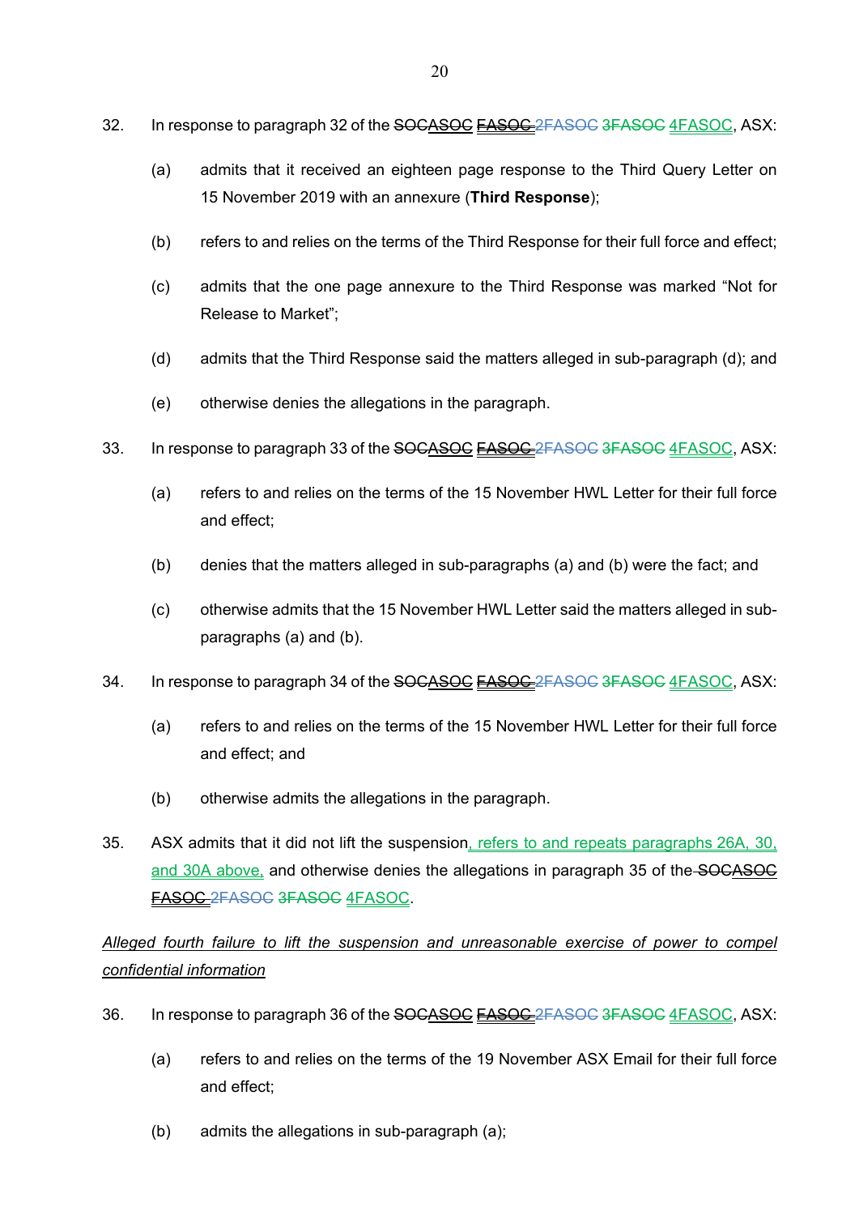32. In response to paragraph 32 of the ~~SOC~~<u>ASOC</u> ~~FASOC~~ ~~2FASOC~~ ~~3FASOC~~ <u>4FASOC</u>, ASX:

    (a) admits that it received an eighteen page response to the Third Query Letter on 15 November 2019 with an annexure (**Third Response**);

    (b) refers to and relies on the terms of the Third Response for their full force and effect;

    (c) admits that the one page annexure to the Third Response was marked "Not for Release to Market";

    (d) admits that the Third Response said the matters alleged in sub-paragraph (d); and

    (e) otherwise denies the allegations in the paragraph.

33. In response to paragraph 33 of the ~~SOC~~<u>ASOC</u> ~~FASOC~~ ~~2FASOC~~ ~~3FASOC~~ <u>4FASOC</u>, ASX:

    (a) refers to and relies on the terms of the 15 November HWL Letter for their full force and effect;

    (b) denies that the matters alleged in sub-paragraphs (a) and (b) were the fact; and

    (c) otherwise admits that the 15 November HWL Letter said the matters alleged in sub-paragraphs (a) and (b).

34. In response to paragraph 34 of the ~~SOC~~<u>ASOC</u> ~~FASOC~~ ~~2FASOC~~ ~~3FASOC~~ <u>4FASOC</u>, ASX:

    (a) refers to and relies on the terms of the 15 November HWL Letter for their full force and effect; and

    (b) otherwise admits the allegations in the paragraph.

35. ASX admits that it did not lift the suspension<u>, refers to and repeats paragraphs 26A, 30, and 30A above,</u> and otherwise denies the allegations in paragraph 35 of the ~~SOC~~<u>ASOC</u> ~~FASOC~~ ~~2FASOC~~ ~~3FASOC~~ <u>4FASOC</u>.

<u>*Alleged fourth failure to lift the suspension and unreasonable exercise of power to compel confidential information*</u>

36. In response to paragraph 36 of the ~~SOC~~<u>ASOC</u> ~~FASOC~~ ~~2FASOC~~ ~~3FASOC~~ <u>4FASOC</u>, ASX:

    (a) refers to and relies on the terms of the 19 November ASX Email for their full force and effect;

    (b) admits the allegations in sub-paragraph (a);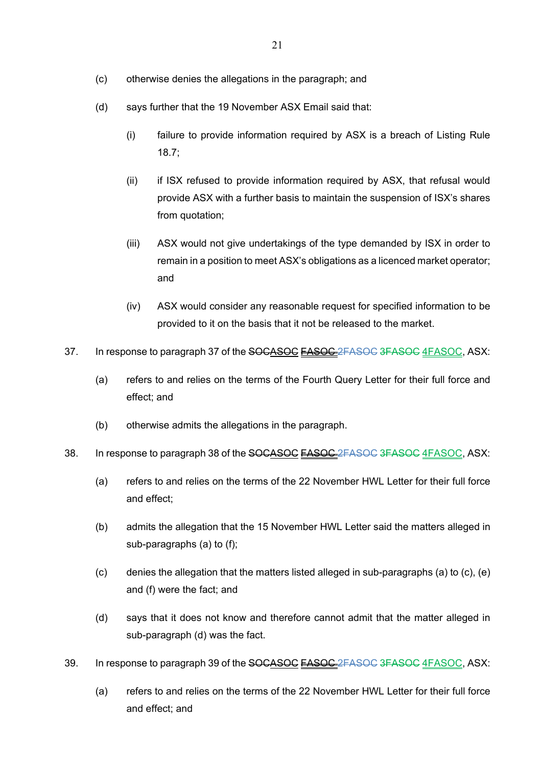(c) otherwise denies the allegations in the paragraph; and

(d) says further that the 19 November ASX Email said that:

  (i) failure to provide information required by ASX is a breach of Listing Rule 18.7;

  (ii) if ISX refused to provide information required by ASX, that refusal would provide ASX with a further basis to maintain the suspension of ISX's shares from quotation;

  (iii) ASX would not give undertakings of the type demanded by ISX in order to remain in a position to meet ASX's obligations as a licenced market operator; and

  (iv) ASX would consider any reasonable request for specified information to be provided to it on the basis that it not be released to the market.

37. In response to paragraph 37 of the ~~SOC~~ASOC ~~FASOC~~ ~~2FASOC~~ ~~3FASOC~~ 4FASOC, ASX:

  (a) refers to and relies on the terms of the Fourth Query Letter for their full force and effect; and

  (b) otherwise admits the allegations in the paragraph.

38. In response to paragraph 38 of the ~~SOC~~ASOC ~~FASOC~~ ~~2FASOC~~ ~~3FASOC~~ 4FASOC, ASX:

  (a) refers to and relies on the terms of the 22 November HWL Letter for their full force and effect;

  (b) admits the allegation that the 15 November HWL Letter said the matters alleged in sub-paragraphs (a) to (f);

  (c) denies the allegation that the matters listed alleged in sub-paragraphs (a) to (c), (e) and (f) were the fact; and

  (d) says that it does not know and therefore cannot admit that the matter alleged in sub-paragraph (d) was the fact.

39. In response to paragraph 39 of the ~~SOC~~ASOC ~~FASOC~~ ~~2FASOC~~ ~~3FASOC~~ 4FASOC, ASX:

  (a) refers to and relies on the terms of the 22 November HWL Letter for their full force and effect; and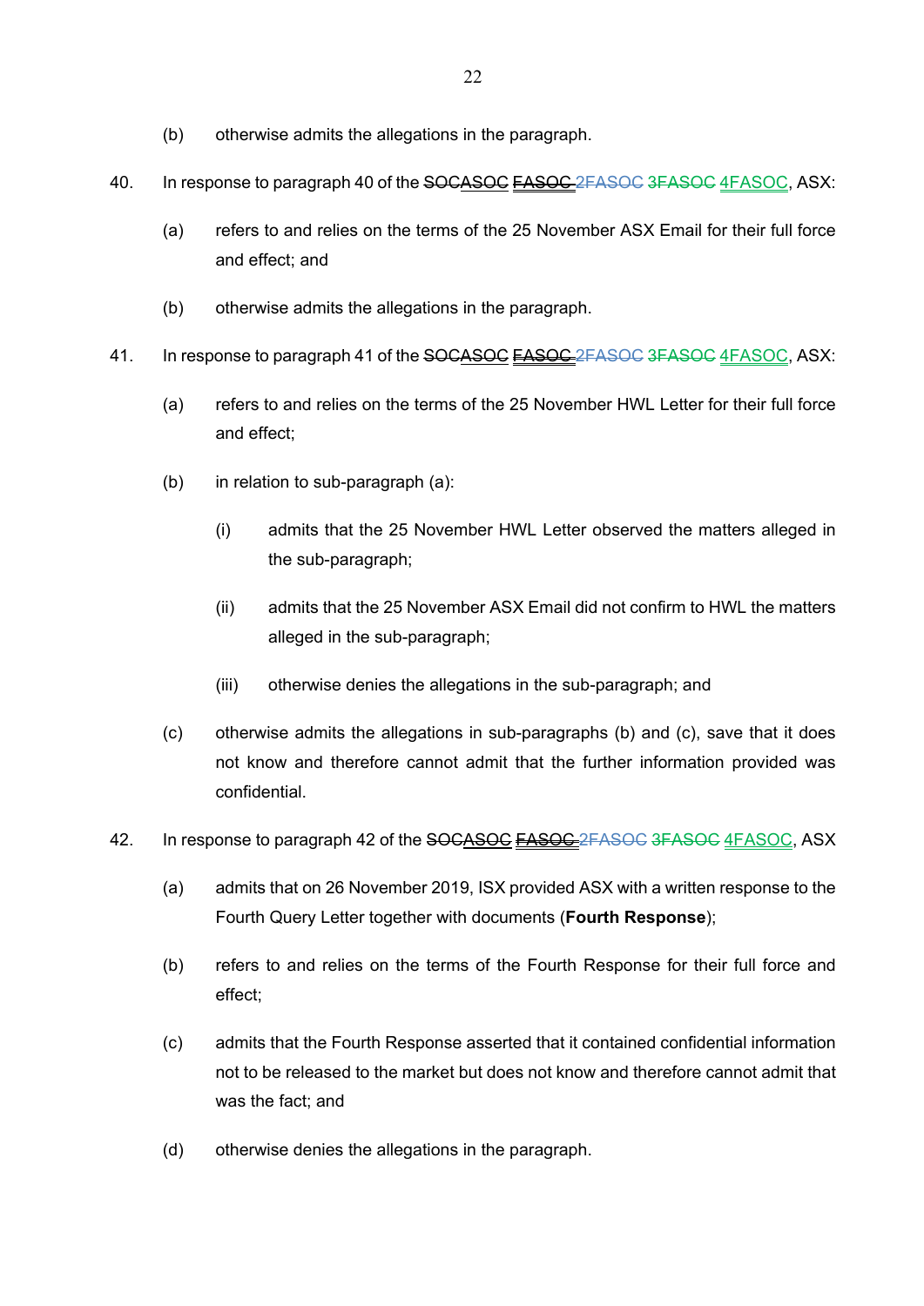(b) otherwise admits the allegations in the paragraph.

40. In response to paragraph 40 of the ~~SOC~~ASOC ~~FASOC~~ ~~2FASOC~~ ~~3FASOC~~ 4FASOC, ASX:

(a) refers to and relies on the terms of the 25 November ASX Email for their full force and effect; and

(b) otherwise admits the allegations in the paragraph.

41. In response to paragraph 41 of the ~~SOC~~ASOC ~~FASOC~~ ~~2FASOC~~ ~~3FASOC~~ 4FASOC, ASX:

(a) refers to and relies on the terms of the 25 November HWL Letter for their full force and effect;

(b) in relation to sub-paragraph (a):

(i) admits that the 25 November HWL Letter observed the matters alleged in the sub-paragraph;

(ii) admits that the 25 November ASX Email did not confirm to HWL the matters alleged in the sub-paragraph;

(iii) otherwise denies the allegations in the sub-paragraph; and

(c) otherwise admits the allegations in sub-paragraphs (b) and (c), save that it does not know and therefore cannot admit that the further information provided was confidential.

42. In response to paragraph 42 of the ~~SOC~~ASOC ~~FASOC~~ ~~2FASOC~~ ~~3FASOC~~ 4FASOC, ASX

(a) admits that on 26 November 2019, ISX provided ASX with a written response to the Fourth Query Letter together with documents (**Fourth Response**);

(b) refers to and relies on the terms of the Fourth Response for their full force and effect;

(c) admits that the Fourth Response asserted that it contained confidential information not to be released to the market but does not know and therefore cannot admit that was the fact; and

(d) otherwise denies the allegations in the paragraph.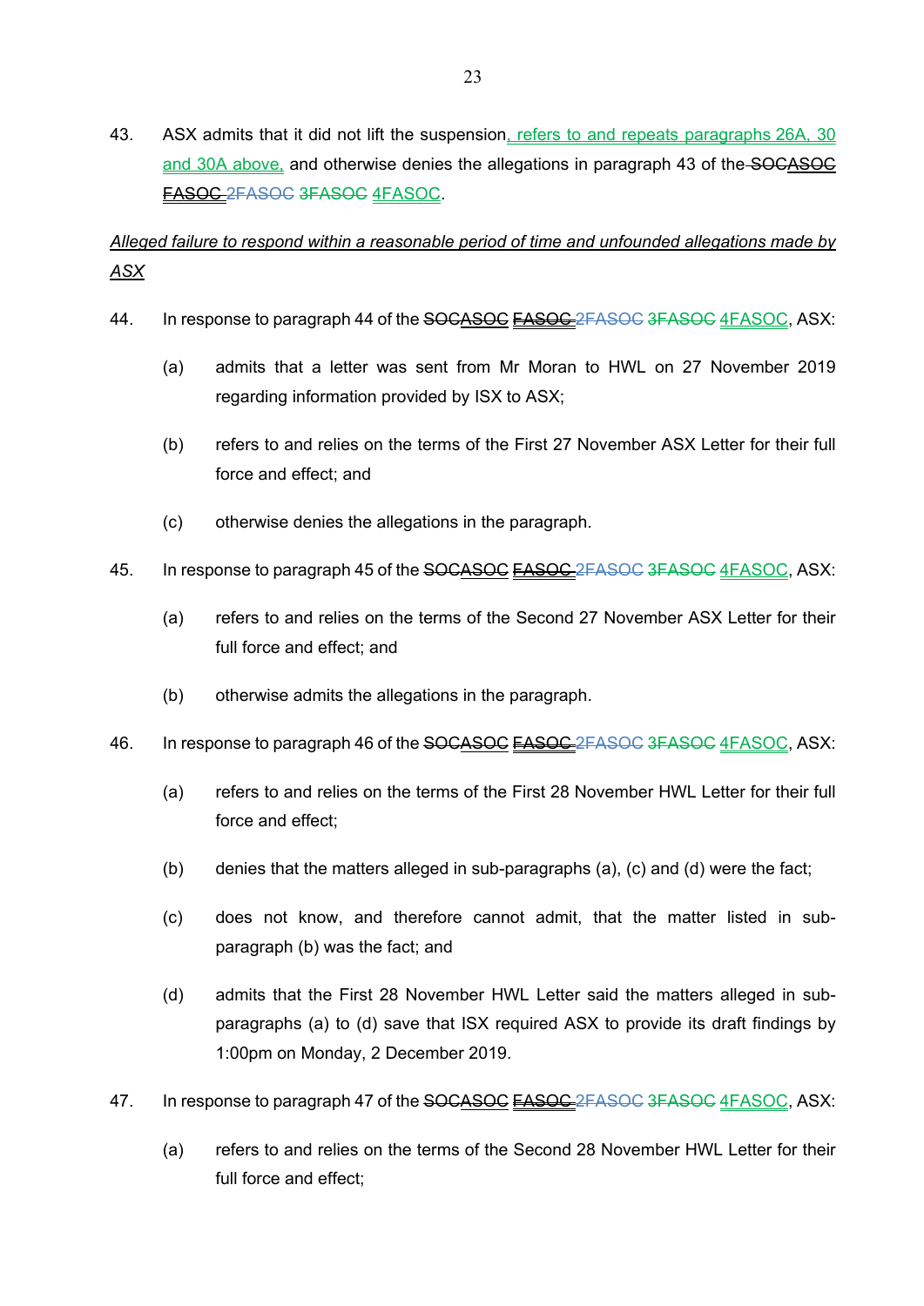43. ASX admits that it did not lift the suspension, refers to and repeats paragraphs 26A, 30 and 30A above, and otherwise denies the allegations in paragraph 43 of the ~~SOC~~ASOC ~~FASOC~~ ~~2FASOC~~ ~~3FASOC~~ 4FASOC.

*Alleged failure to respond within a reasonable period of time and unfounded allegations made by ASX*

44. In response to paragraph 44 of the ~~SOC~~ASOC ~~FASOC~~ ~~2FASOC~~ ~~3FASOC~~ 4FASOC, ASX:

    (a) admits that a letter was sent from Mr Moran to HWL on 27 November 2019 regarding information provided by ISX to ASX;

    (b) refers to and relies on the terms of the First 27 November ASX Letter for their full force and effect; and

    (c) otherwise denies the allegations in the paragraph.

45. In response to paragraph 45 of the ~~SOC~~ASOC ~~FASOC~~ ~~2FASOC~~ ~~3FASOC~~ 4FASOC, ASX:

    (a) refers to and relies on the terms of the Second 27 November ASX Letter for their full force and effect; and

    (b) otherwise admits the allegations in the paragraph.

46. In response to paragraph 46 of the ~~SOC~~ASOC ~~FASOC~~ ~~2FASOC~~ ~~3FASOC~~ 4FASOC, ASX:

    (a) refers to and relies on the terms of the First 28 November HWL Letter for their full force and effect;

    (b) denies that the matters alleged in sub-paragraphs (a), (c) and (d) were the fact;

    (c) does not know, and therefore cannot admit, that the matter listed in sub-paragraph (b) was the fact; and

    (d) admits that the First 28 November HWL Letter said the matters alleged in sub-paragraphs (a) to (d) save that ISX required ASX to provide its draft findings by 1:00pm on Monday, 2 December 2019.

47. In response to paragraph 47 of the ~~SOC~~ASOC ~~FASOC~~ ~~2FASOC~~ ~~3FASOC~~ 4FASOC, ASX:

    (a) refers to and relies on the terms of the Second 28 November HWL Letter for their full force and effect;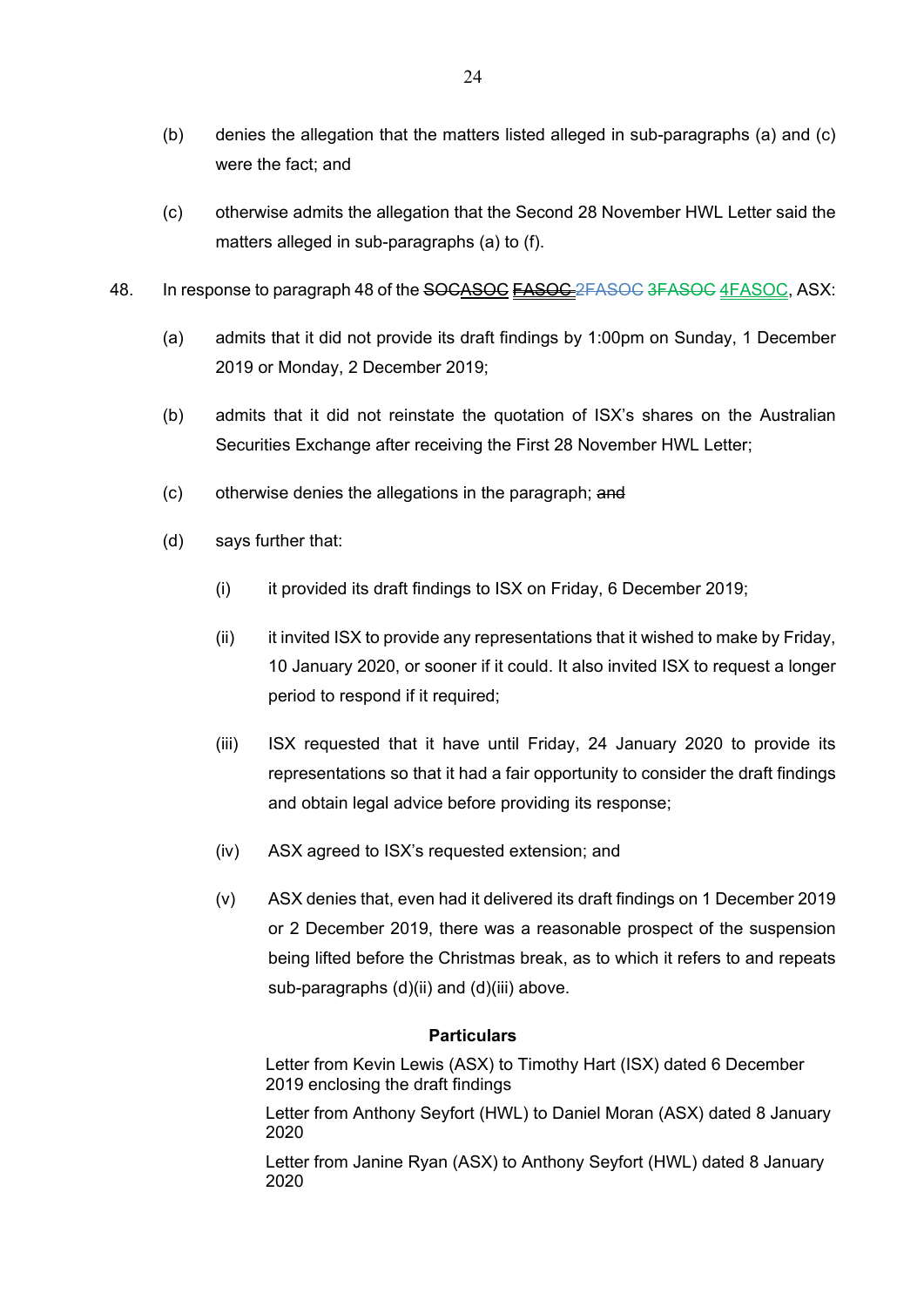(b) denies the allegation that the matters listed alleged in sub-paragraphs (a) and (c) were the fact; and

(c) otherwise admits the allegation that the Second 28 November HWL Letter said the matters alleged in sub-paragraphs (a) to (f).

48. In response to paragraph 48 of the ~~SOC~~<u>ASOC</u> ~~<u>FASOC</u>~~ ~~2FASOC~~ ~~3FASOC~~ <u>4FASOC</u>, ASX:

(a) admits that it did not provide its draft findings by 1:00pm on Sunday, 1 December 2019 or Monday, 2 December 2019;

(b) admits that it did not reinstate the quotation of ISX's shares on the Australian Securities Exchange after receiving the First 28 November HWL Letter;

(c) otherwise denies the allegations in the paragraph; ~~and~~

(d) says further that:

(i) it provided its draft findings to ISX on Friday, 6 December 2019;

(ii) it invited ISX to provide any representations that it wished to make by Friday, 10 January 2020, or sooner if it could. It also invited ISX to request a longer period to respond if it required;

(iii) ISX requested that it have until Friday, 24 January 2020 to provide its representations so that it had a fair opportunity to consider the draft findings and obtain legal advice before providing its response;

(iv) ASX agreed to ISX's requested extension; and

(v) ASX denies that, even had it delivered its draft findings on 1 December 2019 or 2 December 2019, there was a reasonable prospect of the suspension being lifted before the Christmas break, as to which it refers to and repeats sub-paragraphs (d)(ii) and (d)(iii) above.

**Particulars**

Letter from Kevin Lewis (ASX) to Timothy Hart (ISX) dated 6 December 2019 enclosing the draft findings

Letter from Anthony Seyfort (HWL) to Daniel Moran (ASX) dated 8 January 2020

Letter from Janine Ryan (ASX) to Anthony Seyfort (HWL) dated 8 January 2020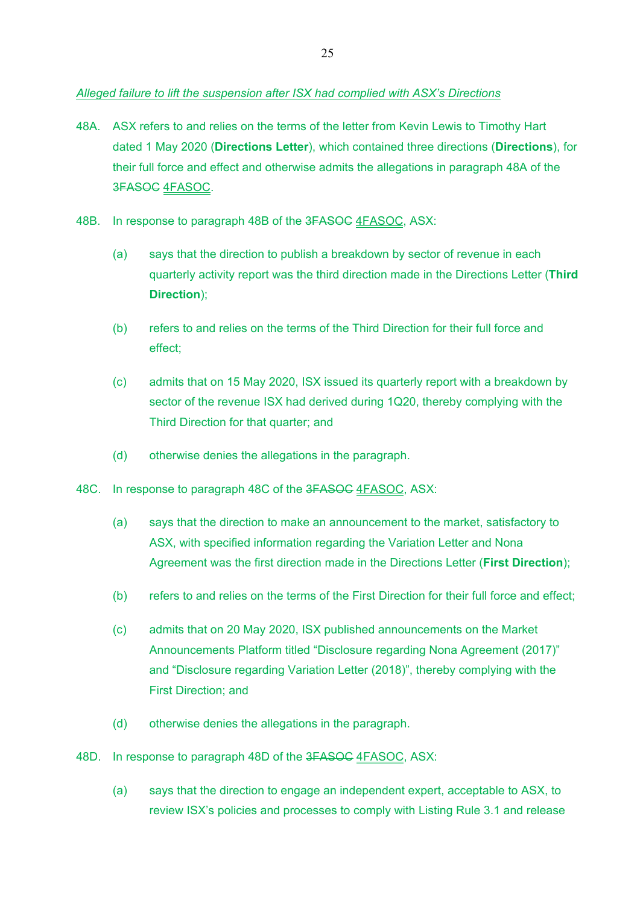*Alleged failure to lift the suspension after ISX had complied with ASX's Directions*

48A. ASX refers to and relies on the terms of the letter from Kevin Lewis to Timothy Hart dated 1 May 2020 (**Directions Letter**), which contained three directions (**Directions**), for their full force and effect and otherwise admits the allegations in paragraph 48A of the ~~3FASOC~~ 4FASOC.

48B. In response to paragraph 48B of the ~~3FASOC~~ 4FASOC, ASX:

(a) says that the direction to publish a breakdown by sector of revenue in each quarterly activity report was the third direction made in the Directions Letter (**Third Direction**);

(b) refers to and relies on the terms of the Third Direction for their full force and effect;

(c) admits that on 15 May 2020, ISX issued its quarterly report with a breakdown by sector of the revenue ISX had derived during 1Q20, thereby complying with the Third Direction for that quarter; and

(d) otherwise denies the allegations in the paragraph.

48C. In response to paragraph 48C of the ~~3FASOC~~ 4FASOC, ASX:

(a) says that the direction to make an announcement to the market, satisfactory to ASX, with specified information regarding the Variation Letter and Nona Agreement was the first direction made in the Directions Letter (**First Direction**);

(b) refers to and relies on the terms of the First Direction for their full force and effect;

(c) admits that on 20 May 2020, ISX published announcements on the Market Announcements Platform titled "Disclosure regarding Nona Agreement (2017)" and "Disclosure regarding Variation Letter (2018)", thereby complying with the First Direction; and

(d) otherwise denies the allegations in the paragraph.

48D. In response to paragraph 48D of the ~~3FASOC~~ 4FASOC, ASX:

(a) says that the direction to engage an independent expert, acceptable to ASX, to review ISX's policies and processes to comply with Listing Rule 3.1 and release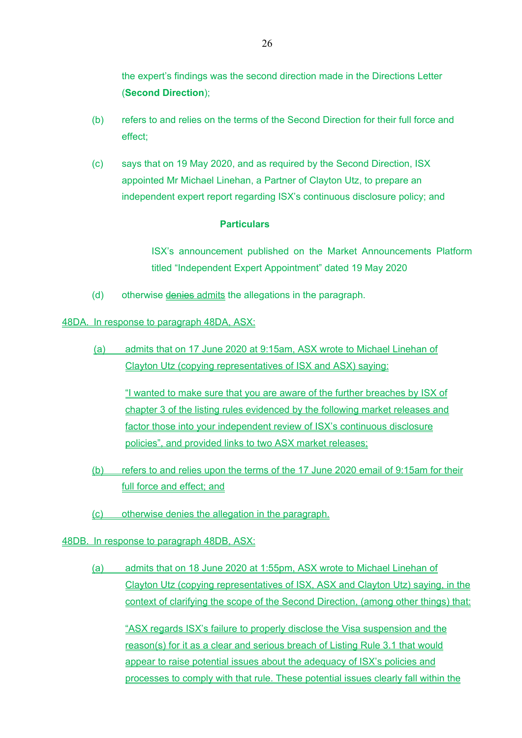the expert's findings was the second direction made in the Directions Letter (**Second Direction**);

(b) refers to and relies on the terms of the Second Direction for their full force and effect;

(c) says that on 19 May 2020, and as required by the Second Direction, ISX appointed Mr Michael Linehan, a Partner of Clayton Utz, to prepare an independent expert report regarding ISX's continuous disclosure policy; and

**Particulars**

ISX's announcement published on the Market Announcements Platform titled "Independent Expert Appointment" dated 19 May 2020

(d) otherwise ~~denies~~ admits the allegations in the paragraph.

48DA. In response to paragraph 48DA, ASX:

(a) admits that on 17 June 2020 at 9:15am, ASX wrote to Michael Linehan of Clayton Utz (copying representatives of ISX and ASX) saying:

"I wanted to make sure that you are aware of the further breaches by ISX of chapter 3 of the listing rules evidenced by the following market releases and factor those into your independent review of ISX's continuous disclosure policies", and provided links to two ASX market releases;

(b) refers to and relies upon the terms of the 17 June 2020 email of 9:15am for their full force and effect; and

(c) otherwise denies the allegation in the paragraph.

48DB. In response to paragraph 48DB, ASX:

(a) admits that on 18 June 2020 at 1:55pm, ASX wrote to Michael Linehan of Clayton Utz (copying representatives of ISX, ASX and Clayton Utz) saying, in the context of clarifying the scope of the Second Direction, (among other things) that:

"ASX regards ISX's failure to properly disclose the Visa suspension and the reason(s) for it as a clear and serious breach of Listing Rule 3.1 that would appear to raise potential issues about the adequacy of ISX's policies and processes to comply with that rule. These potential issues clearly fall within the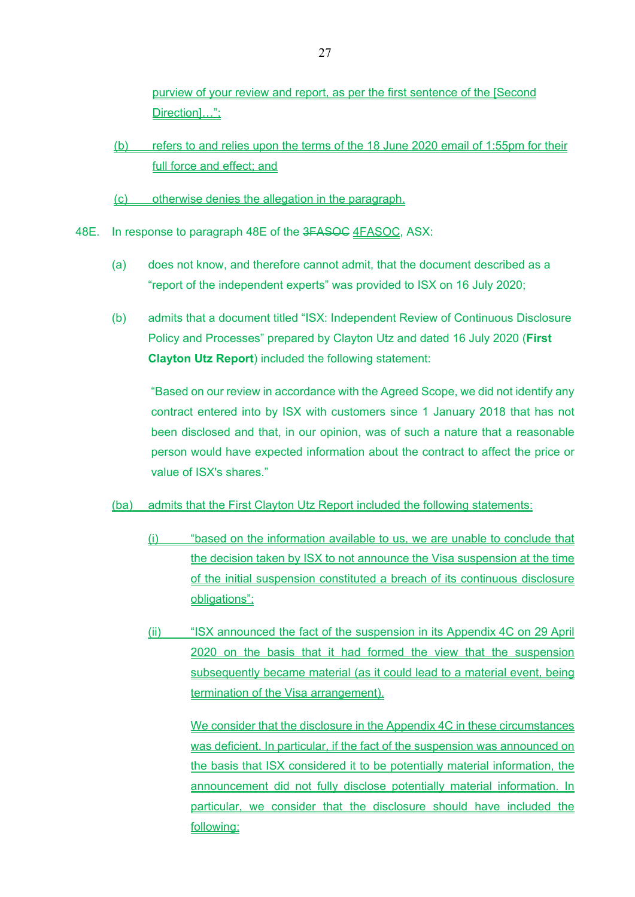purview of your review and report, as per the first sentence of the [Second Direction]…";

(b) refers to and relies upon the terms of the 18 June 2020 email of 1:55pm for their full force and effect; and

(c) otherwise denies the allegation in the paragraph.

48E. In response to paragraph 48E of the ~~3FASOC~~ 4FASOC, ASX:

(a) does not know, and therefore cannot admit, that the document described as a "report of the independent experts" was provided to ISX on 16 July 2020;

(b) admits that a document titled "ISX: Independent Review of Continuous Disclosure Policy and Processes" prepared by Clayton Utz and dated 16 July 2020 (**First Clayton Utz Report**) included the following statement:

> "Based on our review in accordance with the Agreed Scope, we did not identify any contract entered into by ISX with customers since 1 January 2018 that has not been disclosed and that, in our opinion, was of such a nature that a reasonable person would have expected information about the contract to affect the price or value of ISX's shares."

(ba) admits that the First Clayton Utz Report included the following statements:

(i) "based on the information available to us, we are unable to conclude that the decision taken by ISX to not announce the Visa suspension at the time of the initial suspension constituted a breach of its continuous disclosure obligations";

(ii) "ISX announced the fact of the suspension in its Appendix 4C on 29 April 2020 on the basis that it had formed the view that the suspension subsequently became material (as it could lead to a material event, being termination of the Visa arrangement).

We consider that the disclosure in the Appendix 4C in these circumstances was deficient. In particular, if the fact of the suspension was announced on the basis that ISX considered it to be potentially material information, the announcement did not fully disclose potentially material information. In particular, we consider that the disclosure should have included the following: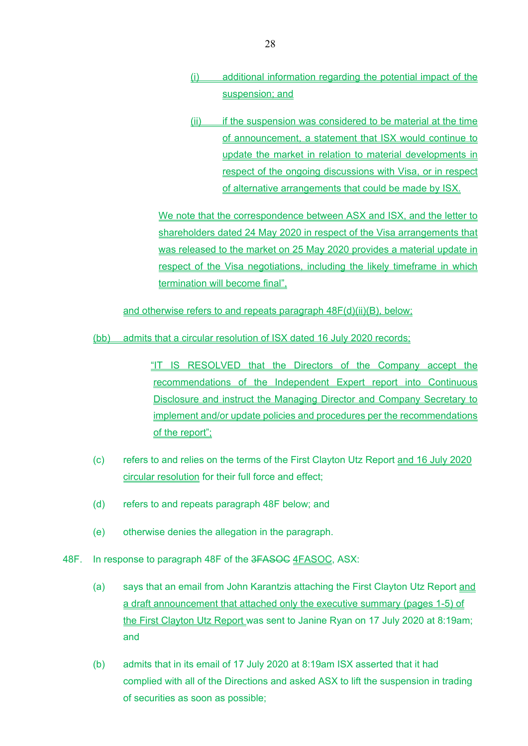(i) additional information regarding the potential impact of the suspension; and

(ii) if the suspension was considered to be material at the time of announcement, a statement that ISX would continue to update the market in relation to material developments in respect of the ongoing discussions with Visa, or in respect of alternative arrangements that could be made by ISX.

We note that the correspondence between ASX and ISX, and the letter to shareholders dated 24 May 2020 in respect of the Visa arrangements that was released to the market on 25 May 2020 provides a material update in respect of the Visa negotiations, including the likely timeframe in which termination will become final",

and otherwise refers to and repeats paragraph 48F(d)(ii)(B), below;

(bb) admits that a circular resolution of ISX dated 16 July 2020 records;

> "IT IS RESOLVED that the Directors of the Company accept the recommendations of the Independent Expert report into Continuous Disclosure and instruct the Managing Director and Company Secretary to implement and/or update policies and procedures per the recommendations of the report";

(c) refers to and relies on the terms of the First Clayton Utz Report and 16 July 2020 circular resolution for their full force and effect;

(d) refers to and repeats paragraph 48F below; and

(e) otherwise denies the allegation in the paragraph.

48F. In response to paragraph 48F of the ~~3FASOC~~ 4FASOC, ASX:

(a) says that an email from John Karantzis attaching the First Clayton Utz Report and a draft announcement that attached only the executive summary (pages 1-5) of the First Clayton Utz Report was sent to Janine Ryan on 17 July 2020 at 8:19am; and

(b) admits that in its email of 17 July 2020 at 8:19am ISX asserted that it had complied with all of the Directions and asked ASX to lift the suspension in trading of securities as soon as possible;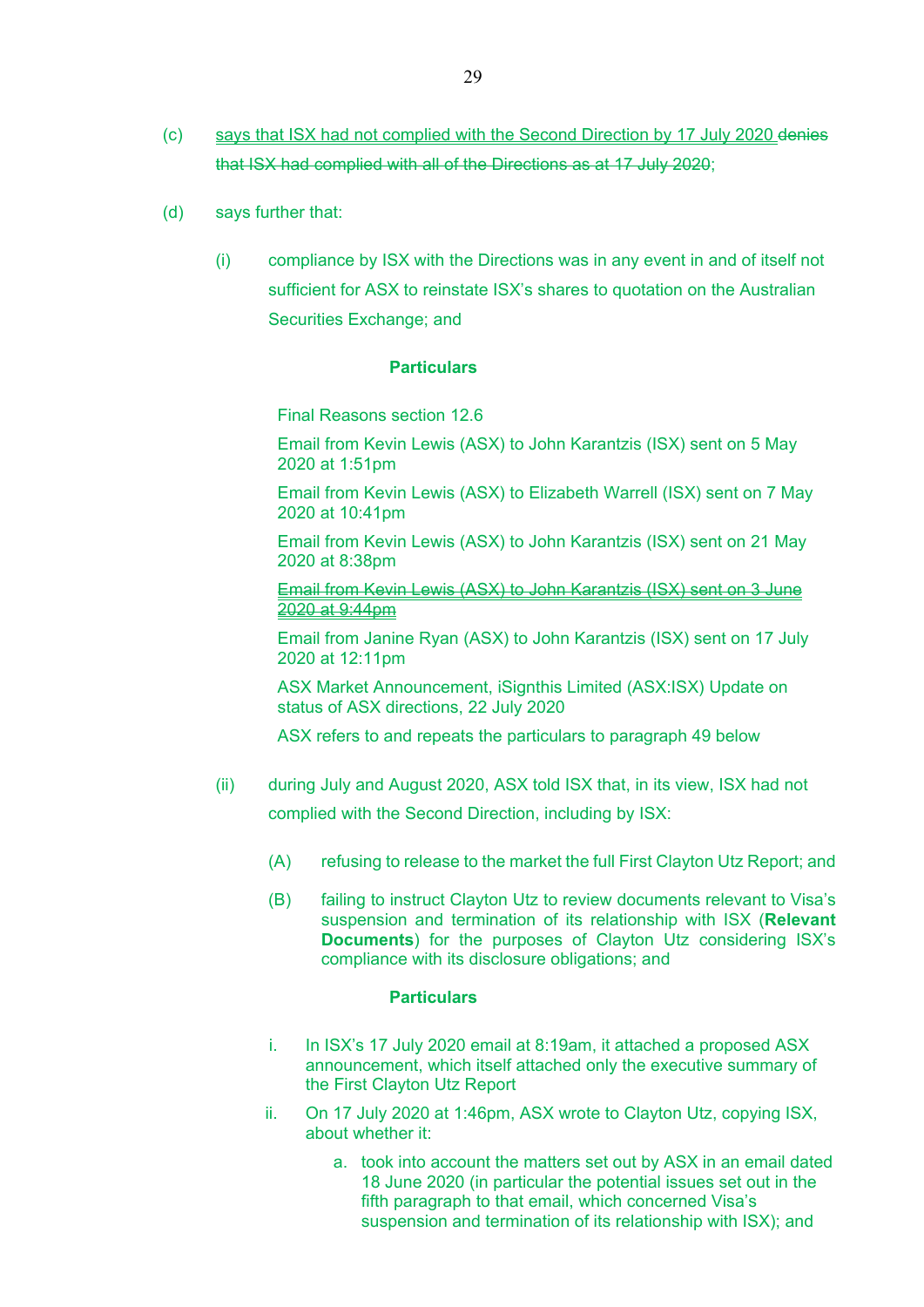(c) <u>says that ISX had not complied with the Second Direction by 17 July 2020</u> ~~denies that ISX had complied with all of the Directions as at 17 July 2020~~;

(d) says further that:

(i) compliance by ISX with the Directions was in any event in and of itself not sufficient for ASX to reinstate ISX's shares to quotation on the Australian Securities Exchange; and

**Particulars**

Final Reasons section 12.6

Email from Kevin Lewis (ASX) to John Karantzis (ISX) sent on 5 May 2020 at 1:51pm

Email from Kevin Lewis (ASX) to Elizabeth Warrell (ISX) sent on 7 May 2020 at 10:41pm

Email from Kevin Lewis (ASX) to John Karantzis (ISX) sent on 21 May 2020 at 8:38pm

~~Email from Kevin Lewis (ASX) to John Karantzis (ISX) sent on 3 June 2020 at 9:44pm~~

Email from Janine Ryan (ASX) to John Karantzis (ISX) sent on 17 July 2020 at 12:11pm

ASX Market Announcement, iSignthis Limited (ASX:ISX) Update on status of ASX directions, 22 July 2020

ASX refers to and repeats the particulars to paragraph 49 below

(ii) during July and August 2020, ASX told ISX that, in its view, ISX had not complied with the Second Direction, including by ISX:

(A) refusing to release to the market the full First Clayton Utz Report; and

(B) failing to instruct Clayton Utz to review documents relevant to Visa's suspension and termination of its relationship with ISX (**Relevant Documents**) for the purposes of Clayton Utz considering ISX's compliance with its disclosure obligations; and

**Particulars**

i. In ISX's 17 July 2020 email at 8:19am, it attached a proposed ASX announcement, which itself attached only the executive summary of the First Clayton Utz Report

ii. On 17 July 2020 at 1:46pm, ASX wrote to Clayton Utz, copying ISX, about whether it:

a. took into account the matters set out by ASX in an email dated 18 June 2020 (in particular the potential issues set out in the fifth paragraph to that email, which concerned Visa's suspension and termination of its relationship with ISX); and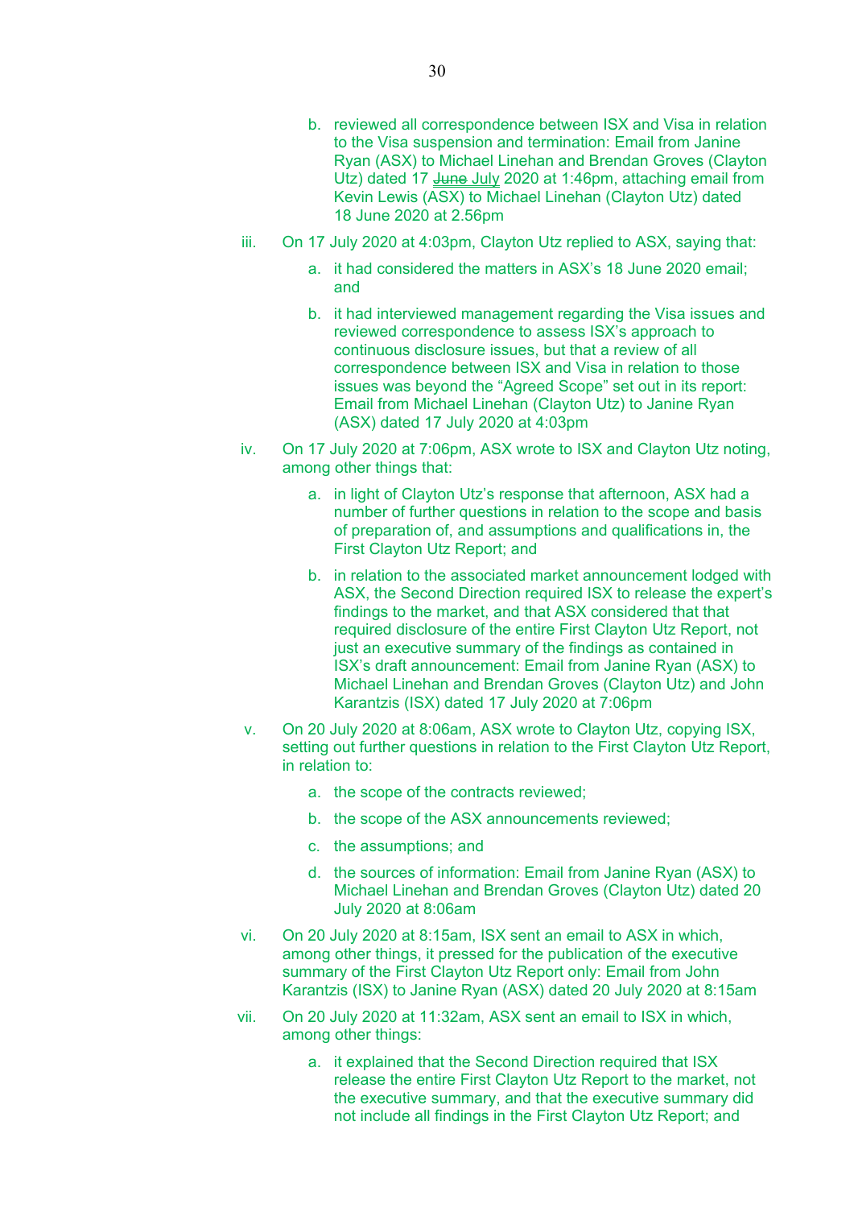b. reviewed all correspondence between ISX and Visa in relation to the Visa suspension and termination: Email from Janine Ryan (ASX) to Michael Linehan and Brendan Groves (Clayton Utz) dated 17 ~~June~~ July 2020 at 1:46pm, attaching email from Kevin Lewis (ASX) to Michael Linehan (Clayton Utz) dated 18 June 2020 at 2.56pm

iii. On 17 July 2020 at 4:03pm, Clayton Utz replied to ASX, saying that:

a. it had considered the matters in ASX's 18 June 2020 email; and

b. it had interviewed management regarding the Visa issues and reviewed correspondence to assess ISX's approach to continuous disclosure issues, but that a review of all correspondence between ISX and Visa in relation to those issues was beyond the "Agreed Scope" set out in its report: Email from Michael Linehan (Clayton Utz) to Janine Ryan (ASX) dated 17 July 2020 at 4:03pm

iv. On 17 July 2020 at 7:06pm, ASX wrote to ISX and Clayton Utz noting, among other things that:

a. in light of Clayton Utz's response that afternoon, ASX had a number of further questions in relation to the scope and basis of preparation of, and assumptions and qualifications in, the First Clayton Utz Report; and

b. in relation to the associated market announcement lodged with ASX, the Second Direction required ISX to release the expert's findings to the market, and that ASX considered that that required disclosure of the entire First Clayton Utz Report, not just an executive summary of the findings as contained in ISX's draft announcement: Email from Janine Ryan (ASX) to Michael Linehan and Brendan Groves (Clayton Utz) and John Karantzis (ISX) dated 17 July 2020 at 7:06pm

v. On 20 July 2020 at 8:06am, ASX wrote to Clayton Utz, copying ISX, setting out further questions in relation to the First Clayton Utz Report, in relation to:

a. the scope of the contracts reviewed;

b. the scope of the ASX announcements reviewed;

c. the assumptions; and

d. the sources of information: Email from Janine Ryan (ASX) to Michael Linehan and Brendan Groves (Clayton Utz) dated 20 July 2020 at 8:06am

vi. On 20 July 2020 at 8:15am, ISX sent an email to ASX in which, among other things, it pressed for the publication of the executive summary of the First Clayton Utz Report only: Email from John Karantzis (ISX) to Janine Ryan (ASX) dated 20 July 2020 at 8:15am

vii. On 20 July 2020 at 11:32am, ASX sent an email to ISX in which, among other things:

a. it explained that the Second Direction required that ISX release the entire First Clayton Utz Report to the market, not the executive summary, and that the executive summary did not include all findings in the First Clayton Utz Report; and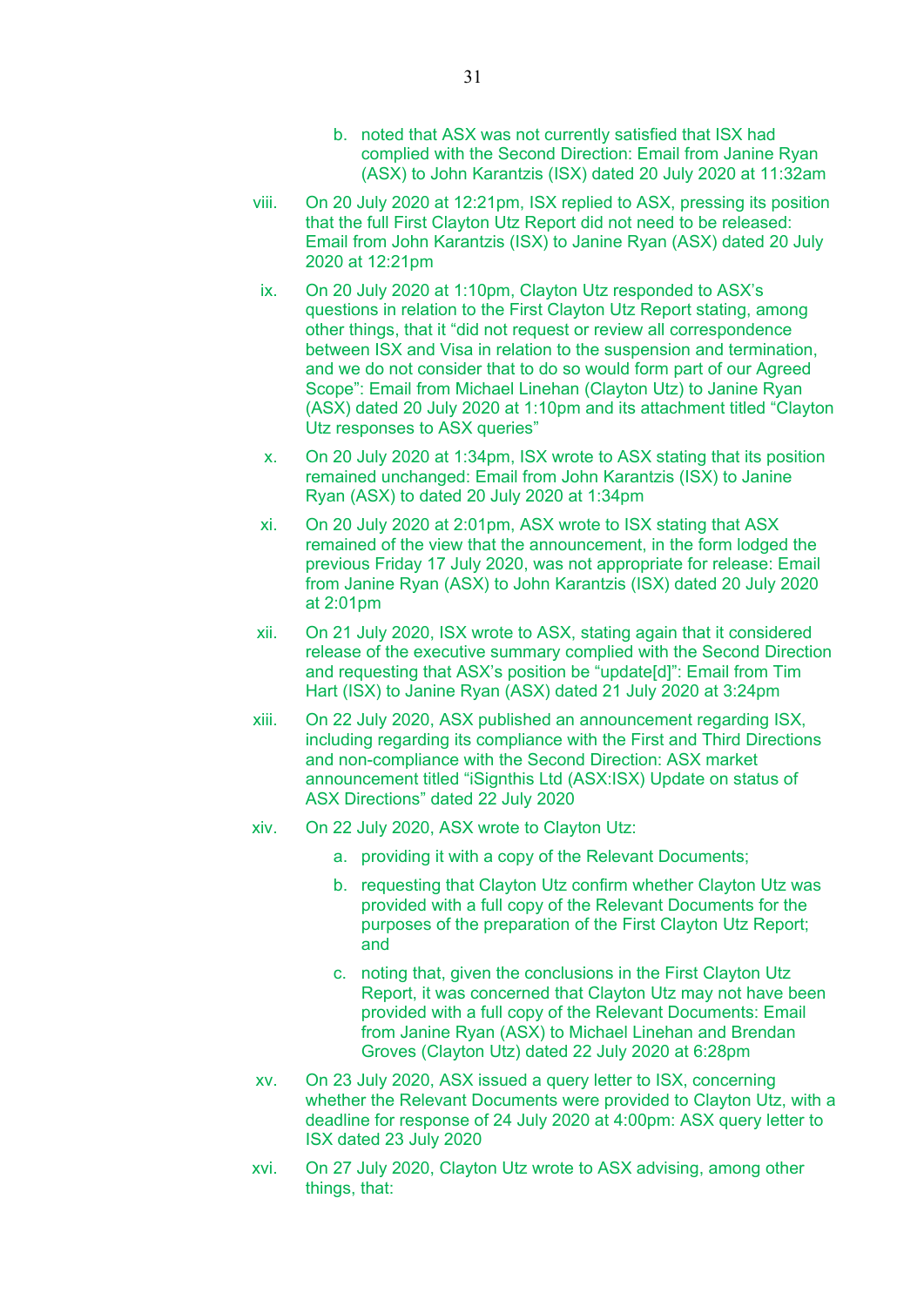b. noted that ASX was not currently satisfied that ISX had complied with the Second Direction: Email from Janine Ryan (ASX) to John Karantzis (ISX) dated 20 July 2020 at 11:32am

viii. On 20 July 2020 at 12:21pm, ISX replied to ASX, pressing its position that the full First Clayton Utz Report did not need to be released: Email from John Karantzis (ISX) to Janine Ryan (ASX) dated 20 July 2020 at 12:21pm

ix. On 20 July 2020 at 1:10pm, Clayton Utz responded to ASX's questions in relation to the First Clayton Utz Report stating, among other things, that it "did not request or review all correspondence between ISX and Visa in relation to the suspension and termination, and we do not consider that to do so would form part of our Agreed Scope": Email from Michael Linehan (Clayton Utz) to Janine Ryan (ASX) dated 20 July 2020 at 1:10pm and its attachment titled "Clayton Utz responses to ASX queries"

x. On 20 July 2020 at 1:34pm, ISX wrote to ASX stating that its position remained unchanged: Email from John Karantzis (ISX) to Janine Ryan (ASX) to dated 20 July 2020 at 1:34pm

xi. On 20 July 2020 at 2:01pm, ASX wrote to ISX stating that ASX remained of the view that the announcement, in the form lodged the previous Friday 17 July 2020, was not appropriate for release: Email from Janine Ryan (ASX) to John Karantzis (ISX) dated 20 July 2020 at 2:01pm

xii. On 21 July 2020, ISX wrote to ASX, stating again that it considered release of the executive summary complied with the Second Direction and requesting that ASX's position be "update[d]": Email from Tim Hart (ISX) to Janine Ryan (ASX) dated 21 July 2020 at 3:24pm

xiii. On 22 July 2020, ASX published an announcement regarding ISX, including regarding its compliance with the First and Third Directions and non-compliance with the Second Direction: ASX market announcement titled "iSignthis Ltd (ASX:ISX) Update on status of ASX Directions" dated 22 July 2020

xiv. On 22 July 2020, ASX wrote to Clayton Utz:

a. providing it with a copy of the Relevant Documents;

b. requesting that Clayton Utz confirm whether Clayton Utz was provided with a full copy of the Relevant Documents for the purposes of the preparation of the First Clayton Utz Report; and

c. noting that, given the conclusions in the First Clayton Utz Report, it was concerned that Clayton Utz may not have been provided with a full copy of the Relevant Documents: Email from Janine Ryan (ASX) to Michael Linehan and Brendan Groves (Clayton Utz) dated 22 July 2020 at 6:28pm

xv. On 23 July 2020, ASX issued a query letter to ISX, concerning whether the Relevant Documents were provided to Clayton Utz, with a deadline for response of 24 July 2020 at 4:00pm: ASX query letter to ISX dated 23 July 2020

xvi. On 27 July 2020, Clayton Utz wrote to ASX advising, among other things, that: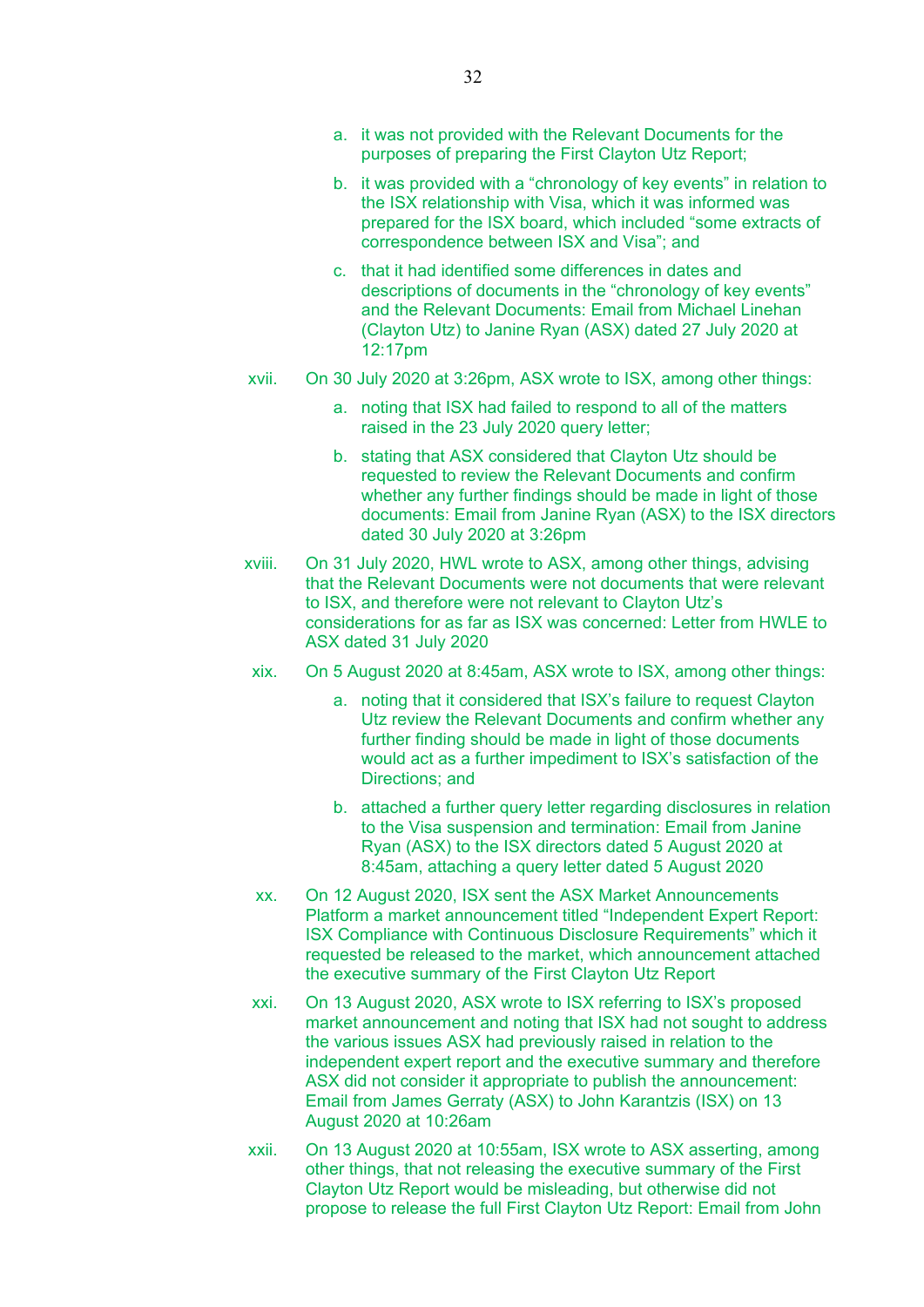a. it was not provided with the Relevant Documents for the purposes of preparing the First Clayton Utz Report;

b. it was provided with a "chronology of key events" in relation to the ISX relationship with Visa, which it was informed was prepared for the ISX board, which included "some extracts of correspondence between ISX and Visa"; and

c. that it had identified some differences in dates and descriptions of documents in the "chronology of key events" and the Relevant Documents: Email from Michael Linehan (Clayton Utz) to Janine Ryan (ASX) dated 27 July 2020 at 12:17pm

xvii. On 30 July 2020 at 3:26pm, ASX wrote to ISX, among other things:

a. noting that ISX had failed to respond to all of the matters raised in the 23 July 2020 query letter;

b. stating that ASX considered that Clayton Utz should be requested to review the Relevant Documents and confirm whether any further findings should be made in light of those documents: Email from Janine Ryan (ASX) to the ISX directors dated 30 July 2020 at 3:26pm

xviii. On 31 July 2020, HWL wrote to ASX, among other things, advising that the Relevant Documents were not documents that were relevant to ISX, and therefore were not relevant to Clayton Utz's considerations for as far as ISX was concerned: Letter from HWLE to ASX dated 31 July 2020

xix. On 5 August 2020 at 8:45am, ASX wrote to ISX, among other things:

a. noting that it considered that ISX's failure to request Clayton Utz review the Relevant Documents and confirm whether any further finding should be made in light of those documents would act as a further impediment to ISX's satisfaction of the Directions; and

b. attached a further query letter regarding disclosures in relation to the Visa suspension and termination: Email from Janine Ryan (ASX) to the ISX directors dated 5 August 2020 at 8:45am, attaching a query letter dated 5 August 2020

xx. On 12 August 2020, ISX sent the ASX Market Announcements Platform a market announcement titled "Independent Expert Report: ISX Compliance with Continuous Disclosure Requirements" which it requested be released to the market, which announcement attached the executive summary of the First Clayton Utz Report

xxi. On 13 August 2020, ASX wrote to ISX referring to ISX's proposed market announcement and noting that ISX had not sought to address the various issues ASX had previously raised in relation to the independent expert report and the executive summary and therefore ASX did not consider it appropriate to publish the announcement: Email from James Gerraty (ASX) to John Karantzis (ISX) on 13 August 2020 at 10:26am

xxii. On 13 August 2020 at 10:55am, ISX wrote to ASX asserting, among other things, that not releasing the executive summary of the First Clayton Utz Report would be misleading, but otherwise did not propose to release the full First Clayton Utz Report: Email from John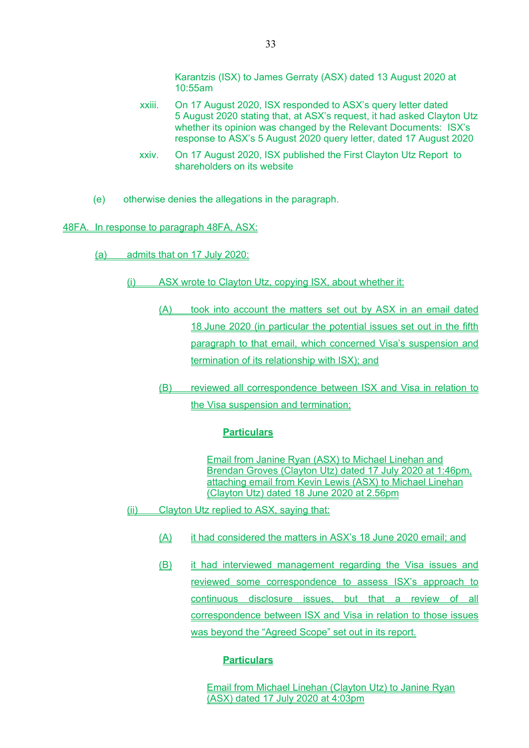Karantzis (ISX) to James Gerraty (ASX) dated 13 August 2020 at 10:55am

xxiii. On 17 August 2020, ISX responded to ASX's query letter dated 5 August 2020 stating that, at ASX's request, it had asked Clayton Utz whether its opinion was changed by the Relevant Documents: ISX's response to ASX's 5 August 2020 query letter, dated 17 August 2020

xxiv. On 17 August 2020, ISX published the First Clayton Utz Report to shareholders on its website

(e) otherwise denies the allegations in the paragraph.

48FA. In response to paragraph 48FA, ASX:

(a) admits that on 17 July 2020:

(i) ASX wrote to Clayton Utz, copying ISX, about whether it:

(A) took into account the matters set out by ASX in an email dated 18 June 2020 (in particular the potential issues set out in the fifth paragraph to that email, which concerned Visa's suspension and termination of its relationship with ISX); and

(B) reviewed all correspondence between ISX and Visa in relation to the Visa suspension and termination;

**Particulars**

Email from Janine Ryan (ASX) to Michael Linehan and Brendan Groves (Clayton Utz) dated 17 July 2020 at 1:46pm, attaching email from Kevin Lewis (ASX) to Michael Linehan (Clayton Utz) dated 18 June 2020 at 2.56pm

(ii) Clayton Utz replied to ASX, saying that:

(A) it had considered the matters in ASX's 18 June 2020 email; and

(B) it had interviewed management regarding the Visa issues and reviewed some correspondence to assess ISX's approach to continuous disclosure issues, but that a review of all correspondence between ISX and Visa in relation to those issues was beyond the "Agreed Scope" set out in its report.

**Particulars**

Email from Michael Linehan (Clayton Utz) to Janine Ryan (ASX) dated 17 July 2020 at 4:03pm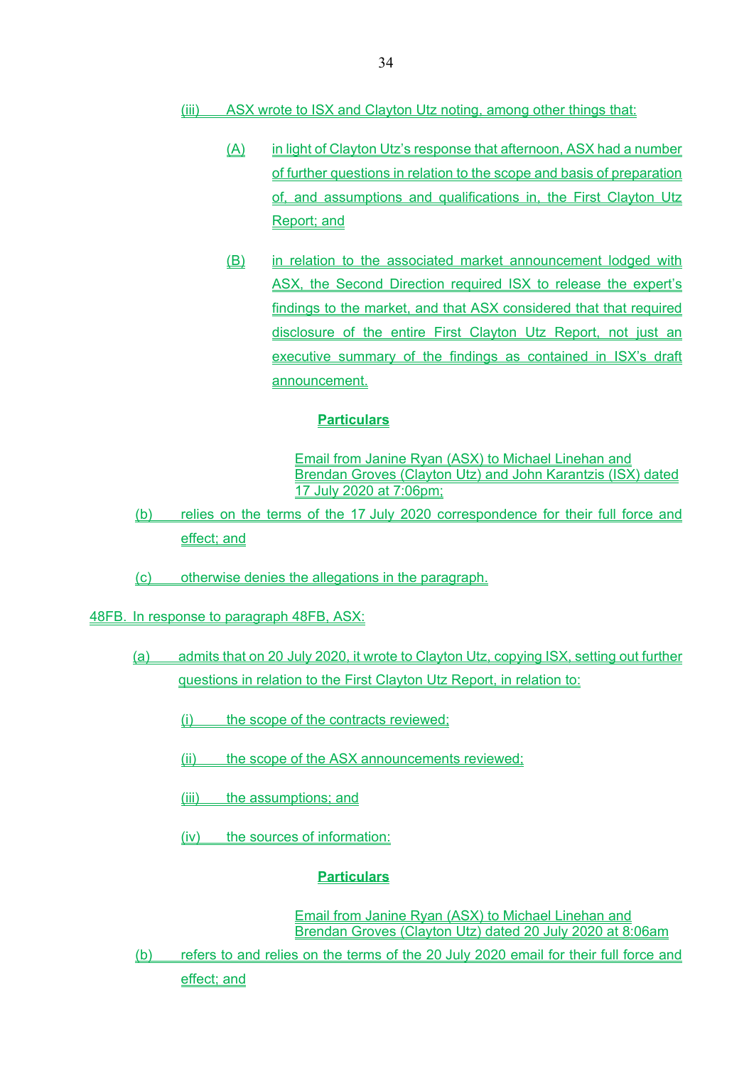(iii) ASX wrote to ISX and Clayton Utz noting, among other things that:

(A) in light of Clayton Utz's response that afternoon, ASX had a number of further questions in relation to the scope and basis of preparation of, and assumptions and qualifications in, the First Clayton Utz Report; and

(B) in relation to the associated market announcement lodged with ASX, the Second Direction required ISX to release the expert's findings to the market, and that ASX considered that that required disclosure of the entire First Clayton Utz Report, not just an executive summary of the findings as contained in ISX's draft announcement.

**Particulars**

Email from Janine Ryan (ASX) to Michael Linehan and Brendan Groves (Clayton Utz) and John Karantzis (ISX) dated 17 July 2020 at 7:06pm;

(b) relies on the terms of the 17 July 2020 correspondence for their full force and effect; and

(c) otherwise denies the allegations in the paragraph.

48FB. In response to paragraph 48FB, ASX:

(a) admits that on 20 July 2020, it wrote to Clayton Utz, copying ISX, setting out further questions in relation to the First Clayton Utz Report, in relation to:

(i) the scope of the contracts reviewed;

(ii) the scope of the ASX announcements reviewed;

(iii) the assumptions; and

(iv) the sources of information:

**Particulars**

Email from Janine Ryan (ASX) to Michael Linehan and Brendan Groves (Clayton Utz) dated 20 July 2020 at 8:06am

(b) refers to and relies on the terms of the 20 July 2020 email for their full force and effect; and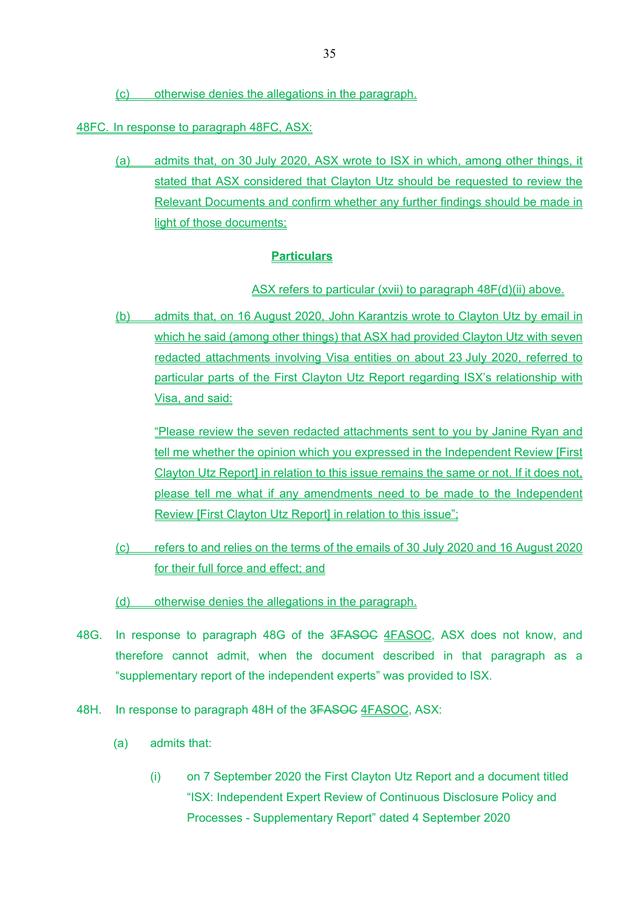(c) otherwise denies the allegations in the paragraph.

48FC. In response to paragraph 48FC, ASX:

(a) admits that, on 30 July 2020, ASX wrote to ISX in which, among other things, it stated that ASX considered that Clayton Utz should be requested to review the Relevant Documents and confirm whether any further findings should be made in light of those documents;

**Particulars**

ASX refers to particular (xvii) to paragraph 48F(d)(ii) above.

(b) admits that, on 16 August 2020, John Karantzis wrote to Clayton Utz by email in which he said (among other things) that ASX had provided Clayton Utz with seven redacted attachments involving Visa entities on about 23 July 2020, referred to particular parts of the First Clayton Utz Report regarding ISX's relationship with Visa, and said:

"Please review the seven redacted attachments sent to you by Janine Ryan and tell me whether the opinion which you expressed in the Independent Review [First Clayton Utz Report] in relation to this issue remains the same or not. If it does not, please tell me what if any amendments need to be made to the Independent Review [First Clayton Utz Report] in relation to this issue";

(c) refers to and relies on the terms of the emails of 30 July 2020 and 16 August 2020 for their full force and effect; and

(d) otherwise denies the allegations in the paragraph.

48G. In response to paragraph 48G of the ~~3FASOC~~ 4FASOC, ASX does not know, and therefore cannot admit, when the document described in that paragraph as a "supplementary report of the independent experts" was provided to ISX.

48H. In response to paragraph 48H of the ~~3FASOC~~ 4FASOC, ASX:

(a) admits that:

(i) on 7 September 2020 the First Clayton Utz Report and a document titled "ISX: Independent Expert Review of Continuous Disclosure Policy and Processes - Supplementary Report" dated 4 September 2020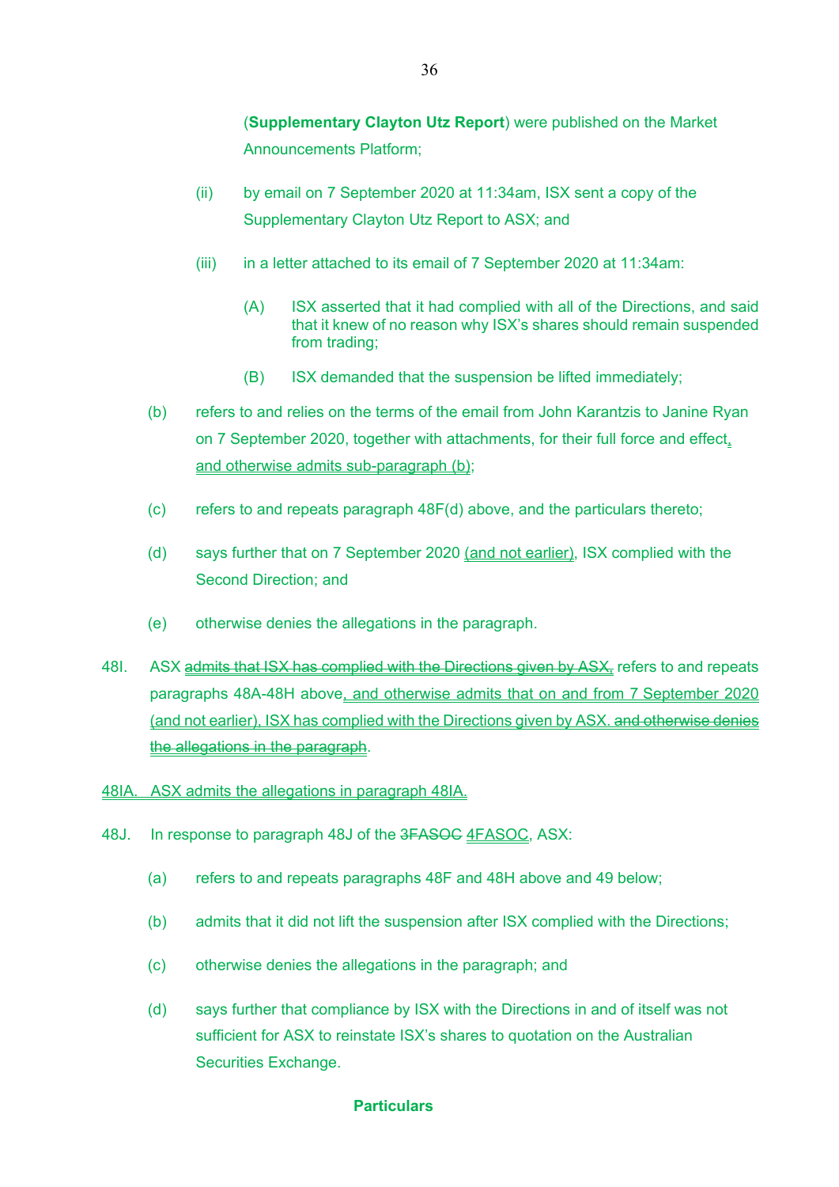(**Supplementary Clayton Utz Report**) were published on the Market Announcements Platform;

(ii) by email on 7 September 2020 at 11:34am, ISX sent a copy of the Supplementary Clayton Utz Report to ASX; and

(iii) in a letter attached to its email of 7 September 2020 at 11:34am:

(A) ISX asserted that it had complied with all of the Directions, and said that it knew of no reason why ISX's shares should remain suspended from trading;

(B) ISX demanded that the suspension be lifted immediately;

(b) refers to and relies on the terms of the email from John Karantzis to Janine Ryan on 7 September 2020, together with attachments, for their full force and effect, and otherwise admits sub-paragraph (b);

(c) refers to and repeats paragraph 48F(d) above, and the particulars thereto;

(d) says further that on 7 September 2020 (and not earlier), ISX complied with the Second Direction; and

(e) otherwise denies the allegations in the paragraph.

48I. ASX ~~admits that ISX has complied with the Directions given by ASX,~~ refers to and repeats paragraphs 48A-48H above, and otherwise admits that on and from 7 September 2020 (and not earlier), ISX has complied with the Directions given by ASX. ~~and otherwise denies the allegations in the paragraph~~.

48IA. ASX admits the allegations in paragraph 48IA.

48J. In response to paragraph 48J of the ~~3FASOC~~ 4FASOC, ASX:

(a) refers to and repeats paragraphs 48F and 48H above and 49 below;

(b) admits that it did not lift the suspension after ISX complied with the Directions;

(c) otherwise denies the allegations in the paragraph; and

(d) says further that compliance by ISX with the Directions in and of itself was not sufficient for ASX to reinstate ISX's shares to quotation on the Australian Securities Exchange.

**Particulars**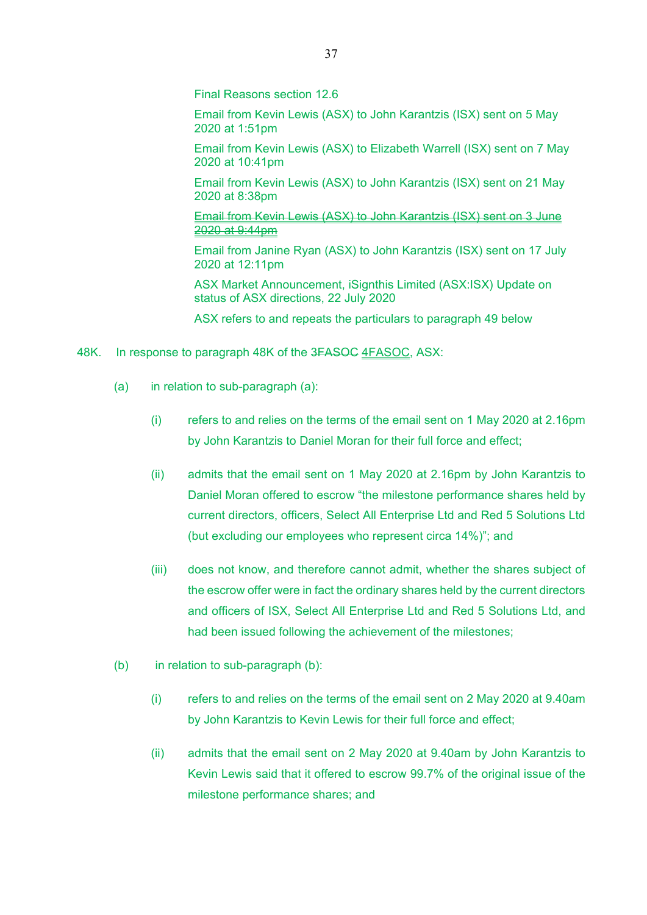Final Reasons section 12.6

Email from Kevin Lewis (ASX) to John Karantzis (ISX) sent on 5 May 2020 at 1:51pm

Email from Kevin Lewis (ASX) to Elizabeth Warrell (ISX) sent on 7 May 2020 at 10:41pm

Email from Kevin Lewis (ASX) to John Karantzis (ISX) sent on 21 May 2020 at 8:38pm

~~Email from Kevin Lewis (ASX) to John Karantzis (ISX) sent on 3 June 2020 at 9:44pm~~

Email from Janine Ryan (ASX) to John Karantzis (ISX) sent on 17 July 2020 at 12:11pm

ASX Market Announcement, iSignthis Limited (ASX:ISX) Update on status of ASX directions, 22 July 2020

ASX refers to and repeats the particulars to paragraph 49 below

48K. In response to paragraph 48K of the ~~3FASOC~~ 4FASOC, ASX:

(a) in relation to sub-paragraph (a):

(i) refers to and relies on the terms of the email sent on 1 May 2020 at 2.16pm by John Karantzis to Daniel Moran for their full force and effect;

(ii) admits that the email sent on 1 May 2020 at 2.16pm by John Karantzis to Daniel Moran offered to escrow "the milestone performance shares held by current directors, officers, Select All Enterprise Ltd and Red 5 Solutions Ltd (but excluding our employees who represent circa 14%)"; and

(iii) does not know, and therefore cannot admit, whether the shares subject of the escrow offer were in fact the ordinary shares held by the current directors and officers of ISX, Select All Enterprise Ltd and Red 5 Solutions Ltd, and had been issued following the achievement of the milestones;

(b) in relation to sub-paragraph (b):

(i) refers to and relies on the terms of the email sent on 2 May 2020 at 9.40am by John Karantzis to Kevin Lewis for their full force and effect;

(ii) admits that the email sent on 2 May 2020 at 9.40am by John Karantzis to Kevin Lewis said that it offered to escrow 99.7% of the original issue of the milestone performance shares; and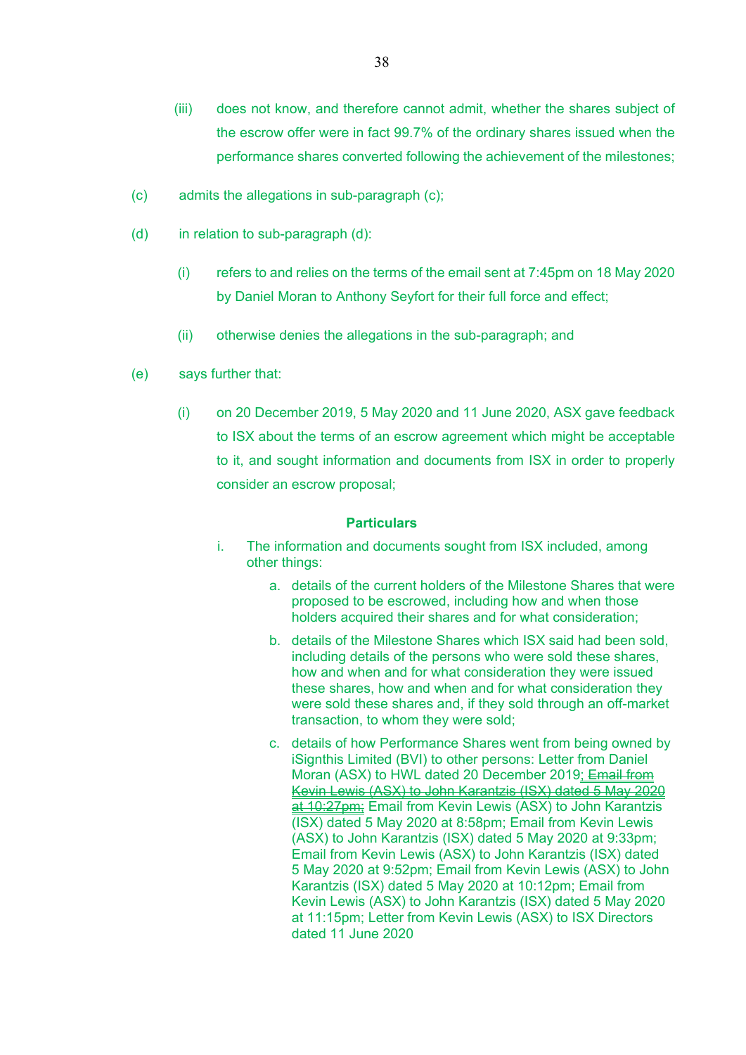(iii) does not know, and therefore cannot admit, whether the shares subject of the escrow offer were in fact 99.7% of the ordinary shares issued when the performance shares converted following the achievement of the milestones;

(c) admits the allegations in sub-paragraph (c);

(d) in relation to sub-paragraph (d):

(i) refers to and relies on the terms of the email sent at 7:45pm on 18 May 2020 by Daniel Moran to Anthony Seyfort for their full force and effect;

(ii) otherwise denies the allegations in the sub-paragraph; and

(e) says further that:

(i) on 20 December 2019, 5 May 2020 and 11 June 2020, ASX gave feedback to ISX about the terms of an escrow agreement which might be acceptable to it, and sought information and documents from ISX in order to properly consider an escrow proposal;

**Particulars**

i. The information and documents sought from ISX included, among other things:

a. details of the current holders of the Milestone Shares that were proposed to be escrowed, including how and when those holders acquired their shares and for what consideration;

b. details of the Milestone Shares which ISX said had been sold, including details of the persons who were sold these shares, how and when and for what consideration they were issued these shares, how and when and for what consideration they were sold these shares and, if they sold through an off-market transaction, to whom they were sold;

c. details of how Performance Shares went from being owned by iSignthis Limited (BVI) to other persons: Letter from Daniel Moran (ASX) to HWL dated 20 December 2019; ~~Email from Kevin Lewis (ASX) to John Karantzis (ISX) dated 5 May 2020 at 10:27pm;~~ Email from Kevin Lewis (ASX) to John Karantzis (ISX) dated 5 May 2020 at 8:58pm; Email from Kevin Lewis (ASX) to John Karantzis (ISX) dated 5 May 2020 at 9:33pm; Email from Kevin Lewis (ASX) to John Karantzis (ISX) dated 5 May 2020 at 9:52pm; Email from Kevin Lewis (ASX) to John Karantzis (ISX) dated 5 May 2020 at 10:12pm; Email from Kevin Lewis (ASX) to John Karantzis (ISX) dated 5 May 2020 at 11:15pm; Letter from Kevin Lewis (ASX) to ISX Directors dated 11 June 2020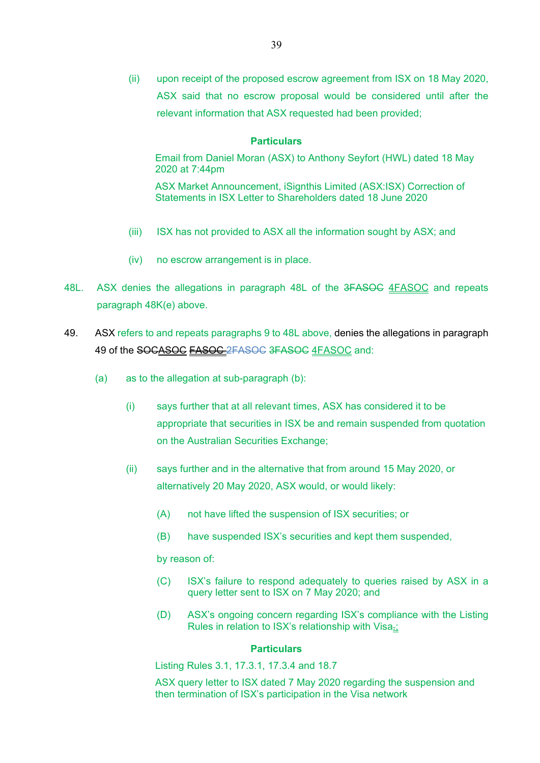(ii) upon receipt of the proposed escrow agreement from ISX on 18 May 2020, ASX said that no escrow proposal would be considered until after the relevant information that ASX requested had been provided;

**Particulars**

Email from Daniel Moran (ASX) to Anthony Seyfort (HWL) dated 18 May 2020 at 7:44pm

ASX Market Announcement, iSignthis Limited (ASX:ISX) Correction of Statements in ISX Letter to Shareholders dated 18 June 2020

(iii) ISX has not provided to ASX all the information sought by ASX; and

(iv) no escrow arrangement is in place.

48L. ASX denies the allegations in paragraph 48L of the ~~3FASOC~~ 4FASOC and repeats paragraph 48K(e) above.

49. ASX refers to and repeats paragraphs 9 to 48L above, denies the allegations in paragraph 49 of the ~~SOC~~ASOC ~~FASOC~~ ~~2FASOC~~ ~~3FASOC~~ 4FASOC and:

(a) as to the allegation at sub-paragraph (b):

(i) says further that at all relevant times, ASX has considered it to be appropriate that securities in ISX be and remain suspended from quotation on the Australian Securities Exchange;

(ii) says further and in the alternative that from around 15 May 2020, or alternatively 20 May 2020, ASX would, or would likely:

(A) not have lifted the suspension of ISX securities; or

(B) have suspended ISX's securities and kept them suspended,

by reason of:

(C) ISX's failure to respond adequately to queries raised by ASX in a query letter sent to ISX on 7 May 2020; and

(D) ASX's ongoing concern regarding ISX's compliance with the Listing Rules in relation to ISX's relationship with Visa~~.~~;

**Particulars**

Listing Rules 3.1, 17.3.1, 17.3.4 and 18.7

ASX query letter to ISX dated 7 May 2020 regarding the suspension and then termination of ISX's participation in the Visa network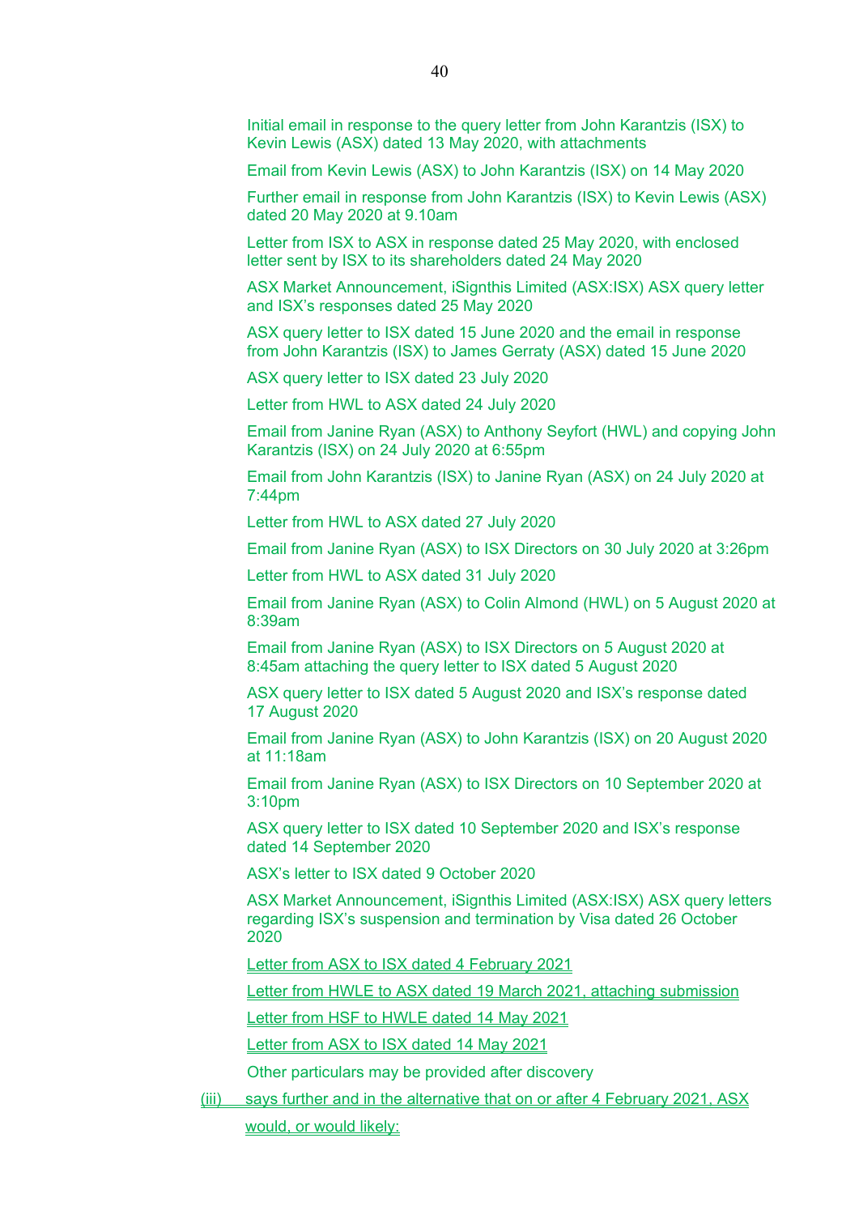Initial email in response to the query letter from John Karantzis (ISX) to Kevin Lewis (ASX) dated 13 May 2020, with attachments

Email from Kevin Lewis (ASX) to John Karantzis (ISX) on 14 May 2020

Further email in response from John Karantzis (ISX) to Kevin Lewis (ASX) dated 20 May 2020 at 9.10am

Letter from ISX to ASX in response dated 25 May 2020, with enclosed letter sent by ISX to its shareholders dated 24 May 2020

ASX Market Announcement, iSignthis Limited (ASX:ISX) ASX query letter and ISX's responses dated 25 May 2020

ASX query letter to ISX dated 15 June 2020 and the email in response from John Karantzis (ISX) to James Gerraty (ASX) dated 15 June 2020

ASX query letter to ISX dated 23 July 2020

Letter from HWL to ASX dated 24 July 2020

Email from Janine Ryan (ASX) to Anthony Seyfort (HWL) and copying John Karantzis (ISX) on 24 July 2020 at 6:55pm

Email from John Karantzis (ISX) to Janine Ryan (ASX) on 24 July 2020 at 7:44pm

Letter from HWL to ASX dated 27 July 2020

Email from Janine Ryan (ASX) to ISX Directors on 30 July 2020 at 3:26pm

Letter from HWL to ASX dated 31 July 2020

Email from Janine Ryan (ASX) to Colin Almond (HWL) on 5 August 2020 at 8:39am

Email from Janine Ryan (ASX) to ISX Directors on 5 August 2020 at 8:45am attaching the query letter to ISX dated 5 August 2020

ASX query letter to ISX dated 5 August 2020 and ISX's response dated 17 August 2020

Email from Janine Ryan (ASX) to John Karantzis (ISX) on 20 August 2020 at 11:18am

Email from Janine Ryan (ASX) to ISX Directors on 10 September 2020 at 3:10pm

ASX query letter to ISX dated 10 September 2020 and ISX's response dated 14 September 2020

ASX's letter to ISX dated 9 October 2020

ASX Market Announcement, iSignthis Limited (ASX:ISX) ASX query letters regarding ISX's suspension and termination by Visa dated 26 October 2020

Letter from ASX to ISX dated 4 February 2021

Letter from HWLE to ASX dated 19 March 2021, attaching submission

Letter from HSF to HWLE dated 14 May 2021

Letter from ASX to ISX dated 14 May 2021

Other particulars may be provided after discovery

(iii) says further and in the alternative that on or after 4 February 2021, ASX would, or would likely: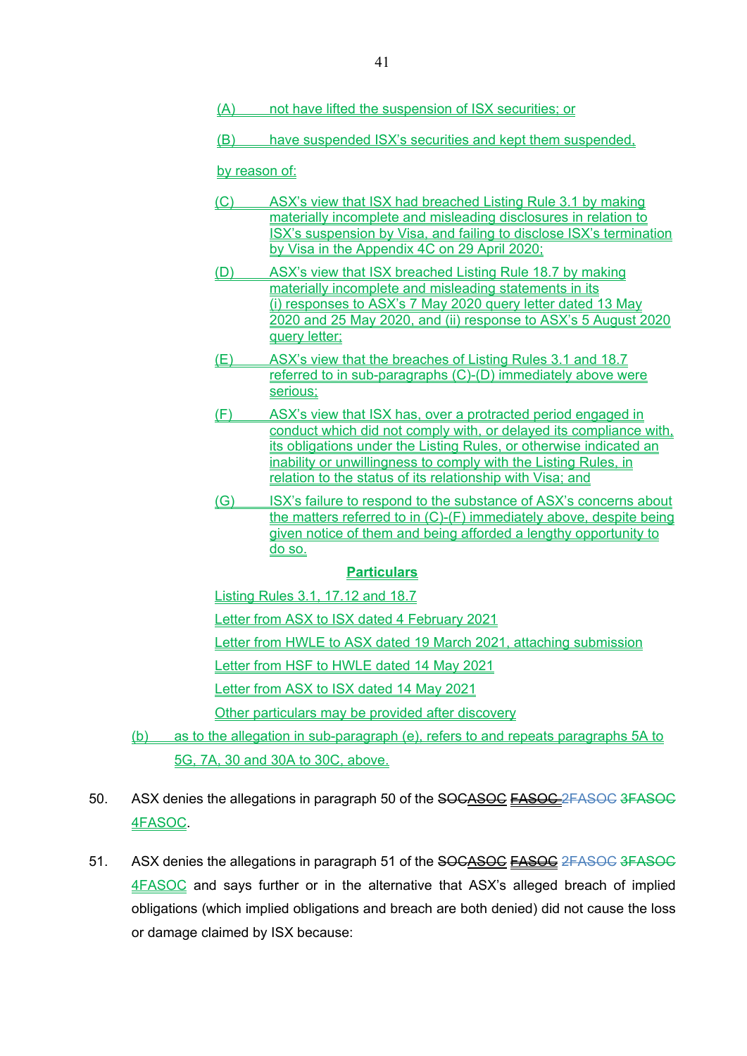(A) not have lifted the suspension of ISX securities; or

(B) have suspended ISX's securities and kept them suspended.

by reason of:

(C) ASX's view that ISX had breached Listing Rule 3.1 by making materially incomplete and misleading disclosures in relation to ISX's suspension by Visa, and failing to disclose ISX's termination by Visa in the Appendix 4C on 29 April 2020;

(D) ASX's view that ISX breached Listing Rule 18.7 by making materially incomplete and misleading statements in its (i) responses to ASX's 7 May 2020 query letter dated 13 May 2020 and 25 May 2020, and (ii) response to ASX's 5 August 2020 query letter;

(E) ASX's view that the breaches of Listing Rules 3.1 and 18.7 referred to in sub-paragraphs (C)-(D) immediately above were serious;

(F) ASX's view that ISX has, over a protracted period engaged in conduct which did not comply with, or delayed its compliance with, its obligations under the Listing Rules, or otherwise indicated an inability or unwillingness to comply with the Listing Rules, in relation to the status of its relationship with Visa; and

(G) ISX's failure to respond to the substance of ASX's concerns about the matters referred to in (C)-(F) immediately above, despite being given notice of them and being afforded a lengthy opportunity to do so.

**Particulars**

Listing Rules 3.1, 17.12 and 18.7

Letter from ASX to ISX dated 4 February 2021

Letter from HWLE to ASX dated 19 March 2021, attaching submission

Letter from HSF to HWLE dated 14 May 2021

Letter from ASX to ISX dated 14 May 2021

Other particulars may be provided after discovery

(b) as to the allegation in sub-paragraph (e), refers to and repeats paragraphs 5A to 5G, 7A, 30 and 30A to 30C, above.

50. ASX denies the allegations in paragraph 50 of the ~~SOC~~~~ASOC~~ ~~FASOC~~ ~~2FASOC~~ ~~3FASOC~~ 4FASOC.

51. ASX denies the allegations in paragraph 51 of the ~~SOC~~~~ASOC~~ ~~FASOC~~ ~~2FASOC~~ ~~3FASOC~~ 4FASOC and says further or in the alternative that ASX's alleged breach of implied obligations (which implied obligations and breach are both denied) did not cause the loss or damage claimed by ISX because: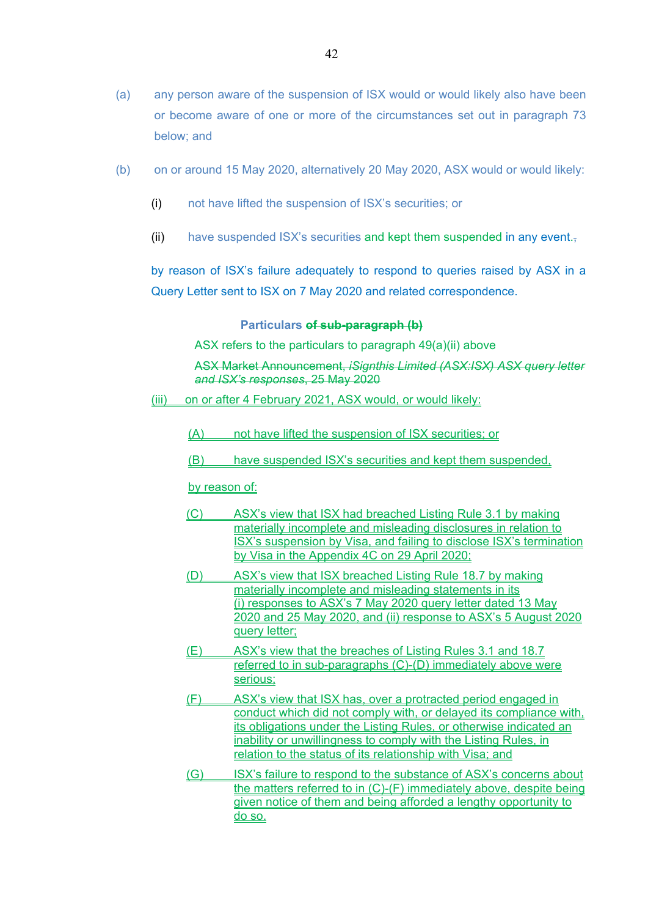(a) any person aware of the suspension of ISX would or would likely also have been or become aware of one or more of the circumstances set out in paragraph 73 below; and

(b) on or around 15 May 2020, alternatively 20 May 2020, ASX would or would likely:

(i) not have lifted the suspension of ISX's securities; or

(ii) have suspended ISX's securities and kept them suspended in any event.~~,~~

by reason of ISX's failure adequately to respond to queries raised by ASX in a Query Letter sent to ISX on 7 May 2020 and related correspondence.

**Particulars ~~of sub-paragraph (b)~~**

ASX refers to the particulars to paragraph 49(a)(ii) above

~~ASX Market Announcement, *iSignthis Limited (ASX:ISX) ASX query letter and ISX's responses*, 25 May 2020~~

(iii) on or after 4 February 2021, ASX would, or would likely:

(A) not have lifted the suspension of ISX securities; or

(B) have suspended ISX's securities and kept them suspended,

by reason of:

(C) ASX's view that ISX had breached Listing Rule 3.1 by making materially incomplete and misleading disclosures in relation to ISX's suspension by Visa, and failing to disclose ISX's termination by Visa in the Appendix 4C on 29 April 2020;

(D) ASX's view that ISX breached Listing Rule 18.7 by making materially incomplete and misleading statements in its (i) responses to ASX's 7 May 2020 query letter dated 13 May 2020 and 25 May 2020, and (ii) response to ASX's 5 August 2020 query letter;

(E) ASX's view that the breaches of Listing Rules 3.1 and 18.7 referred to in sub-paragraphs (C)-(D) immediately above were serious;

(F) ASX's view that ISX has, over a protracted period engaged in conduct which did not comply with, or delayed its compliance with, its obligations under the Listing Rules, or otherwise indicated an inability or unwillingness to comply with the Listing Rules, in relation to the status of its relationship with Visa; and

(G) ISX's failure to respond to the substance of ASX's concerns about the matters referred to in (C)-(F) immediately above, despite being given notice of them and being afforded a lengthy opportunity to do so.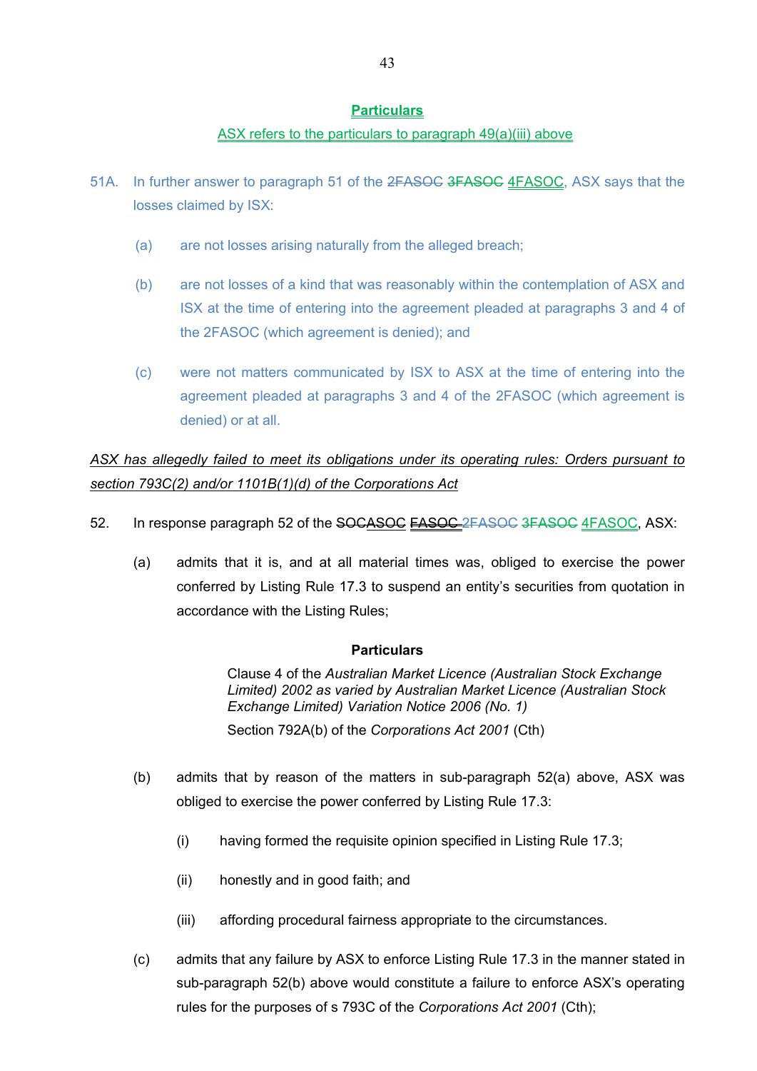**Particulars**

ASX refers to the particulars to paragraph 49(a)(iii) above

51A. In further answer to paragraph 51 of the ~~2FASOC~~ ~~3FASOC~~ 4FASOC, ASX says that the losses claimed by ISX:

(a) are not losses arising naturally from the alleged breach;

(b) are not losses of a kind that was reasonably within the contemplation of ASX and ISX at the time of entering into the agreement pleaded at paragraphs 3 and 4 of the 2FASOC (which agreement is denied); and

(c) were not matters communicated by ISX to ASX at the time of entering into the agreement pleaded at paragraphs 3 and 4 of the 2FASOC (which agreement is denied) or at all.

*ASX has allegedly failed to meet its obligations under its operating rules: Orders pursuant to section 793C(2) and/or 1101B(1)(d) of the Corporations Act*

52. In response paragraph 52 of the ~~SOC~~~~ASOC~~ ~~FASOC~~ ~~2FASOC~~ ~~3FASOC~~ 4FASOC, ASX:

(a) admits that it is, and at all material times was, obliged to exercise the power conferred by Listing Rule 17.3 to suspend an entity's securities from quotation in accordance with the Listing Rules;

**Particulars**

Clause 4 of the *Australian Market Licence (Australian Stock Exchange Limited) 2002 as varied by Australian Market Licence (Australian Stock Exchange Limited) Variation Notice 2006 (No. 1)*

Section 792A(b) of the *Corporations Act 2001* (Cth)

(b) admits that by reason of the matters in sub-paragraph 52(a) above, ASX was obliged to exercise the power conferred by Listing Rule 17.3:

(i) having formed the requisite opinion specified in Listing Rule 17.3;

(ii) honestly and in good faith; and

(iii) affording procedural fairness appropriate to the circumstances.

(c) admits that any failure by ASX to enforce Listing Rule 17.3 in the manner stated in sub-paragraph 52(b) above would constitute a failure to enforce ASX's operating rules for the purposes of s 793C of the *Corporations Act 2001* (Cth);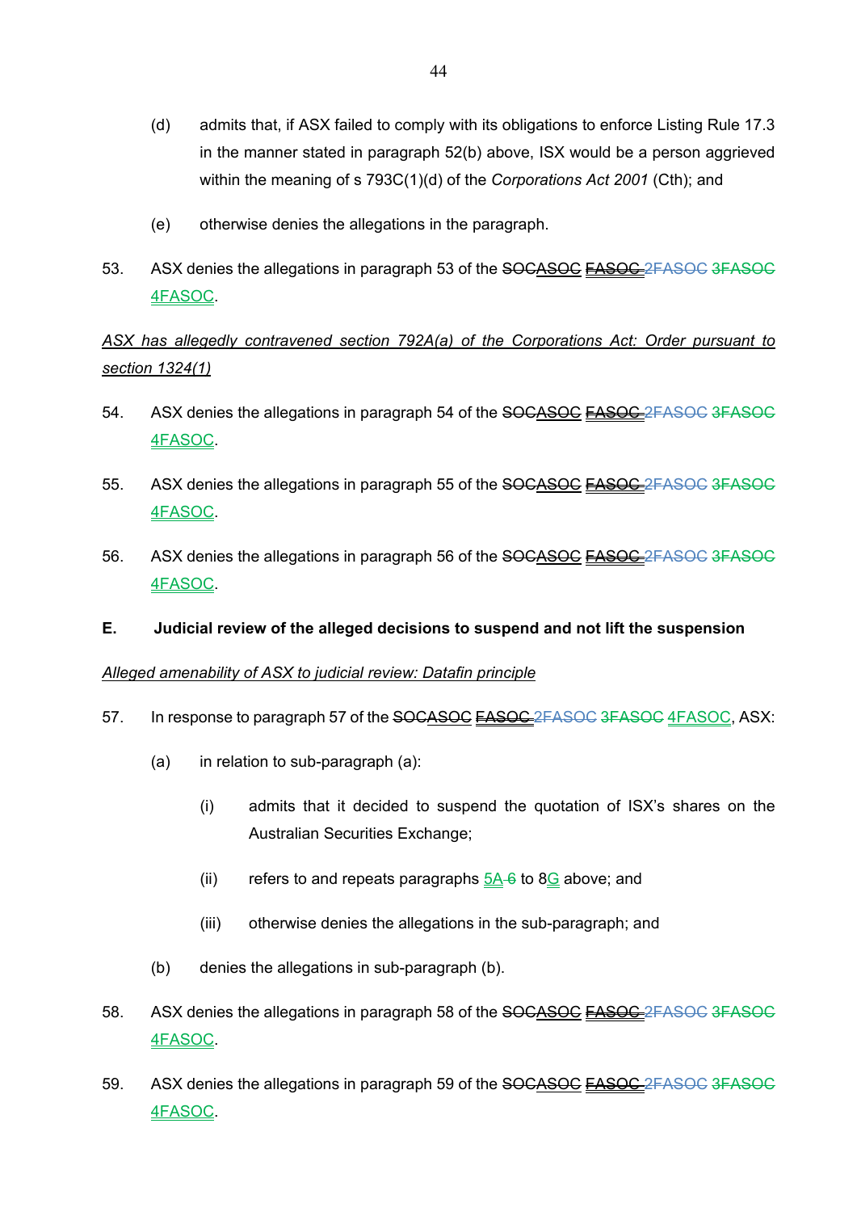(d) admits that, if ASX failed to comply with its obligations to enforce Listing Rule 17.3 in the manner stated in paragraph 52(b) above, ISX would be a person aggrieved within the meaning of s 793C(1)(d) of the *Corporations Act 2001* (Cth); and

(e) otherwise denies the allegations in the paragraph.

53. ASX denies the allegations in paragraph 53 of the ~~SOC~~ASOC ~~FASOC~~ ~~2FASOC~~ ~~3FASOC~~ 4FASOC.

*ASX has allegedly contravened section 792A(a) of the Corporations Act: Order pursuant to section 1324(1)*

54. ASX denies the allegations in paragraph 54 of the ~~SOC~~ASOC ~~FASOC~~ ~~2FASOC~~ ~~3FASOC~~ 4FASOC.

55. ASX denies the allegations in paragraph 55 of the ~~SOC~~ASOC ~~FASOC~~ ~~2FASOC~~ ~~3FASOC~~ 4FASOC.

56. ASX denies the allegations in paragraph 56 of the ~~SOC~~ASOC ~~FASOC~~ ~~2FASOC~~ ~~3FASOC~~ 4FASOC.

**E. Judicial review of the alleged decisions to suspend and not lift the suspension**

*Alleged amenability of ASX to judicial review: Datafin principle*

57. In response to paragraph 57 of the ~~SOC~~ASOC ~~FASOC~~ ~~2FASOC~~ ~~3FASOC~~ 4FASOC, ASX:

(a) in relation to sub-paragraph (a):

(i) admits that it decided to suspend the quotation of ISX's shares on the Australian Securities Exchange;

(ii) refers to and repeats paragraphs 5A ~~6~~ to 8G above; and

(iii) otherwise denies the allegations in the sub-paragraph; and

(b) denies the allegations in sub-paragraph (b).

58. ASX denies the allegations in paragraph 58 of the ~~SOC~~ASOC ~~FASOC~~ ~~2FASOC~~ ~~3FASOC~~ 4FASOC.

59. ASX denies the allegations in paragraph 59 of the ~~SOC~~ASOC ~~FASOC~~ ~~2FASOC~~ ~~3FASOC~~ 4FASOC.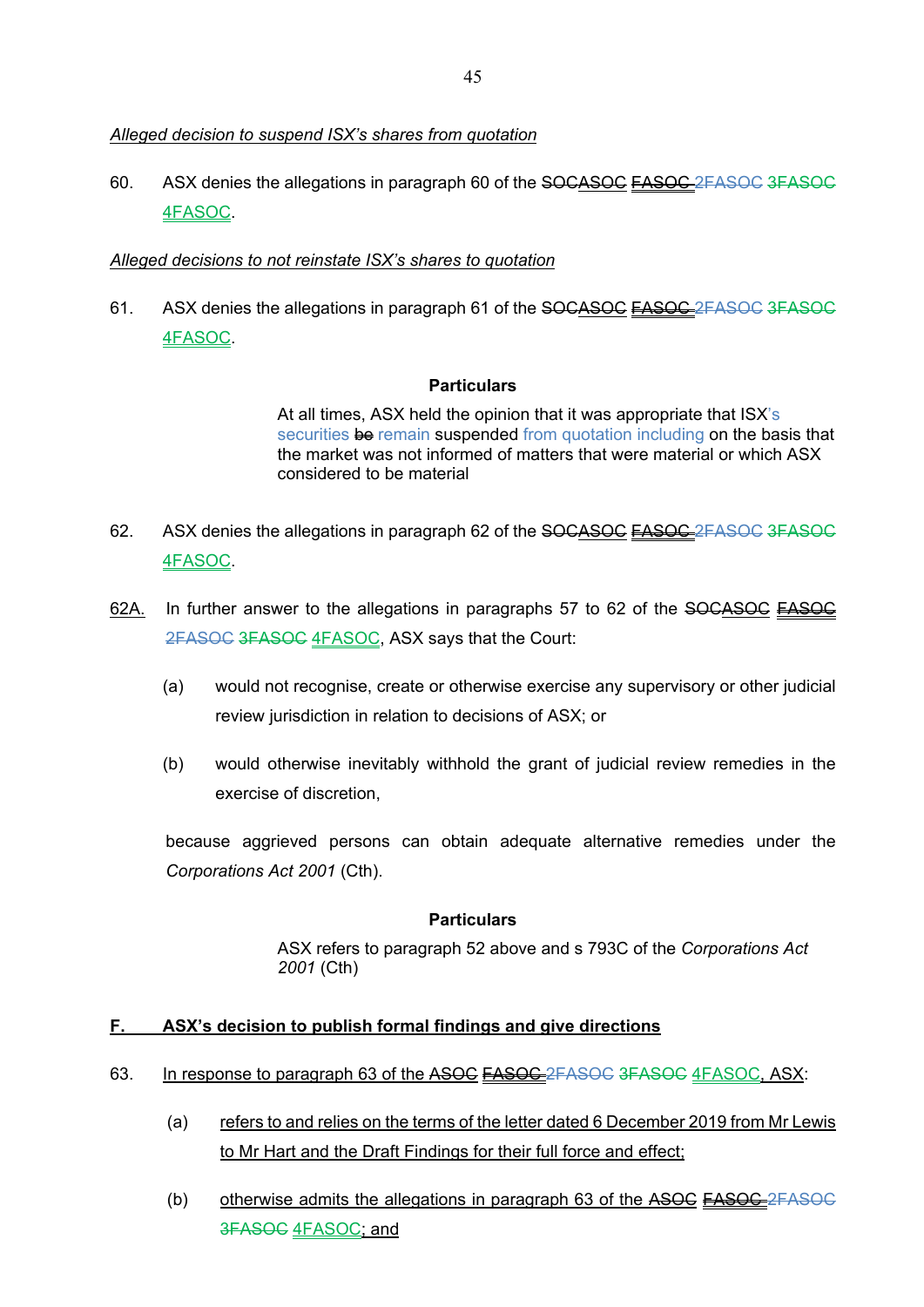*Alleged decision to suspend ISX's shares from quotation*

60. ASX denies the allegations in paragraph 60 of the ~~SOC~~ASOC ~~FASOC~~ ~~2FASOC~~ ~~3FASOC~~ 4FASOC.

*Alleged decisions to not reinstate ISX's shares to quotation*

61. ASX denies the allegations in paragraph 61 of the ~~SOC~~ASOC ~~FASOC~~ ~~2FASOC~~ ~~3FASOC~~ 4FASOC.

**Particulars**

At all times, ASX held the opinion that it was appropriate that ISX's securities ~~be~~ remain suspended from quotation including on the basis that the market was not informed of matters that were material or which ASX considered to be material

62. ASX denies the allegations in paragraph 62 of the ~~SOC~~ASOC ~~FASOC~~ ~~2FASOC~~ ~~3FASOC~~ 4FASOC.

62A. In further answer to the allegations in paragraphs 57 to 62 of the ~~SOC~~ASOC ~~FASOC~~ ~~2FASOC~~ ~~3FASOC~~ 4FASOC, ASX says that the Court:

(a) would not recognise, create or otherwise exercise any supervisory or other judicial review jurisdiction in relation to decisions of ASX; or

(b) would otherwise inevitably withhold the grant of judicial review remedies in the exercise of discretion,

because aggrieved persons can obtain adequate alternative remedies under the *Corporations Act 2001* (Cth).

**Particulars**

ASX refers to paragraph 52 above and s 793C of the *Corporations Act 2001* (Cth)

## F. ASX's decision to publish formal findings and give directions

63. In response to paragraph 63 of the ~~ASOC~~ ~~FASOC~~ ~~2FASOC~~ ~~3FASOC~~ 4FASOC, ASX:

(a) refers to and relies on the terms of the letter dated 6 December 2019 from Mr Lewis to Mr Hart and the Draft Findings for their full force and effect;

(b) otherwise admits the allegations in paragraph 63 of the ~~ASOC~~ ~~FASOC~~ ~~2FASOC~~ ~~3FASOC~~ 4FASOC; and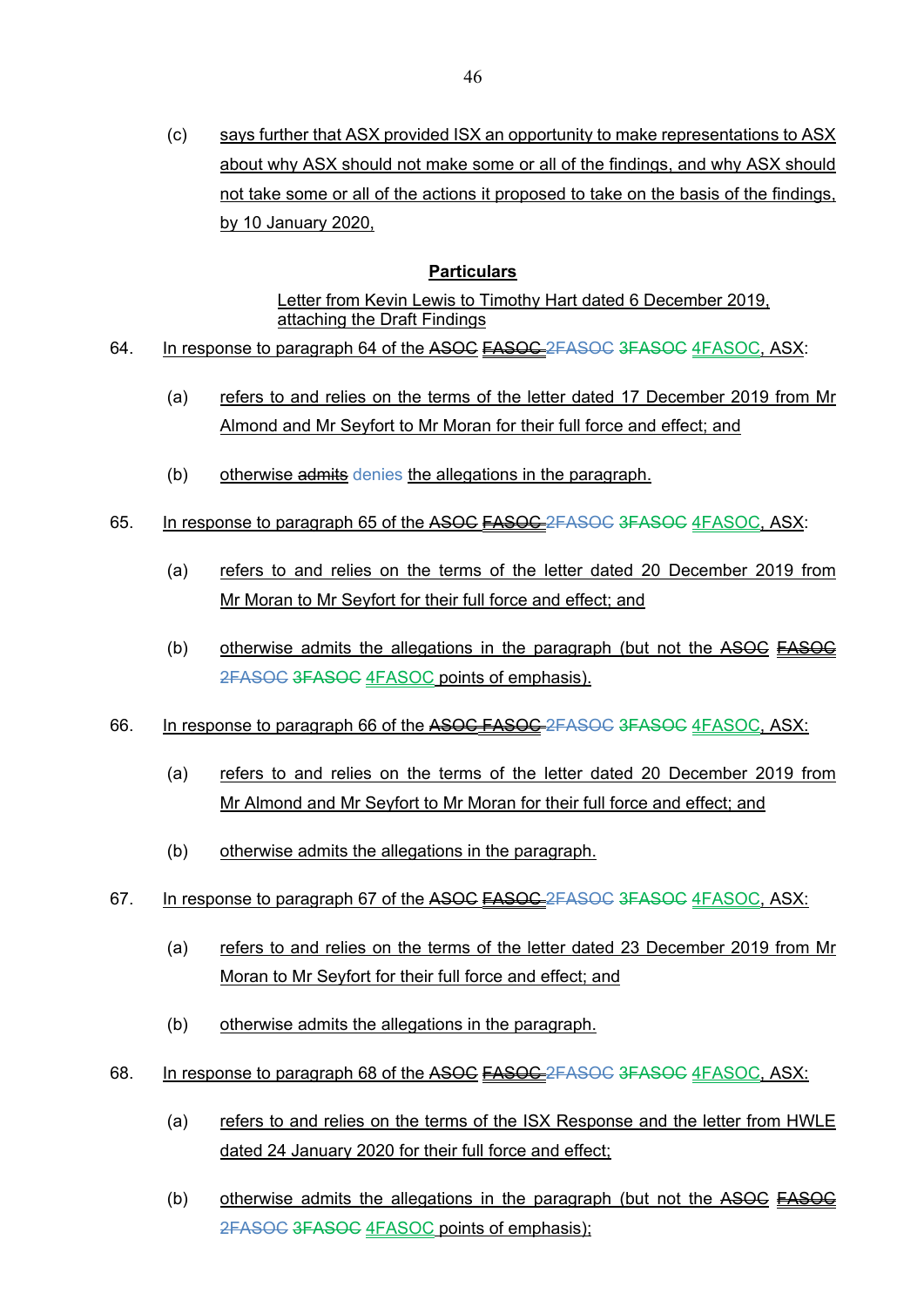(c) says further that ASX provided ISX an opportunity to make representations to ASX about why ASX should not make some or all of the findings, and why ASX should not take some or all of the actions it proposed to take on the basis of the findings, by 10 January 2020,

**Particulars**

Letter from Kevin Lewis to Timothy Hart dated 6 December 2019, attaching the Draft Findings

64. In response to paragraph 64 of the ~~ASOC~~ ~~FASOC~~ ~~2FASOC~~ ~~3FASOC~~ 4FASOC, ASX:

    (a) refers to and relies on the terms of the letter dated 17 December 2019 from Mr Almond and Mr Seyfort to Mr Moran for their full force and effect; and

    (b) otherwise ~~admits~~ denies the allegations in the paragraph.

65. In response to paragraph 65 of the ~~ASOC~~ ~~FASOC~~ ~~2FASOC~~ ~~3FASOC~~ 4FASOC, ASX:

    (a) refers to and relies on the terms of the letter dated 20 December 2019 from Mr Moran to Mr Seyfort for their full force and effect; and

    (b) otherwise admits the allegations in the paragraph (but not the ~~ASOC~~ ~~FASOC~~ ~~2FASOC~~ ~~3FASOC~~ 4FASOC points of emphasis).

66. In response to paragraph 66 of the ~~ASOC~~ ~~FASOC~~ ~~2FASOC~~ ~~3FASOC~~ 4FASOC, ASX:

    (a) refers to and relies on the terms of the letter dated 20 December 2019 from Mr Almond and Mr Seyfort to Mr Moran for their full force and effect; and

    (b) otherwise admits the allegations in the paragraph.

67. In response to paragraph 67 of the ~~ASOC~~ ~~FASOC~~ ~~2FASOC~~ ~~3FASOC~~ 4FASOC, ASX:

    (a) refers to and relies on the terms of the letter dated 23 December 2019 from Mr Moran to Mr Seyfort for their full force and effect; and

    (b) otherwise admits the allegations in the paragraph.

68. In response to paragraph 68 of the ~~ASOC~~ ~~FASOC~~ ~~2FASOC~~ ~~3FASOC~~ 4FASOC, ASX:

    (a) refers to and relies on the terms of the ISX Response and the letter from HWLE dated 24 January 2020 for their full force and effect;

    (b) otherwise admits the allegations in the paragraph (but not the ~~ASOC~~ ~~FASOC~~ ~~2FASOC~~ ~~3FASOC~~ 4FASOC points of emphasis);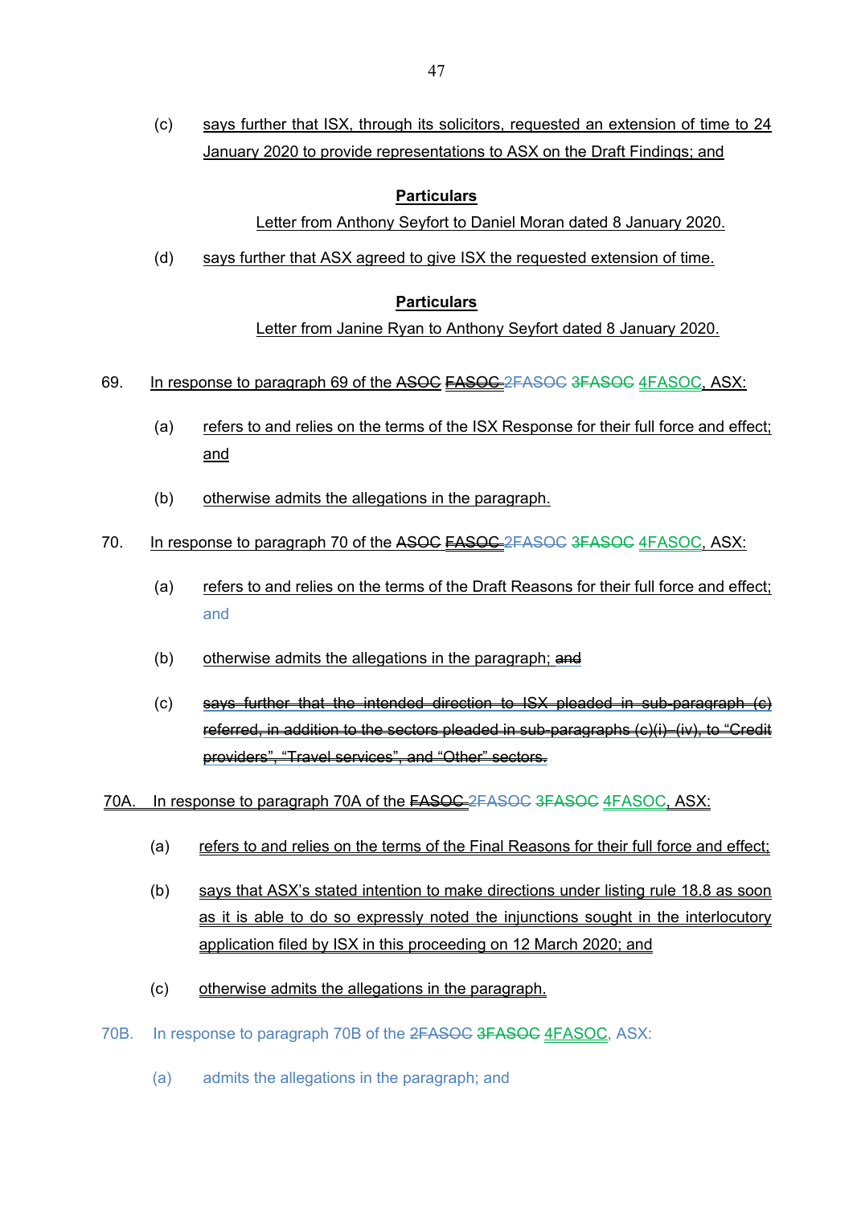(c) says further that ISX, through its solicitors, requested an extension of time to 24 January 2020 to provide representations to ASX on the Draft Findings; and

**Particulars**

Letter from Anthony Seyfort to Daniel Moran dated 8 January 2020.

(d) says further that ASX agreed to give ISX the requested extension of time.

**Particulars**

Letter from Janine Ryan to Anthony Seyfort dated 8 January 2020.

69. In response to paragraph 69 of the ~~ASOC~~ ~~FASOC~~ ~~2FASOC~~ ~~3FASOC~~ 4FASOC, ASX:

(a) refers to and relies on the terms of the ISX Response for their full force and effect; and

(b) otherwise admits the allegations in the paragraph.

70. In response to paragraph 70 of the ~~ASOC~~ ~~FASOC~~ ~~2FASOC~~ ~~3FASOC~~ 4FASOC, ASX:

(a) refers to and relies on the terms of the Draft Reasons for their full force and effect; and

(b) otherwise admits the allegations in the paragraph; ~~and~~

(c) ~~says further that the intended direction to ISX pleaded in sub-paragraph (c) referred, in addition to the sectors pleaded in sub-paragraphs (c)(i)–(iv), to "Credit providers", "Travel services", and "Other" sectors.~~

70A. In response to paragraph 70A of the ~~FASOC~~ ~~2FASOC~~ ~~3FASOC~~ 4FASOC, ASX:

(a) refers to and relies on the terms of the Final Reasons for their full force and effect;

(b) says that ASX's stated intention to make directions under listing rule 18.8 as soon as it is able to do so expressly noted the injunctions sought in the interlocutory application filed by ISX in this proceeding on 12 March 2020; and

(c) otherwise admits the allegations in the paragraph.

70B. In response to paragraph 70B of the ~~2FASOC~~ ~~3FASOC~~ 4FASOC, ASX:

(a) admits the allegations in the paragraph; and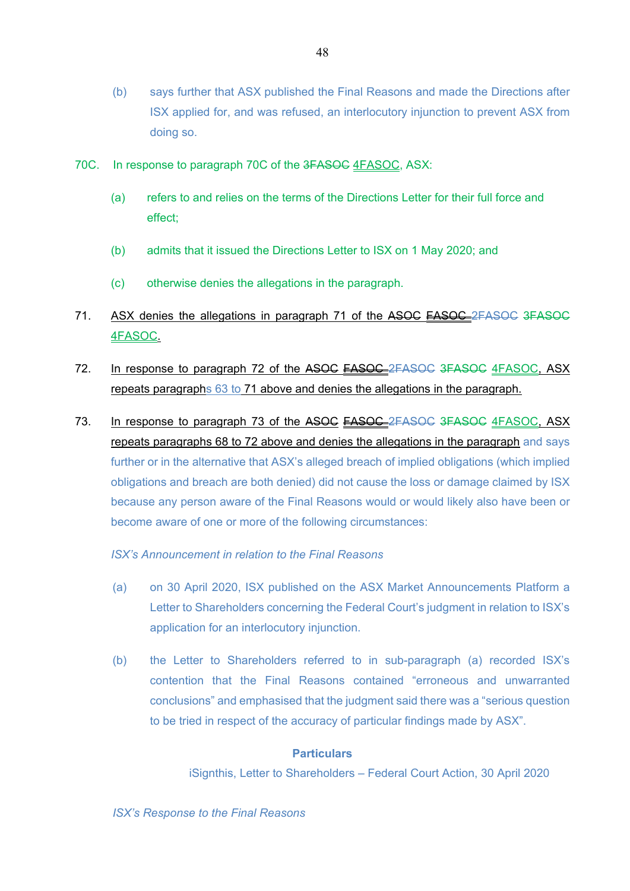(b) says further that ASX published the Final Reasons and made the Directions after ISX applied for, and was refused, an interlocutory injunction to prevent ASX from doing so.

70C. In response to paragraph 70C of the ~~3FASOC~~ 4FASOC, ASX:

(a) refers to and relies on the terms of the Directions Letter for their full force and effect;

(b) admits that it issued the Directions Letter to ISX on 1 May 2020; and

(c) otherwise denies the allegations in the paragraph.

71. ASX denies the allegations in paragraph 71 of the ~~ASOC~~ ~~FASOC~~ ~~2FASOC~~ ~~3FASOC~~ 4FASOC.

72. In response to paragraph 72 of the ~~ASOC~~ ~~FASOC~~ ~~2FASOC~~ ~~3FASOC~~ 4FASOC, ASX repeats paragraphs 63 to 71 above and denies the allegations in the paragraph.

73. In response to paragraph 73 of the ~~ASOC~~ ~~FASOC~~ ~~2FASOC~~ ~~3FASOC~~ 4FASOC, ASX repeats paragraphs 68 to 72 above and denies the allegations in the paragraph and says further or in the alternative that ASX's alleged breach of implied obligations (which implied obligations and breach are both denied) did not cause the loss or damage claimed by ISX because any person aware of the Final Reasons would or would likely also have been or become aware of one or more of the following circumstances:

*ISX's Announcement in relation to the Final Reasons*

(a) on 30 April 2020, ISX published on the ASX Market Announcements Platform a Letter to Shareholders concerning the Federal Court's judgment in relation to ISX's application for an interlocutory injunction.

(b) the Letter to Shareholders referred to in sub-paragraph (a) recorded ISX's contention that the Final Reasons contained "erroneous and unwarranted conclusions" and emphasised that the judgment said there was a "serious question to be tried in respect of the accuracy of particular findings made by ASX".

**Particulars**

iSignthis, Letter to Shareholders – Federal Court Action, 30 April 2020

*ISX's Response to the Final Reasons*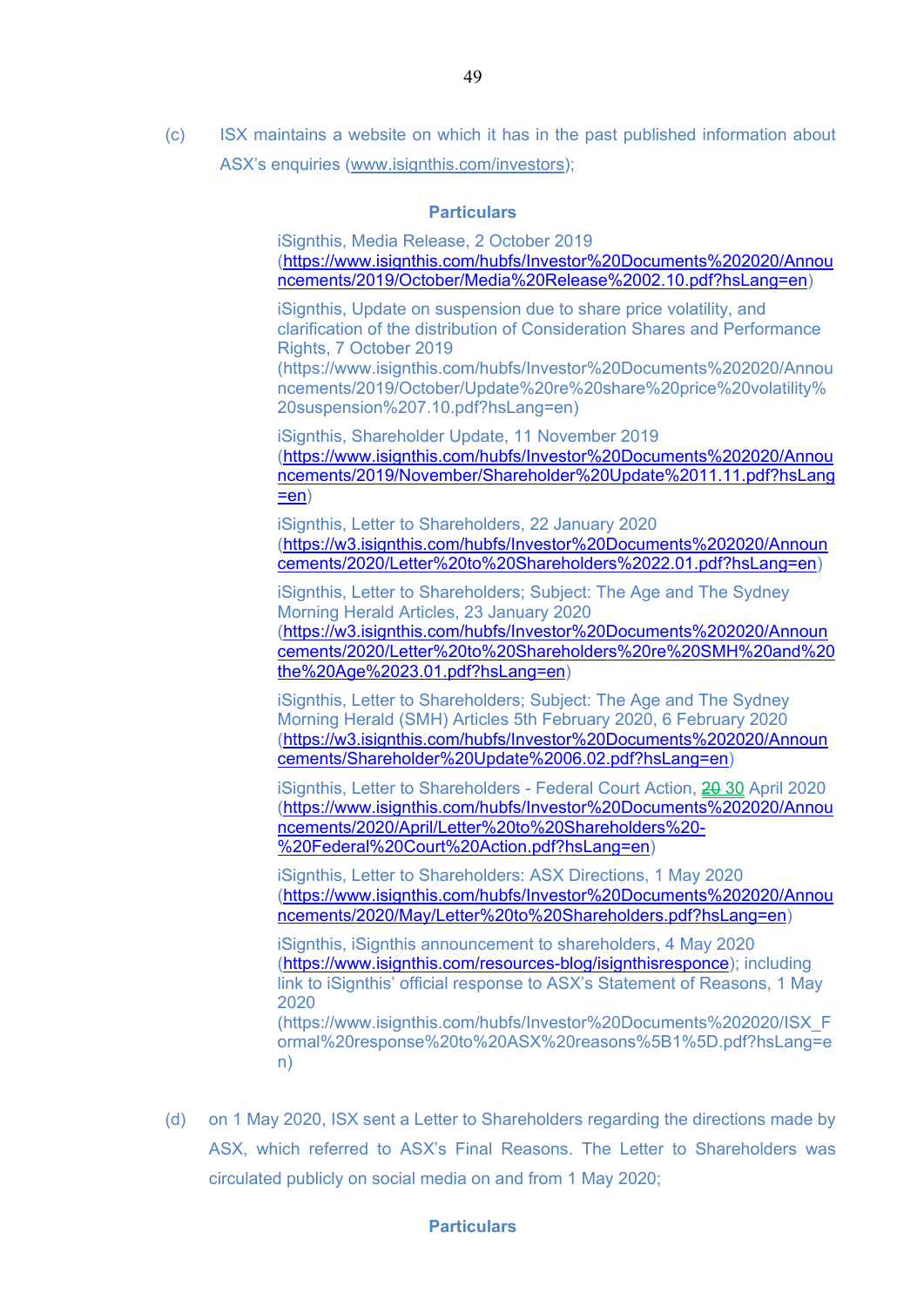(c) ISX maintains a website on which it has in the past published information about ASX's enquiries (www.isignthis.com/investors);

**Particulars**

iSignthis, Media Release, 2 October 2019 (https://www.isignthis.com/hubfs/Investor%20Documents%202020/Announcements/2019/October/Media%20Release%2002.10.pdf?hsLang=en)

iSignthis, Update on suspension due to share price volatility, and clarification of the distribution of Consideration Shares and Performance Rights, 7 October 2019 (https://www.isignthis.com/hubfs/Investor%20Documents%202020/Announcements/2019/October/Update%20re%20share%20price%20volatility%20suspension%207.10.pdf?hsLang=en)

iSignthis, Shareholder Update, 11 November 2019 (https://www.isignthis.com/hubfs/Investor%20Documents%202020/Announcements/2019/November/Shareholder%20Update%2011.11.pdf?hsLang=en)

iSignthis, Letter to Shareholders, 22 January 2020 (https://w3.isignthis.com/hubfs/Investor%20Documents%202020/Announcements/2020/Letter%20to%20Shareholders%2022.01.pdf?hsLang=en)

iSignthis, Letter to Shareholders; Subject: The Age and The Sydney Morning Herald Articles, 23 January 2020 (https://w3.isignthis.com/hubfs/Investor%20Documents%202020/Announcements/2020/Letter%20to%20Shareholders%20re%20SMH%20and%20the%20Age%2023.01.pdf?hsLang=en)

iSignthis, Letter to Shareholders; Subject: The Age and The Sydney Morning Herald (SMH) Articles 5th February 2020, 6 February 2020 (https://w3.isignthis.com/hubfs/Investor%20Documents%202020/Announcements/Shareholder%20Update%2006.02.pdf?hsLang=en)

iSignthis, Letter to Shareholders - Federal Court Action, ~~20~~ 30 April 2020 (https://www.isignthis.com/hubfs/Investor%20Documents%202020/Announcements/2020/April/Letter%20to%20Shareholders%20-%20Federal%20Court%20Action.pdf?hsLang=en)

iSignthis, Letter to Shareholders: ASX Directions, 1 May 2020 (https://www.isignthis.com/hubfs/Investor%20Documents%202020/Announcements/2020/May/Letter%20to%20Shareholders.pdf?hsLang=en)

iSignthis, iSignthis announcement to shareholders, 4 May 2020 (https://www.isignthis.com/resources-blog/isignthisresponce); including link to iSignthis' official response to ASX's Statement of Reasons, 1 May 2020 (https://www.isignthis.com/hubfs/Investor%20Documents%202020/ISX_Formal%20response%20to%20ASX%20reasons%5B1%5D.pdf?hsLang=en)

(d) on 1 May 2020, ISX sent a Letter to Shareholders regarding the directions made by ASX, which referred to ASX's Final Reasons. The Letter to Shareholders was circulated publicly on social media on and from 1 May 2020;

**Particulars**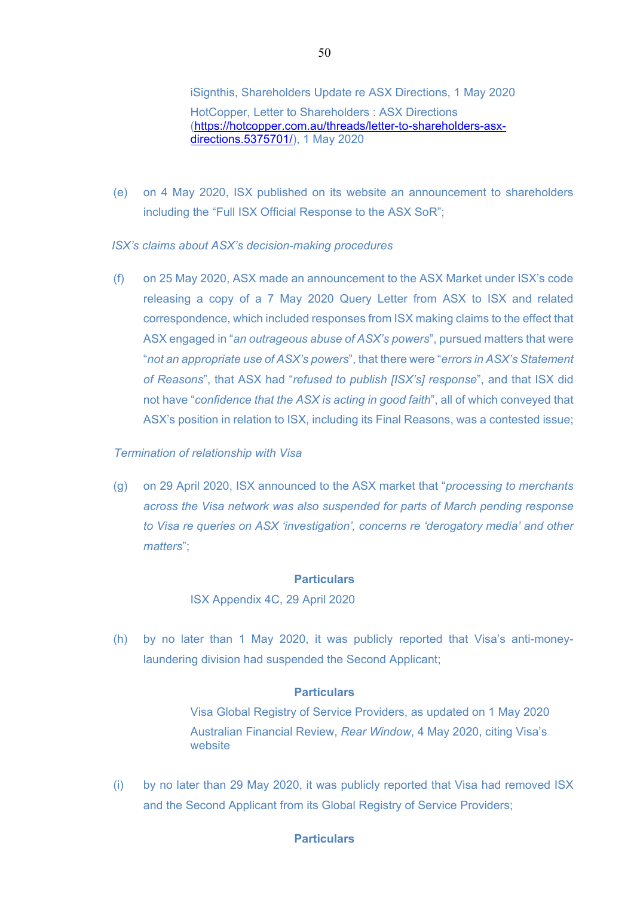iSignthis, Shareholders Update re ASX Directions, 1 May 2020

HotCopper, Letter to Shareholders : ASX Directions (https://hotcopper.com.au/threads/letter-to-shareholders-asx-directions.5375701/), 1 May 2020

(e) on 4 May 2020, ISX published on its website an announcement to shareholders including the "Full ISX Official Response to the ASX SoR";

*ISX's claims about ASX's decision-making procedures*

(f) on 25 May 2020, ASX made an announcement to the ASX Market under ISX's code releasing a copy of a 7 May 2020 Query Letter from ASX to ISX and related correspondence, which included responses from ISX making claims to the effect that ASX engaged in "*an outrageous abuse of ASX's powers*", pursued matters that were "*not an appropriate use of ASX's powers*", that there were "*errors in ASX's Statement of Reasons*", that ASX had "*refused to publish [ISX's] response*", and that ISX did not have "*confidence that the ASX is acting in good faith*", all of which conveyed that ASX's position in relation to ISX, including its Final Reasons, was a contested issue;

*Termination of relationship with Visa*

(g) on 29 April 2020, ISX announced to the ASX market that "*processing to merchants across the Visa network was also suspended for parts of March pending response to Visa re queries on ASX 'investigation', concerns re 'derogatory media' and other matters*";

**Particulars**

ISX Appendix 4C, 29 April 2020

(h) by no later than 1 May 2020, it was publicly reported that Visa's anti-money-laundering division had suspended the Second Applicant;

**Particulars**

Visa Global Registry of Service Providers, as updated on 1 May 2020

Australian Financial Review, *Rear Window*, 4 May 2020, citing Visa's website

(i) by no later than 29 May 2020, it was publicly reported that Visa had removed ISX and the Second Applicant from its Global Registry of Service Providers;

**Particulars**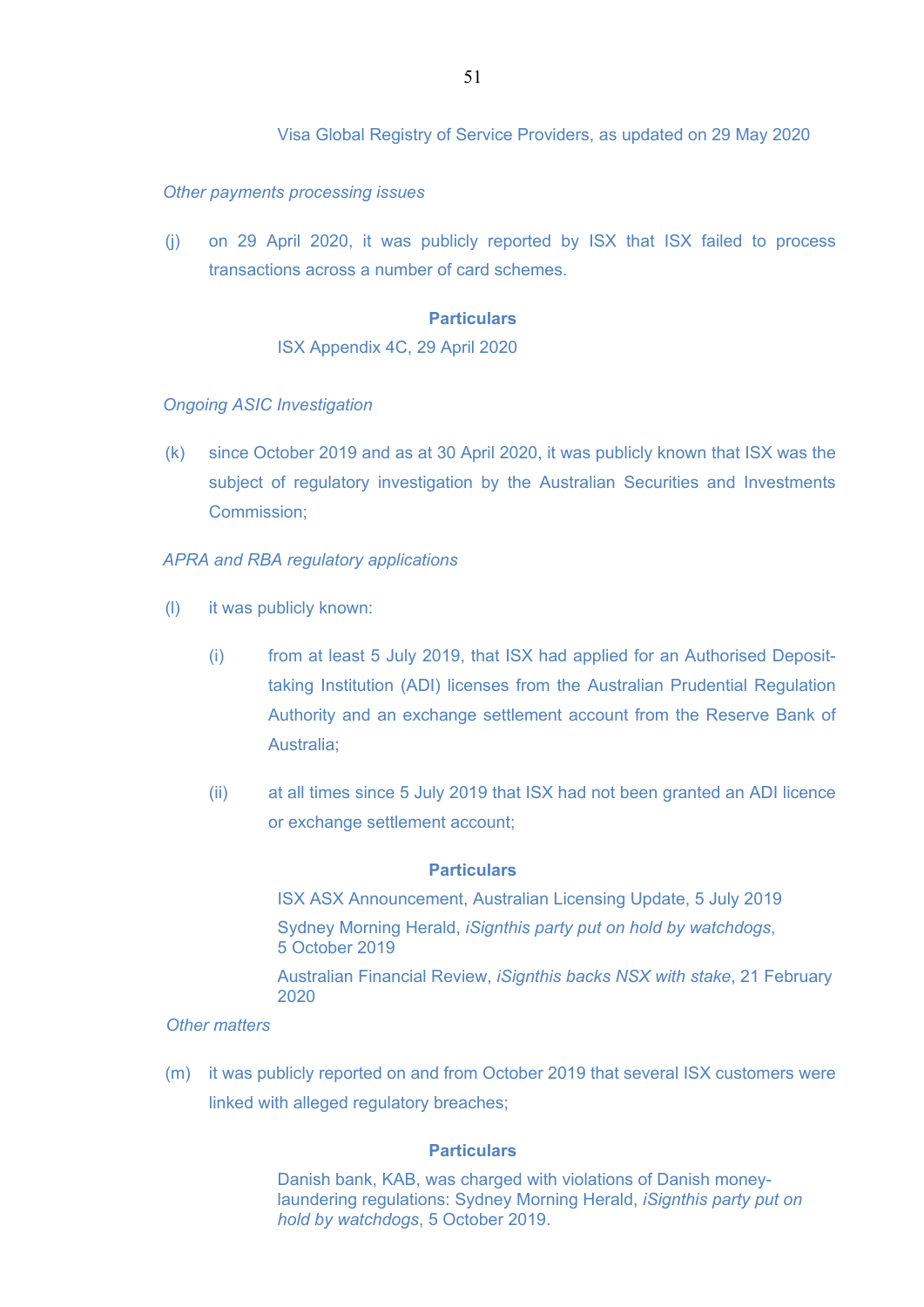Visa Global Registry of Service Providers, as updated on 29 May 2020

*Other payments processing issues*

(j) on 29 April 2020, it was publicly reported by ISX that ISX failed to process transactions across a number of card schemes.

**Particulars**

ISX Appendix 4C, 29 April 2020

*Ongoing ASIC Investigation*

(k) since October 2019 and as at 30 April 2020, it was publicly known that ISX was the subject of regulatory investigation by the Australian Securities and Investments Commission;

*APRA and RBA regulatory applications*

(l) it was publicly known:

(i) from at least 5 July 2019, that ISX had applied for an Authorised Deposit-taking Institution (ADI) licenses from the Australian Prudential Regulation Authority and an exchange settlement account from the Reserve Bank of Australia;

(ii) at all times since 5 July 2019 that ISX had not been granted an ADI licence or exchange settlement account;

**Particulars**

ISX ASX Announcement, Australian Licensing Update, 5 July 2019

Sydney Morning Herald, *iSignthis party put on hold by watchdogs*, 5 October 2019

Australian Financial Review, *iSignthis backs NSX with stake*, 21 February 2020

*Other matters*

(m) it was publicly reported on and from October 2019 that several ISX customers were linked with alleged regulatory breaches;

**Particulars**

Danish bank, KAB, was charged with violations of Danish money-laundering regulations: Sydney Morning Herald, *iSignthis party put on hold by watchdogs*, 5 October 2019.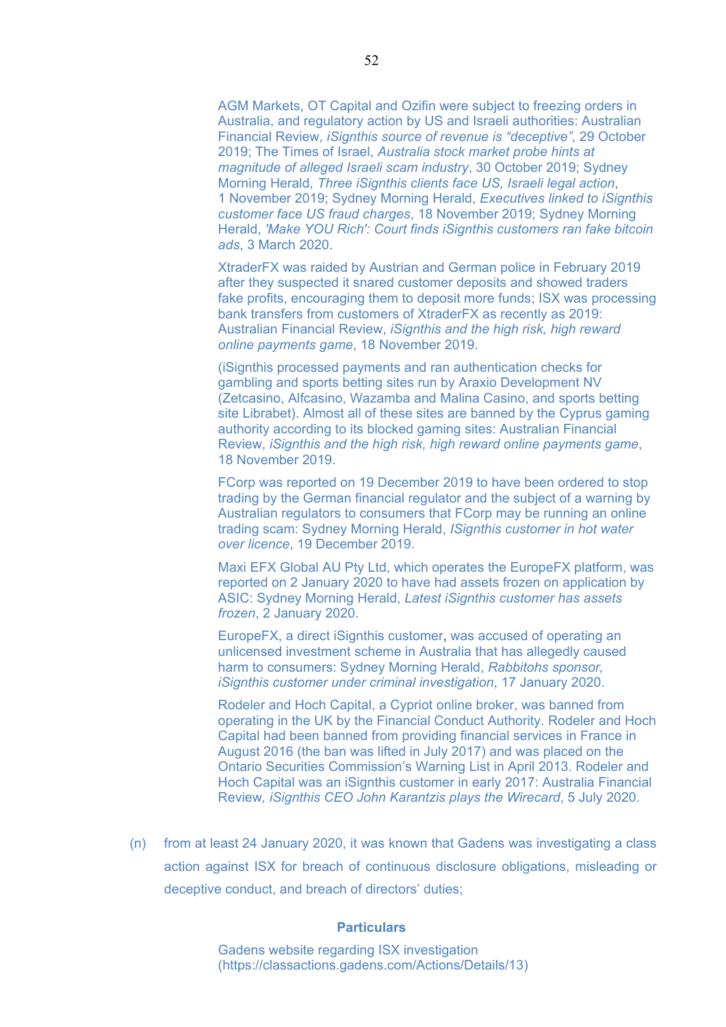AGM Markets, OT Capital and Ozifin were subject to freezing orders in Australia, and regulatory action by US and Israeli authorities: Australian Financial Review, *iSignthis source of revenue is "deceptive"*, 29 October 2019; The Times of Israel, *Australia stock market probe hints at magnitude of alleged Israeli scam industry*, 30 October 2019; Sydney Morning Herald, *Three iSignthis clients face US, Israeli legal action*, 1 November 2019; Sydney Morning Herald, *Executives linked to iSignthis customer face US fraud charges*, 18 November 2019; Sydney Morning Herald, *'Make YOU Rich': Court finds iSignthis customers ran fake bitcoin ads*, 3 March 2020.

XtraderFX was raided by Austrian and German police in February 2019 after they suspected it snared customer deposits and showed traders fake profits, encouraging them to deposit more funds; ISX was processing bank transfers from customers of XtraderFX as recently as 2019: Australian Financial Review, *iSignthis and the high risk, high reward online payments game*, 18 November 2019.

(iSignthis processed payments and ran authentication checks for gambling and sports betting sites run by Araxio Development NV (Zetcasino, Alfcasino, Wazamba and Malina Casino, and sports betting site Librabet). Almost all of these sites are banned by the Cyprus gaming authority according to its blocked gaming sites: Australian Financial Review, *iSignthis and the high risk, high reward online payments game*, 18 November 2019.

FCorp was reported on 19 December 2019 to have been ordered to stop trading by the German financial regulator and the subject of a warning by Australian regulators to consumers that FCorp may be running an online trading scam: Sydney Morning Herald, *ISignthis customer in hot water over licence*, 19 December 2019.

Maxi EFX Global AU Pty Ltd, which operates the EuropeFX platform, was reported on 2 January 2020 to have had assets frozen on application by ASIC: Sydney Morning Herald, *Latest iSignthis customer has assets frozen*, 2 January 2020.

EuropeFX, a direct iSignthis customer, was accused of operating an unlicensed investment scheme in Australia that has allegedly caused harm to consumers: Sydney Morning Herald, *Rabbitohs sponsor, iSignthis customer under criminal investigation*, 17 January 2020.

Rodeler and Hoch Capital, a Cypriot online broker, was banned from operating in the UK by the Financial Conduct Authority. Rodeler and Hoch Capital had been banned from providing financial services in France in August 2016 (the ban was lifted in July 2017) and was placed on the Ontario Securities Commission's Warning List in April 2013. Rodeler and Hoch Capital was an iSignthis customer in early 2017: Australia Financial Review*, iSignthis CEO John Karantzis plays the Wirecard*, 5 July 2020.

(n) from at least 24 January 2020, it was known that Gadens was investigating a class action against ISX for breach of continuous disclosure obligations, misleading or deceptive conduct, and breach of directors' duties;

**Particulars**

Gadens website regarding ISX investigation (https://classactions.gadens.com/Actions/Details/13)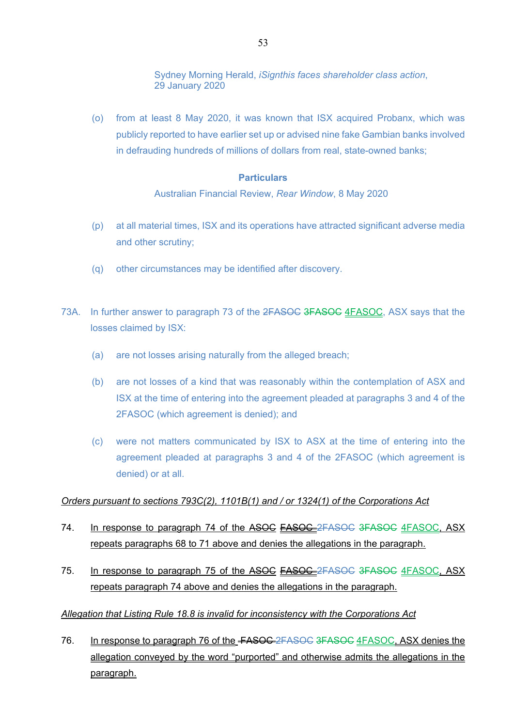Sydney Morning Herald, *iSignthis faces shareholder class action*, 29 January 2020

(o) from at least 8 May 2020, it was known that ISX acquired Probanx, which was publicly reported to have earlier set up or advised nine fake Gambian banks involved in defrauding hundreds of millions of dollars from real, state-owned banks;

**Particulars**

Australian Financial Review, *Rear Window*, 8 May 2020

(p) at all material times, ISX and its operations have attracted significant adverse media and other scrutiny;

(q) other circumstances may be identified after discovery.

73A. In further answer to paragraph 73 of the ~~2FASOC~~ ~~3FASOC~~ 4FASOC, ASX says that the losses claimed by ISX:

(a) are not losses arising naturally from the alleged breach;

(b) are not losses of a kind that was reasonably within the contemplation of ASX and ISX at the time of entering into the agreement pleaded at paragraphs 3 and 4 of the 2FASOC (which agreement is denied); and

(c) were not matters communicated by ISX to ASX at the time of entering into the agreement pleaded at paragraphs 3 and 4 of the 2FASOC (which agreement is denied) or at all.

*Orders pursuant to sections 793C(2), 1101B(1) and / or 1324(1) of the Corporations Act*

74. In response to paragraph 74 of the ~~ASOC~~ ~~FASOC~~ ~~2FASOC~~ ~~3FASOC~~ 4FASOC, ASX repeats paragraphs 68 to 71 above and denies the allegations in the paragraph.

75. In response to paragraph 75 of the ~~ASOC~~ ~~FASOC~~ ~~2FASOC~~ ~~3FASOC~~ 4FASOC, ASX repeats paragraph 74 above and denies the allegations in the paragraph.

*Allegation that Listing Rule 18.8 is invalid for inconsistency with the Corporations Act*

76. In response to paragraph 76 of the ~~FASOC~~ ~~2FASOC~~ ~~3FASOC~~ 4FASOC, ASX denies the allegation conveyed by the word "purported" and otherwise admits the allegations in the paragraph.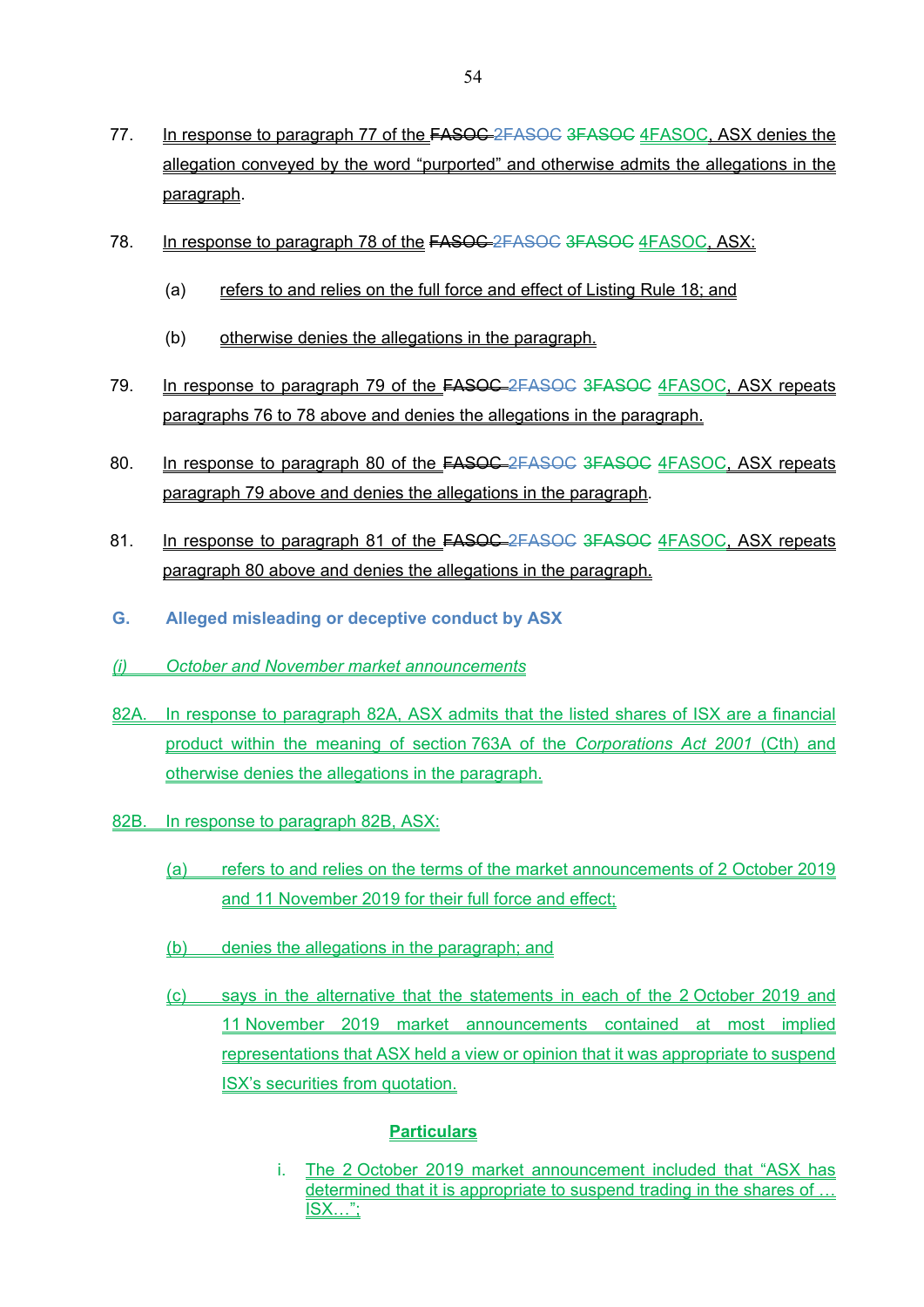77. In response to paragraph 77 of the ~~FASOC~~ ~~2FASOC~~ ~~3FASOC~~ 4FASOC, ASX denies the allegation conveyed by the word "purported" and otherwise admits the allegations in the paragraph.

78. In response to paragraph 78 of the ~~FASOC~~ ~~2FASOC~~ ~~3FASOC~~ 4FASOC, ASX:

    (a) refers to and relies on the full force and effect of Listing Rule 18; and

    (b) otherwise denies the allegations in the paragraph.

79. In response to paragraph 79 of the ~~FASOC~~ ~~2FASOC~~ ~~3FASOC~~ 4FASOC, ASX repeats paragraphs 76 to 78 above and denies the allegations in the paragraph.

80. In response to paragraph 80 of the ~~FASOC~~ ~~2FASOC~~ ~~3FASOC~~ 4FASOC, ASX repeats paragraph 79 above and denies the allegations in the paragraph.

81. In response to paragraph 81 of the ~~FASOC~~ ~~2FASOC~~ ~~3FASOC~~ 4FASOC, ASX repeats paragraph 80 above and denies the allegations in the paragraph.

## G. Alleged misleading or deceptive conduct by ASX

*(i) October and November market announcements*

82A. In response to paragraph 82A, ASX admits that the listed shares of ISX are a financial product within the meaning of section 763A of the *Corporations Act 2001* (Cth) and otherwise denies the allegations in the paragraph.

82B. In response to paragraph 82B, ASX:

    (a) refers to and relies on the terms of the market announcements of 2 October 2019 and 11 November 2019 for their full force and effect;

    (b) denies the allegations in the paragraph; and

    (c) says in the alternative that the statements in each of the 2 October 2019 and 11 November 2019 market announcements contained at most implied representations that ASX held a view or opinion that it was appropriate to suspend ISX's securities from quotation.

**Particulars**

i. The 2 October 2019 market announcement included that "ASX has determined that it is appropriate to suspend trading in the shares of … ISX…";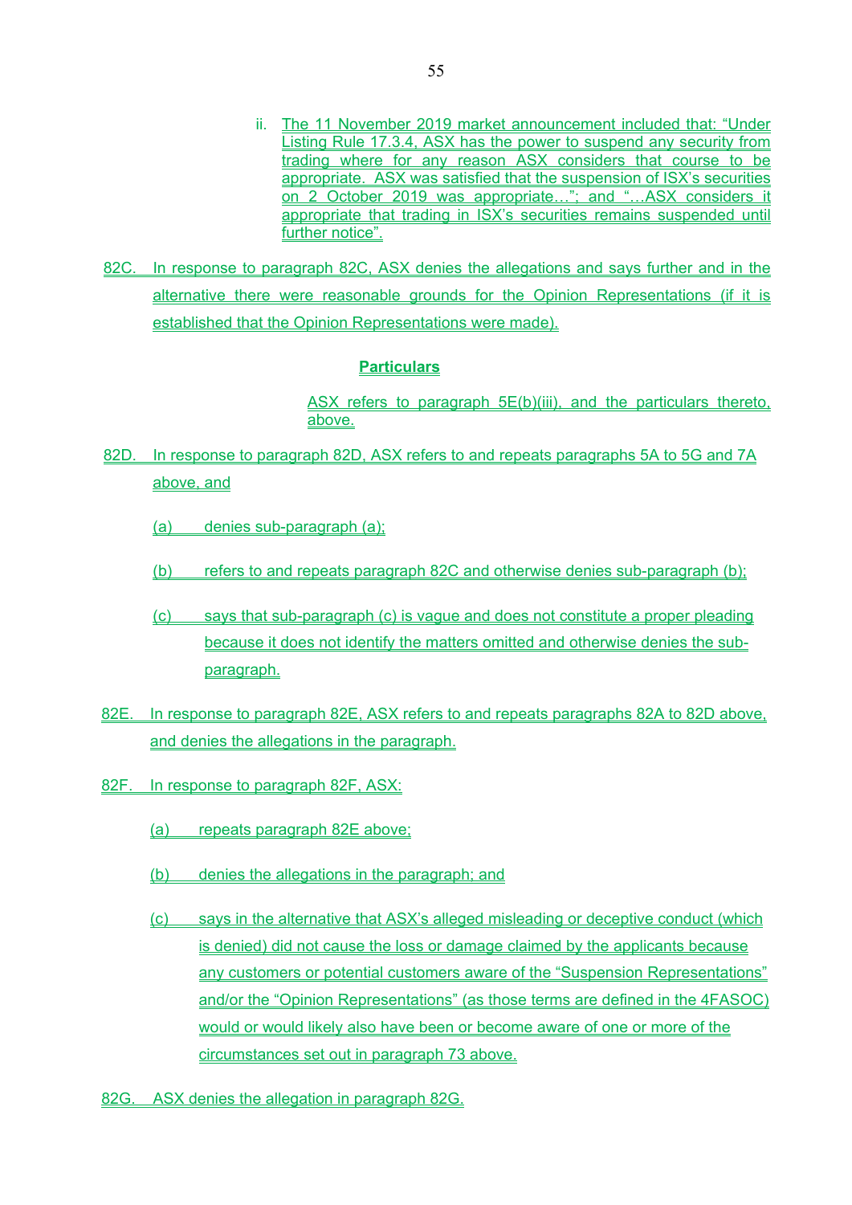ii. The 11 November 2019 market announcement included that: "Under Listing Rule 17.3.4, ASX has the power to suspend any security from trading where for any reason ASX considers that course to be appropriate. ASX was satisfied that the suspension of ISX's securities on 2 October 2019 was appropriate…"; and "…ASX considers it appropriate that trading in ISX's securities remains suspended until further notice".

82C. In response to paragraph 82C, ASX denies the allegations and says further and in the alternative there were reasonable grounds for the Opinion Representations (if it is established that the Opinion Representations were made).

**Particulars**

ASX refers to paragraph 5E(b)(iii), and the particulars thereto, above.

82D. In response to paragraph 82D, ASX refers to and repeats paragraphs 5A to 5G and 7A above, and

(a) denies sub-paragraph (a);

(b) refers to and repeats paragraph 82C and otherwise denies sub-paragraph (b);

(c) says that sub-paragraph (c) is vague and does not constitute a proper pleading because it does not identify the matters omitted and otherwise denies the sub-paragraph.

82E. In response to paragraph 82E, ASX refers to and repeats paragraphs 82A to 82D above, and denies the allegations in the paragraph.

82F. In response to paragraph 82F, ASX:

(a) repeats paragraph 82E above;

(b) denies the allegations in the paragraph; and

(c) says in the alternative that ASX's alleged misleading or deceptive conduct (which is denied) did not cause the loss or damage claimed by the applicants because any customers or potential customers aware of the "Suspension Representations" and/or the "Opinion Representations" (as those terms are defined in the 4FASOC) would or would likely also have been or become aware of one or more of the circumstances set out in paragraph 73 above.

82G. ASX denies the allegation in paragraph 82G.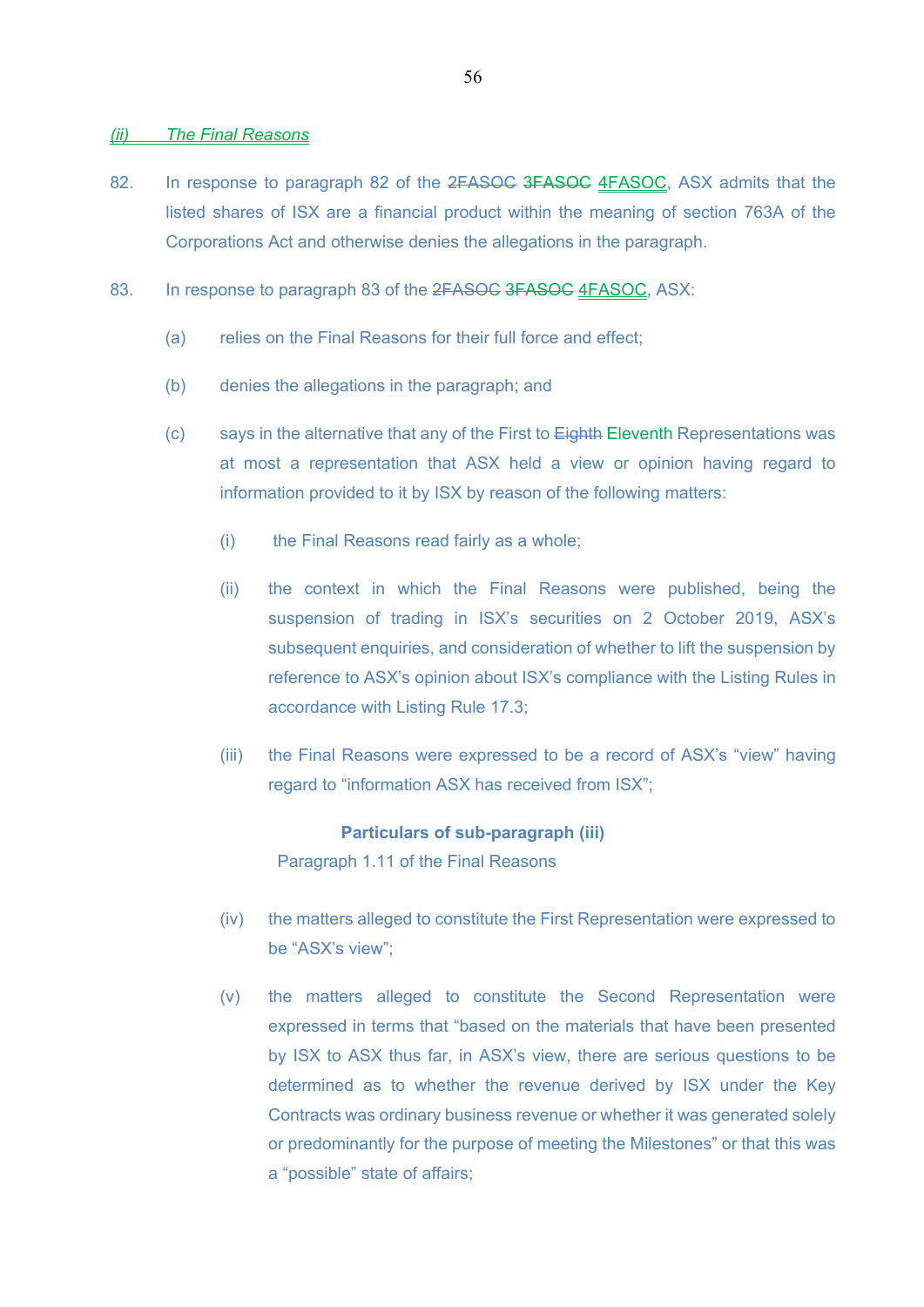## *(ii) The Final Reasons*

82. In response to paragraph 82 of the ~~2FASOC~~ ~~3FASOC~~ 4FASOC, ASX admits that the listed shares of ISX are a financial product within the meaning of section 763A of the Corporations Act and otherwise denies the allegations in the paragraph.

83. In response to paragraph 83 of the ~~2FASOC~~ ~~3FASOC~~ 4FASOC, ASX:

   (a) relies on the Final Reasons for their full force and effect;

   (b) denies the allegations in the paragraph; and

   (c) says in the alternative that any of the First to ~~Eighth~~ Eleventh Representations was at most a representation that ASX held a view or opinion having regard to information provided to it by ISX by reason of the following matters:

      (i) the Final Reasons read fairly as a whole;

      (ii) the context in which the Final Reasons were published, being the suspension of trading in ISX's securities on 2 October 2019, ASX's subsequent enquiries, and consideration of whether to lift the suspension by reference to ASX's opinion about ISX's compliance with the Listing Rules in accordance with Listing Rule 17.3;

      (iii) the Final Reasons were expressed to be a record of ASX's "view" having regard to "information ASX has received from ISX";

      **Particulars of sub-paragraph (iii)**

      Paragraph 1.11 of the Final Reasons

      (iv) the matters alleged to constitute the First Representation were expressed to be "ASX's view";

      (v) the matters alleged to constitute the Second Representation were expressed in terms that "based on the materials that have been presented by ISX to ASX thus far, in ASX's view, there are serious questions to be determined as to whether the revenue derived by ISX under the Key Contracts was ordinary business revenue or whether it was generated solely or predominantly for the purpose of meeting the Milestones" or that this was a "possible" state of affairs;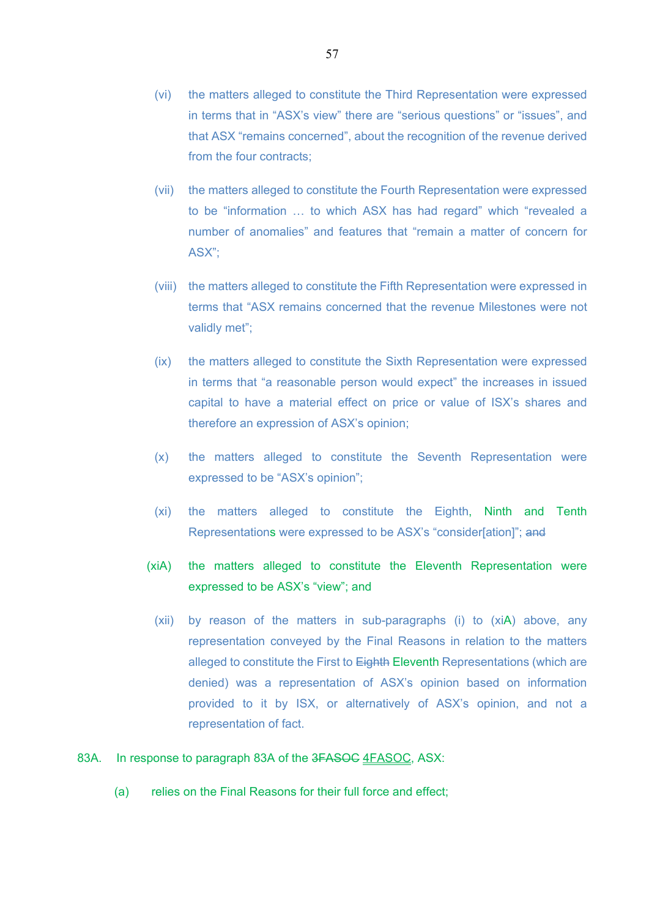(vi) the matters alleged to constitute the Third Representation were expressed in terms that in “ASX’s view” there are “serious questions” or “issues”, and that ASX “remains concerned”, about the recognition of the revenue derived from the four contracts;

(vii) the matters alleged to constitute the Fourth Representation were expressed to be “information … to which ASX has had regard” which “revealed a number of anomalies” and features that “remain a matter of concern for ASX”;

(viii) the matters alleged to constitute the Fifth Representation were expressed in terms that “ASX remains concerned that the revenue Milestones were not validly met”;

(ix) the matters alleged to constitute the Sixth Representation were expressed in terms that “a reasonable person would expect” the increases in issued capital to have a material effect on price or value of ISX’s shares and therefore an expression of ASX’s opinion;

(x) the matters alleged to constitute the Seventh Representation were expressed to be “ASX’s opinion”;

(xi) the matters alleged to constitute the Eighth, Ninth and Tenth Representations were expressed to be ASX’s “consider[ation]”; ~~and~~

(xiA) the matters alleged to constitute the Eleventh Representation were expressed to be ASX’s “view”; and

(xii) by reason of the matters in sub-paragraphs (i) to (xiA) above, any representation conveyed by the Final Reasons in relation to the matters alleged to constitute the First to ~~Eighth~~ Eleventh Representations (which are denied) was a representation of ASX’s opinion based on information provided to it by ISX, or alternatively of ASX’s opinion, and not a representation of fact.

83A. In response to paragraph 83A of the ~~3FASOC~~ 4FASOC, ASX:

(a) relies on the Final Reasons for their full force and effect;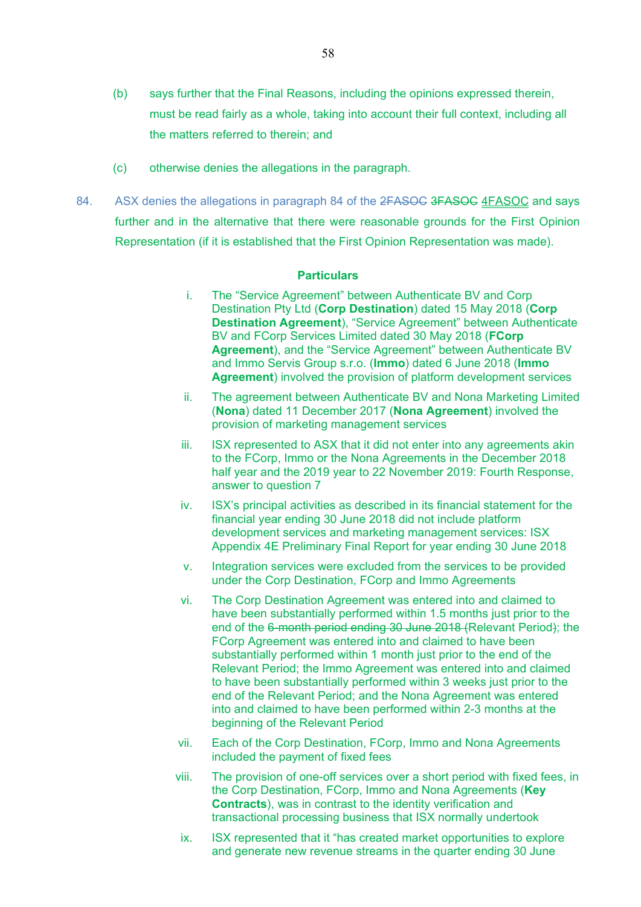(b) says further that the Final Reasons, including the opinions expressed therein, must be read fairly as a whole, taking into account their full context, including all the matters referred to therein; and

(c) otherwise denies the allegations in the paragraph.

84. ASX denies the allegations in paragraph 84 of the ~~2FASOC~~ ~~3FASOC~~ <u>4FASOC</u> and says further and in the alternative that there were reasonable grounds for the First Opinion Representation (if it is established that the First Opinion Representation was made).

**Particulars**

i. The "Service Agreement" between Authenticate BV and Corp Destination Pty Ltd (**Corp Destination**) dated 15 May 2018 (**Corp Destination Agreement**), "Service Agreement" between Authenticate BV and FCorp Services Limited dated 30 May 2018 (**FCorp Agreement**), and the "Service Agreement" between Authenticate BV and Immo Servis Group s.r.o. (**Immo**) dated 6 June 2018 (**Immo Agreement**) involved the provision of platform development services

ii. The agreement between Authenticate BV and Nona Marketing Limited (**Nona**) dated 11 December 2017 (**Nona Agreement**) involved the provision of marketing management services

iii. ISX represented to ASX that it did not enter into any agreements akin to the FCorp, Immo or the Nona Agreements in the December 2018 half year and the 2019 year to 22 November 2019: Fourth Response, answer to question 7

iv. ISX's principal activities as described in its financial statement for the financial year ending 30 June 2018 did not include platform development services and marketing management services: ISX Appendix 4E Preliminary Final Report for year ending 30 June 2018

v. Integration services were excluded from the services to be provided under the Corp Destination, FCorp and Immo Agreements

vi. The Corp Destination Agreement was entered into and claimed to have been substantially performed within 1.5 months just prior to the end of the ~~6-month period ending 30 June 2018~~ (Relevant Period); the FCorp Agreement was entered into and claimed to have been substantially performed within 1 month just prior to the end of the Relevant Period; the Immo Agreement was entered into and claimed to have been substantially performed within 3 weeks just prior to the end of the Relevant Period; and the Nona Agreement was entered into and claimed to have been performed within 2-3 months at the beginning of the Relevant Period

vii. Each of the Corp Destination, FCorp, Immo and Nona Agreements included the payment of fixed fees

viii. The provision of one-off services over a short period with fixed fees, in the Corp Destination, FCorp, Immo and Nona Agreements (**Key Contracts**), was in contrast to the identity verification and transactional processing business that ISX normally undertook

ix. ISX represented that it "has created market opportunities to explore and generate new revenue streams in the quarter ending 30 June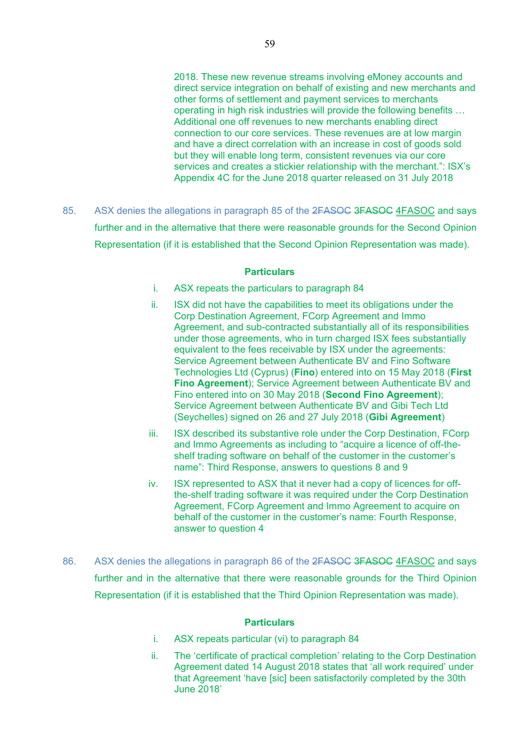2018. These new revenue streams involving eMoney accounts and direct service integration on behalf of existing and new merchants and other forms of settlement and payment services to merchants operating in high risk industries will provide the following benefits … Additional one off revenues to new merchants enabling direct connection to our core services. These revenues are at low margin and have a direct correlation with an increase in cost of goods sold but they will enable long term, consistent revenues via our core services and creates a stickier relationship with the merchant.": ISX's Appendix 4C for the June 2018 quarter released on 31 July 2018

85. ASX denies the allegations in paragraph 85 of the ~~2FASOC~~ ~~3FASOC~~ 4FASOC and says further and in the alternative that there were reasonable grounds for the Second Opinion Representation (if it is established that the Second Opinion Representation was made).

**Particulars**

i. ASX repeats the particulars to paragraph 84

ii. ISX did not have the capabilities to meet its obligations under the Corp Destination Agreement, FCorp Agreement and Immo Agreement, and sub-contracted substantially all of its responsibilities under those agreements, who in turn charged ISX fees substantially equivalent to the fees receivable by ISX under the agreements: Service Agreement between Authenticate BV and Fino Software Technologies Ltd (Cyprus) (**Fino**) entered into on 15 May 2018 (**First Fino Agreement**); Service Agreement between Authenticate BV and Fino entered into on 30 May 2018 (**Second Fino Agreement**); Service Agreement between Authenticate BV and Gibi Tech Ltd (Seychelles) signed on 26 and 27 July 2018 (**Gibi Agreement**)

iii. ISX described its substantive role under the Corp Destination, FCorp and Immo Agreements as including to "acquire a licence of off-the-shelf trading software on behalf of the customer in the customer's name": Third Response, answers to questions 8 and 9

iv. ISX represented to ASX that it never had a copy of licences for off-the-shelf trading software it was required under the Corp Destination Agreement, FCorp Agreement and Immo Agreement to acquire on behalf of the customer in the customer's name: Fourth Response, answer to question 4

86. ASX denies the allegations in paragraph 86 of the ~~2FASOC~~ ~~3FASOC~~ 4FASOC and says further and in the alternative that there were reasonable grounds for the Third Opinion Representation (if it is established that the Third Opinion Representation was made).

**Particulars**

i. ASX repeats particular (vi) to paragraph 84

ii. The 'certificate of practical completion' relating to the Corp Destination Agreement dated 14 August 2018 states that 'all work required' under that Agreement 'have [sic] been satisfactorily completed by the 30th June 2018'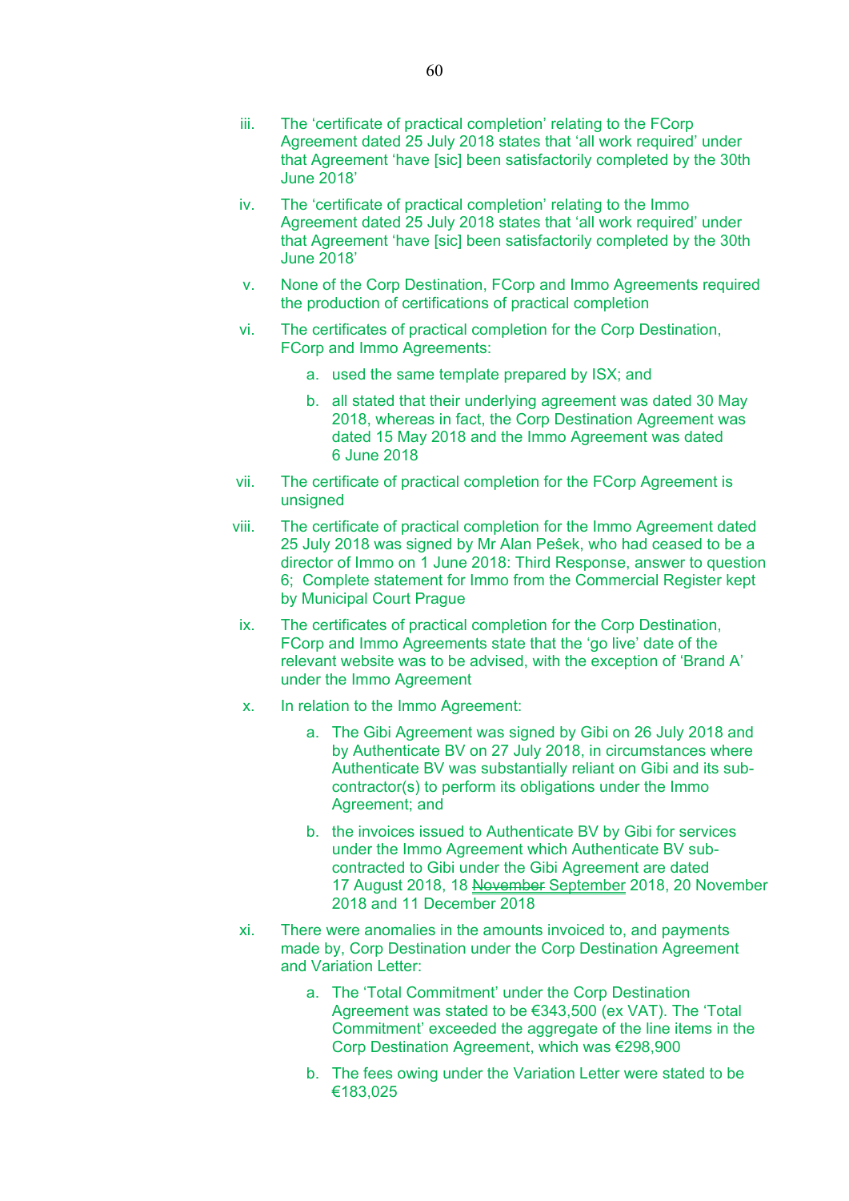iii. The ‘certificate of practical completion’ relating to the FCorp Agreement dated 25 July 2018 states that ‘all work required’ under that Agreement ‘have [sic] been satisfactorily completed by the 30th June 2018’

iv. The ‘certificate of practical completion’ relating to the Immo Agreement dated 25 July 2018 states that ‘all work required’ under that Agreement ‘have [sic] been satisfactorily completed by the 30th June 2018’

v. None of the Corp Destination, FCorp and Immo Agreements required the production of certifications of practical completion

vi. The certificates of practical completion for the Corp Destination, FCorp and Immo Agreements:

   a. used the same template prepared by ISX; and

   b. all stated that their underlying agreement was dated 30 May 2018, whereas in fact, the Corp Destination Agreement was dated 15 May 2018 and the Immo Agreement was dated 6 June 2018

vii. The certificate of practical completion for the FCorp Agreement is unsigned

viii. The certificate of practical completion for the Immo Agreement dated 25 July 2018 was signed by Mr Alan Peŝek, who had ceased to be a director of Immo on 1 June 2018: Third Response, answer to question 6; Complete statement for Immo from the Commercial Register kept by Municipal Court Prague

ix. The certificates of practical completion for the Corp Destination, FCorp and Immo Agreements state that the ‘go live’ date of the relevant website was to be advised, with the exception of ‘Brand A’ under the Immo Agreement

x. In relation to the Immo Agreement:

   a. The Gibi Agreement was signed by Gibi on 26 July 2018 and by Authenticate BV on 27 July 2018, in circumstances where Authenticate BV was substantially reliant on Gibi and its sub-contractor(s) to perform its obligations under the Immo Agreement; and

   b. the invoices issued to Authenticate BV by Gibi for services under the Immo Agreement which Authenticate BV sub-contracted to Gibi under the Gibi Agreement are dated 17 August 2018, 18 ~~November~~ September 2018, 20 November 2018 and 11 December 2018

xi. There were anomalies in the amounts invoiced to, and payments made by, Corp Destination under the Corp Destination Agreement and Variation Letter:

   a. The ‘Total Commitment’ under the Corp Destination Agreement was stated to be €343,500 (ex VAT). The ‘Total Commitment’ exceeded the aggregate of the line items in the Corp Destination Agreement, which was €298,900

   b. The fees owing under the Variation Letter were stated to be €183,025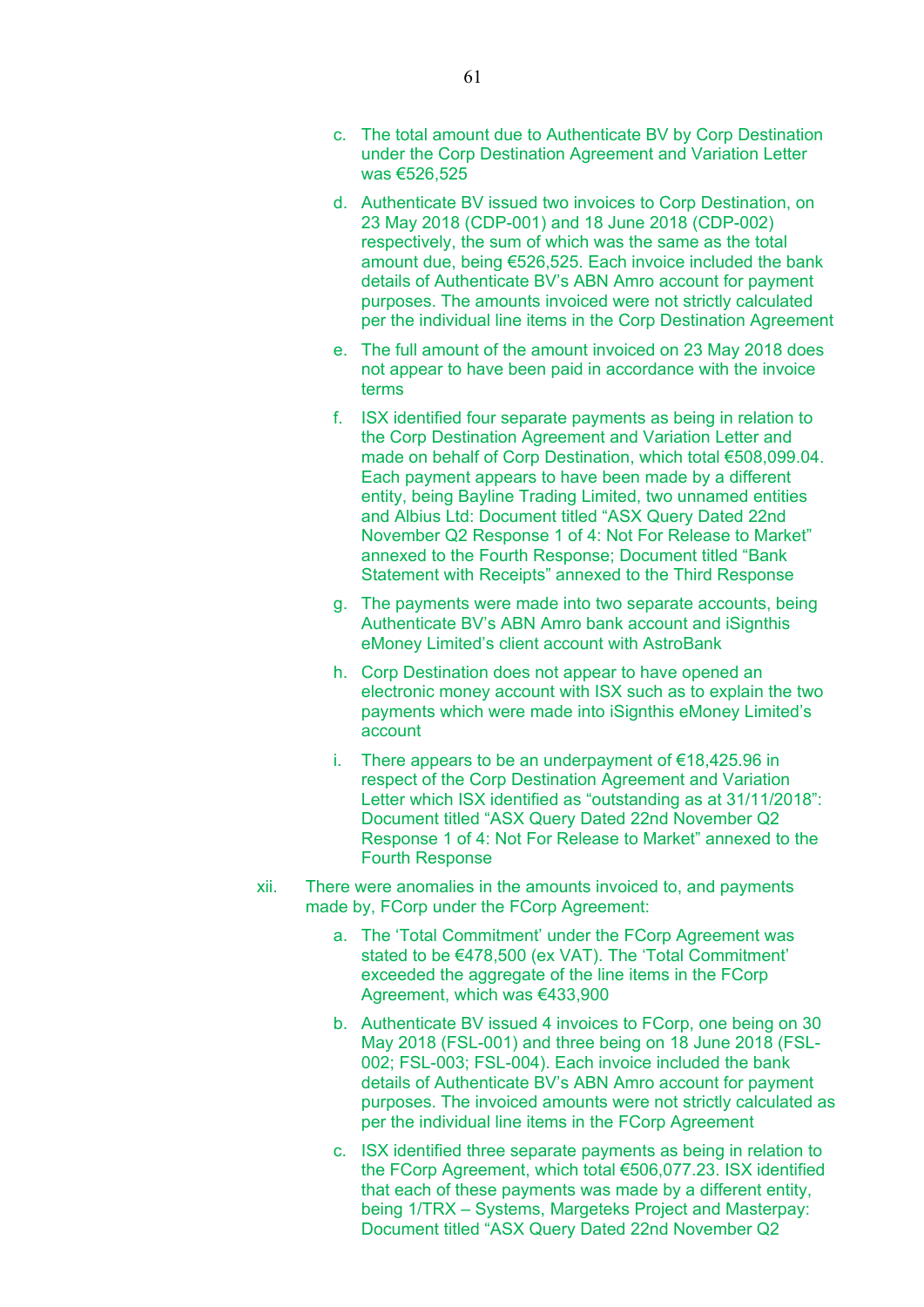c. The total amount due to Authenticate BV by Corp Destination under the Corp Destination Agreement and Variation Letter was €526,525

d. Authenticate BV issued two invoices to Corp Destination, on 23 May 2018 (CDP-001) and 18 June 2018 (CDP-002) respectively, the sum of which was the same as the total amount due, being €526,525. Each invoice included the bank details of Authenticate BV's ABN Amro account for payment purposes. The amounts invoiced were not strictly calculated per the individual line items in the Corp Destination Agreement

e. The full amount of the amount invoiced on 23 May 2018 does not appear to have been paid in accordance with the invoice terms

f. ISX identified four separate payments as being in relation to the Corp Destination Agreement and Variation Letter and made on behalf of Corp Destination, which total €508,099.04. Each payment appears to have been made by a different entity, being Bayline Trading Limited, two unnamed entities and Albius Ltd: Document titled "ASX Query Dated 22nd November Q2 Response 1 of 4: Not For Release to Market" annexed to the Fourth Response; Document titled "Bank Statement with Receipts" annexed to the Third Response

g. The payments were made into two separate accounts, being Authenticate BV's ABN Amro bank account and iSignthis eMoney Limited's client account with AstroBank

h. Corp Destination does not appear to have opened an electronic money account with ISX such as to explain the two payments which were made into iSignthis eMoney Limited's account

i. There appears to be an underpayment of €18,425.96 in respect of the Corp Destination Agreement and Variation Letter which ISX identified as "outstanding as at 31/11/2018": Document titled "ASX Query Dated 22nd November Q2 Response 1 of 4: Not For Release to Market" annexed to the Fourth Response

xii. There were anomalies in the amounts invoiced to, and payments made by, FCorp under the FCorp Agreement:

a. The 'Total Commitment' under the FCorp Agreement was stated to be €478,500 (ex VAT). The 'Total Commitment' exceeded the aggregate of the line items in the FCorp Agreement, which was €433,900

b. Authenticate BV issued 4 invoices to FCorp, one being on 30 May 2018 (FSL-001) and three being on 18 June 2018 (FSL-002; FSL-003; FSL-004). Each invoice included the bank details of Authenticate BV's ABN Amro account for payment purposes. The invoiced amounts were not strictly calculated as per the individual line items in the FCorp Agreement

c. ISX identified three separate payments as being in relation to the FCorp Agreement, which total €506,077.23. ISX identified that each of these payments was made by a different entity, being 1/TRX – Systems, Margeteks Project and Masterpay: Document titled "ASX Query Dated 22nd November Q2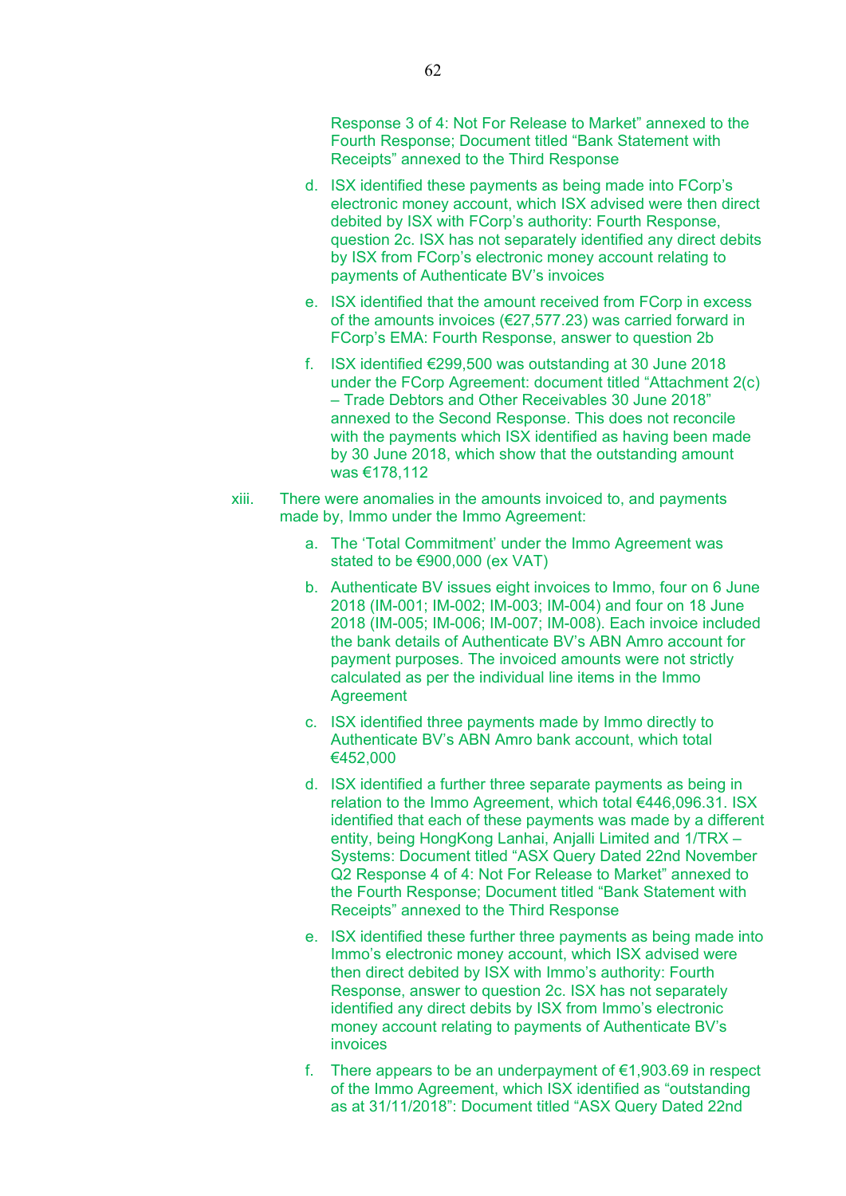Response 3 of 4: Not For Release to Market" annexed to the Fourth Response; Document titled "Bank Statement with Receipts" annexed to the Third Response

d. ISX identified these payments as being made into FCorp's electronic money account, which ISX advised were then direct debited by ISX with FCorp's authority: Fourth Response, question 2c. ISX has not separately identified any direct debits by ISX from FCorp's electronic money account relating to payments of Authenticate BV's invoices

e. ISX identified that the amount received from FCorp in excess of the amounts invoices (€27,577.23) was carried forward in FCorp's EMA: Fourth Response, answer to question 2b

f. ISX identified €299,500 was outstanding at 30 June 2018 under the FCorp Agreement: document titled "Attachment 2(c) – Trade Debtors and Other Receivables 30 June 2018" annexed to the Second Response. This does not reconcile with the payments which ISX identified as having been made by 30 June 2018, which show that the outstanding amount was €178,112

xiii. There were anomalies in the amounts invoiced to, and payments made by, Immo under the Immo Agreement:

a. The 'Total Commitment' under the Immo Agreement was stated to be €900,000 (ex VAT)

b. Authenticate BV issues eight invoices to Immo, four on 6 June 2018 (IM-001; IM-002; IM-003; IM-004) and four on 18 June 2018 (IM-005; IM-006; IM-007; IM-008). Each invoice included the bank details of Authenticate BV's ABN Amro account for payment purposes. The invoiced amounts were not strictly calculated as per the individual line items in the Immo Agreement

c. ISX identified three payments made by Immo directly to Authenticate BV's ABN Amro bank account, which total €452,000

d. ISX identified a further three separate payments as being in relation to the Immo Agreement, which total €446,096.31. ISX identified that each of these payments was made by a different entity, being HongKong Lanhai, Anjalli Limited and 1/TRX – Systems: Document titled "ASX Query Dated 22nd November Q2 Response 4 of 4: Not For Release to Market" annexed to the Fourth Response; Document titled "Bank Statement with Receipts" annexed to the Third Response

e. ISX identified these further three payments as being made into Immo's electronic money account, which ISX advised were then direct debited by ISX with Immo's authority: Fourth Response, answer to question 2c. ISX has not separately identified any direct debits by ISX from Immo's electronic money account relating to payments of Authenticate BV's invoices

f. There appears to be an underpayment of €1,903.69 in respect of the Immo Agreement, which ISX identified as "outstanding as at 31/11/2018": Document titled "ASX Query Dated 22nd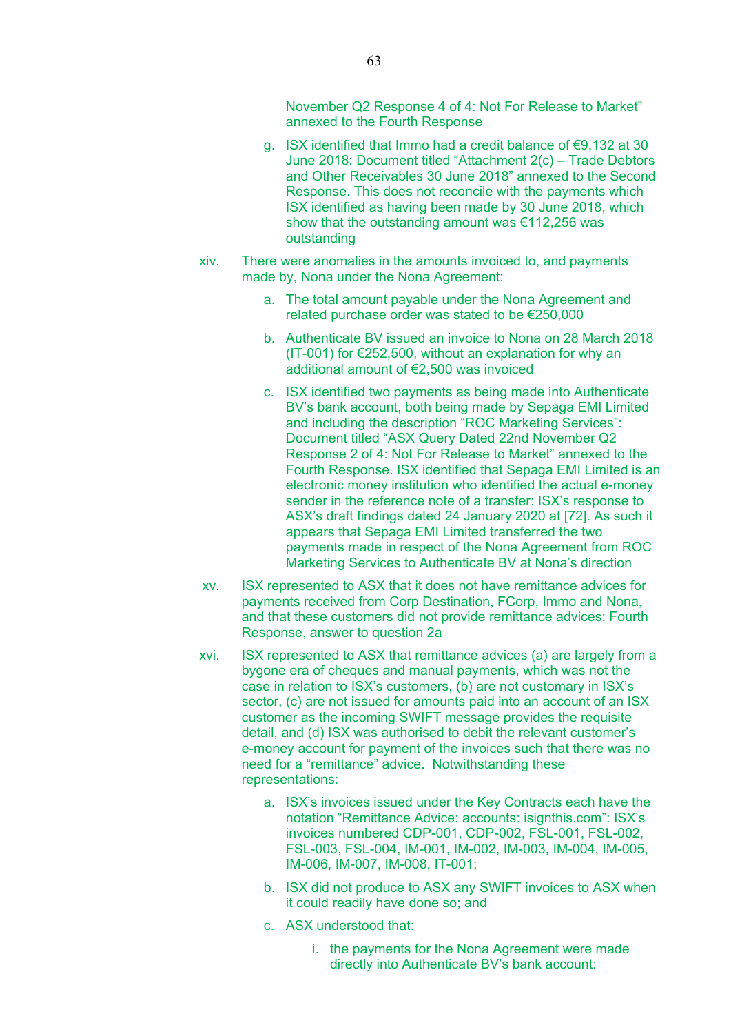November Q2 Response 4 of 4: Not For Release to Market" annexed to the Fourth Response

g. ISX identified that Immo had a credit balance of €9,132 at 30 June 2018: Document titled "Attachment 2(c) – Trade Debtors and Other Receivables 30 June 2018" annexed to the Second Response. This does not reconcile with the payments which ISX identified as having been made by 30 June 2018, which show that the outstanding amount was €112,256 was outstanding

xiv. There were anomalies in the amounts invoiced to, and payments made by, Nona under the Nona Agreement:

a. The total amount payable under the Nona Agreement and related purchase order was stated to be €250,000

b. Authenticate BV issued an invoice to Nona on 28 March 2018 (IT-001) for €252,500, without an explanation for why an additional amount of €2,500 was invoiced

c. ISX identified two payments as being made into Authenticate BV's bank account, both being made by Sepaga EMI Limited and including the description "ROC Marketing Services": Document titled "ASX Query Dated 22nd November Q2 Response 2 of 4: Not For Release to Market" annexed to the Fourth Response. ISX identified that Sepaga EMI Limited is an electronic money institution who identified the actual e-money sender in the reference note of a transfer: ISX's response to ASX's draft findings dated 24 January 2020 at [72]. As such it appears that Sepaga EMI Limited transferred the two payments made in respect of the Nona Agreement from ROC Marketing Services to Authenticate BV at Nona's direction

xv. ISX represented to ASX that it does not have remittance advices for payments received from Corp Destination, FCorp, Immo and Nona, and that these customers did not provide remittance advices: Fourth Response, answer to question 2a

xvi. ISX represented to ASX that remittance advices (a) are largely from a bygone era of cheques and manual payments, which was not the case in relation to ISX's customers, (b) are not customary in ISX's sector, (c) are not issued for amounts paid into an account of an ISX customer as the incoming SWIFT message provides the requisite detail, and (d) ISX was authorised to debit the relevant customer's e-money account for payment of the invoices such that there was no need for a "remittance" advice. Notwithstanding these representations:

a. ISX's invoices issued under the Key Contracts each have the notation "Remittance Advice: accounts: isignthis.com": ISX's invoices numbered CDP-001, CDP-002, FSL-001, FSL-002, FSL-003, FSL-004, IM-001, IM-002, IM-003, IM-004, IM-005, IM-006, IM-007, IM-008, IT-001;

b. ISX did not produce to ASX any SWIFT invoices to ASX when it could readily have done so; and

c. ASX understood that:

i. the payments for the Nona Agreement were made directly into Authenticate BV's bank account: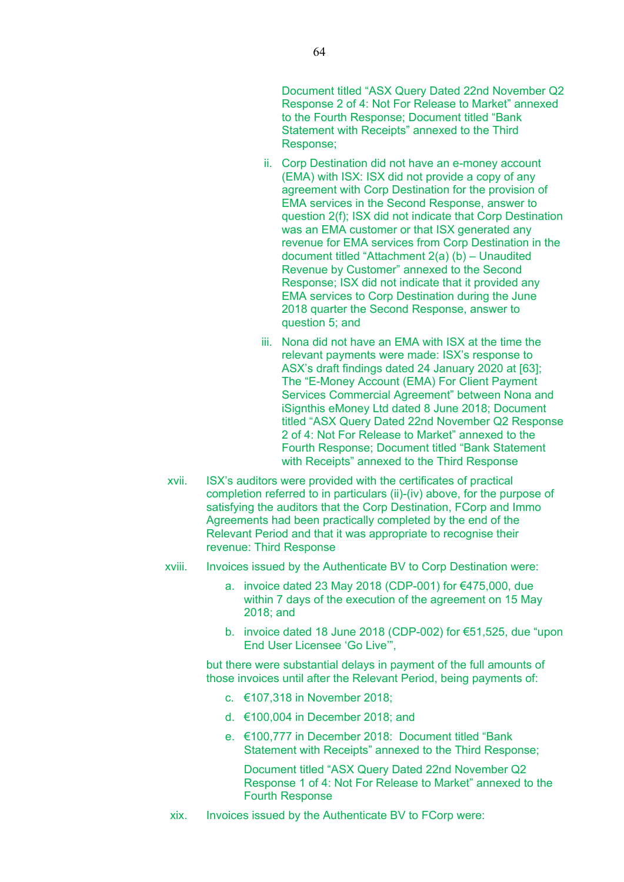Document titled "ASX Query Dated 22nd November Q2 Response 2 of 4: Not For Release to Market" annexed to the Fourth Response; Document titled "Bank Statement with Receipts" annexed to the Third Response;

ii. Corp Destination did not have an e-money account (EMA) with ISX: ISX did not provide a copy of any agreement with Corp Destination for the provision of EMA services in the Second Response, answer to question 2(f); ISX did not indicate that Corp Destination was an EMA customer or that ISX generated any revenue for EMA services from Corp Destination in the document titled "Attachment 2(a) (b) – Unaudited Revenue by Customer" annexed to the Second Response; ISX did not indicate that it provided any EMA services to Corp Destination during the June 2018 quarter the Second Response, answer to question 5; and

iii. Nona did not have an EMA with ISX at the time the relevant payments were made: ISX's response to ASX's draft findings dated 24 January 2020 at [63]; The "E-Money Account (EMA) For Client Payment Services Commercial Agreement" between Nona and iSignthis eMoney Ltd dated 8 June 2018; Document titled "ASX Query Dated 22nd November Q2 Response 2 of 4: Not For Release to Market" annexed to the Fourth Response; Document titled "Bank Statement with Receipts" annexed to the Third Response

xvii. ISX's auditors were provided with the certificates of practical completion referred to in particulars (ii)-(iv) above, for the purpose of satisfying the auditors that the Corp Destination, FCorp and Immo Agreements had been practically completed by the end of the Relevant Period and that it was appropriate to recognise their revenue: Third Response

xviii. Invoices issued by the Authenticate BV to Corp Destination were:

a. invoice dated 23 May 2018 (CDP-001) for €475,000, due within 7 days of the execution of the agreement on 15 May 2018; and

b. invoice dated 18 June 2018 (CDP-002) for €51,525, due "upon End User Licensee 'Go Live'",

but there were substantial delays in payment of the full amounts of those invoices until after the Relevant Period, being payments of:

c. €107,318 in November 2018;

d. €100,004 in December 2018; and

e. €100,777 in December 2018: Document titled "Bank Statement with Receipts" annexed to the Third Response;

Document titled "ASX Query Dated 22nd November Q2 Response 1 of 4: Not For Release to Market" annexed to the Fourth Response

xix. Invoices issued by the Authenticate BV to FCorp were: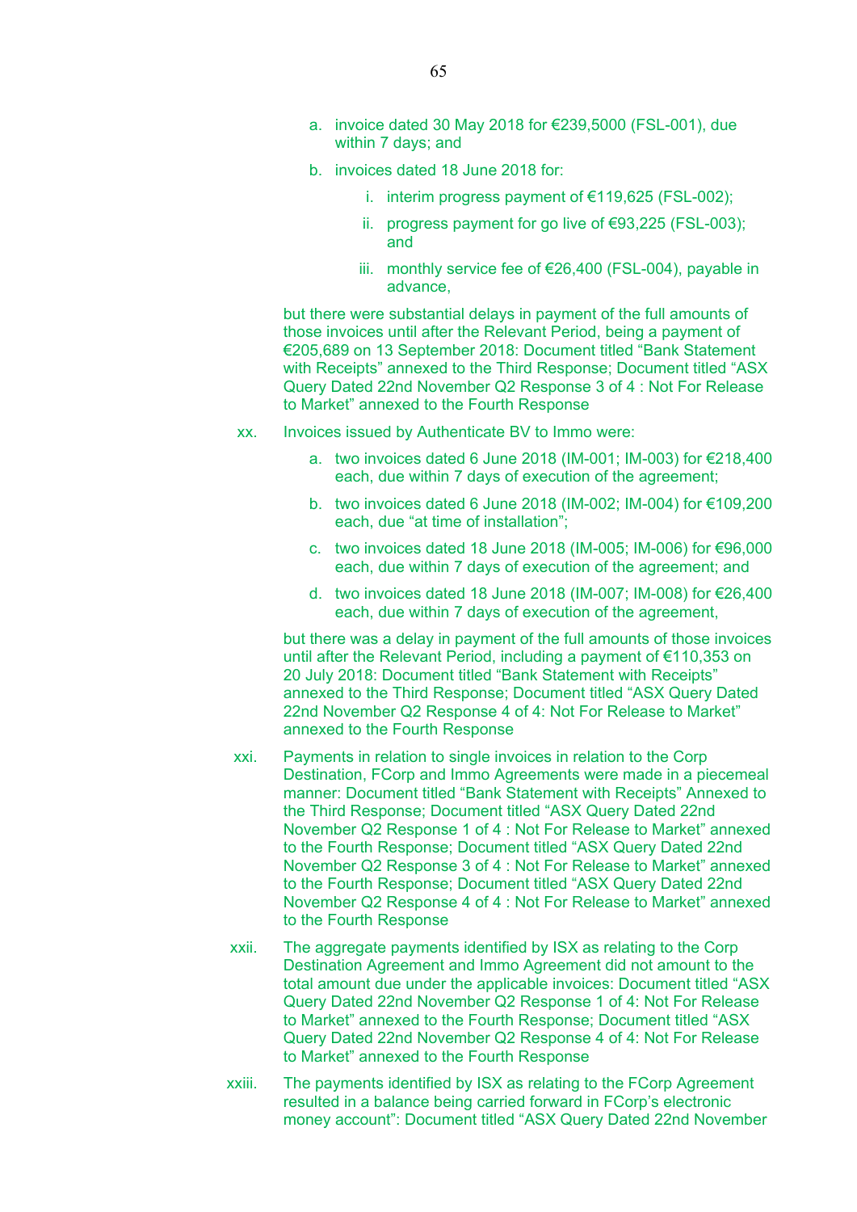a. invoice dated 30 May 2018 for €239,5000 (FSL-001), due within 7 days; and

b. invoices dated 18 June 2018 for:

    i. interim progress payment of €119,625 (FSL-002);

    ii. progress payment for go live of €93,225 (FSL-003); and

    iii. monthly service fee of €26,400 (FSL-004), payable in advance,

but there were substantial delays in payment of the full amounts of those invoices until after the Relevant Period, being a payment of €205,689 on 13 September 2018: Document titled "Bank Statement with Receipts" annexed to the Third Response; Document titled "ASX Query Dated 22nd November Q2 Response 3 of 4 : Not For Release to Market" annexed to the Fourth Response

xx. Invoices issued by Authenticate BV to Immo were:

a. two invoices dated 6 June 2018 (IM-001; IM-003) for €218,400 each, due within 7 days of execution of the agreement;

b. two invoices dated 6 June 2018 (IM-002; IM-004) for €109,200 each, due "at time of installation";

c. two invoices dated 18 June 2018 (IM-005; IM-006) for €96,000 each, due within 7 days of execution of the agreement; and

d. two invoices dated 18 June 2018 (IM-007; IM-008) for €26,400 each, due within 7 days of execution of the agreement,

but there was a delay in payment of the full amounts of those invoices until after the Relevant Period, including a payment of €110,353 on 20 July 2018: Document titled "Bank Statement with Receipts" annexed to the Third Response; Document titled "ASX Query Dated 22nd November Q2 Response 4 of 4: Not For Release to Market" annexed to the Fourth Response

xxi. Payments in relation to single invoices in relation to the Corp Destination, FCorp and Immo Agreements were made in a piecemeal manner: Document titled "Bank Statement with Receipts" Annexed to the Third Response; Document titled "ASX Query Dated 22nd November Q2 Response 1 of 4 : Not For Release to Market" annexed to the Fourth Response; Document titled "ASX Query Dated 22nd November Q2 Response 3 of 4 : Not For Release to Market" annexed to the Fourth Response; Document titled "ASX Query Dated 22nd November Q2 Response 4 of 4 : Not For Release to Market" annexed to the Fourth Response

xxii. The aggregate payments identified by ISX as relating to the Corp Destination Agreement and Immo Agreement did not amount to the total amount due under the applicable invoices: Document titled "ASX Query Dated 22nd November Q2 Response 1 of 4: Not For Release to Market" annexed to the Fourth Response; Document titled "ASX Query Dated 22nd November Q2 Response 4 of 4: Not For Release to Market" annexed to the Fourth Response

xxiii. The payments identified by ISX as relating to the FCorp Agreement resulted in a balance being carried forward in FCorp's electronic money account": Document titled "ASX Query Dated 22nd November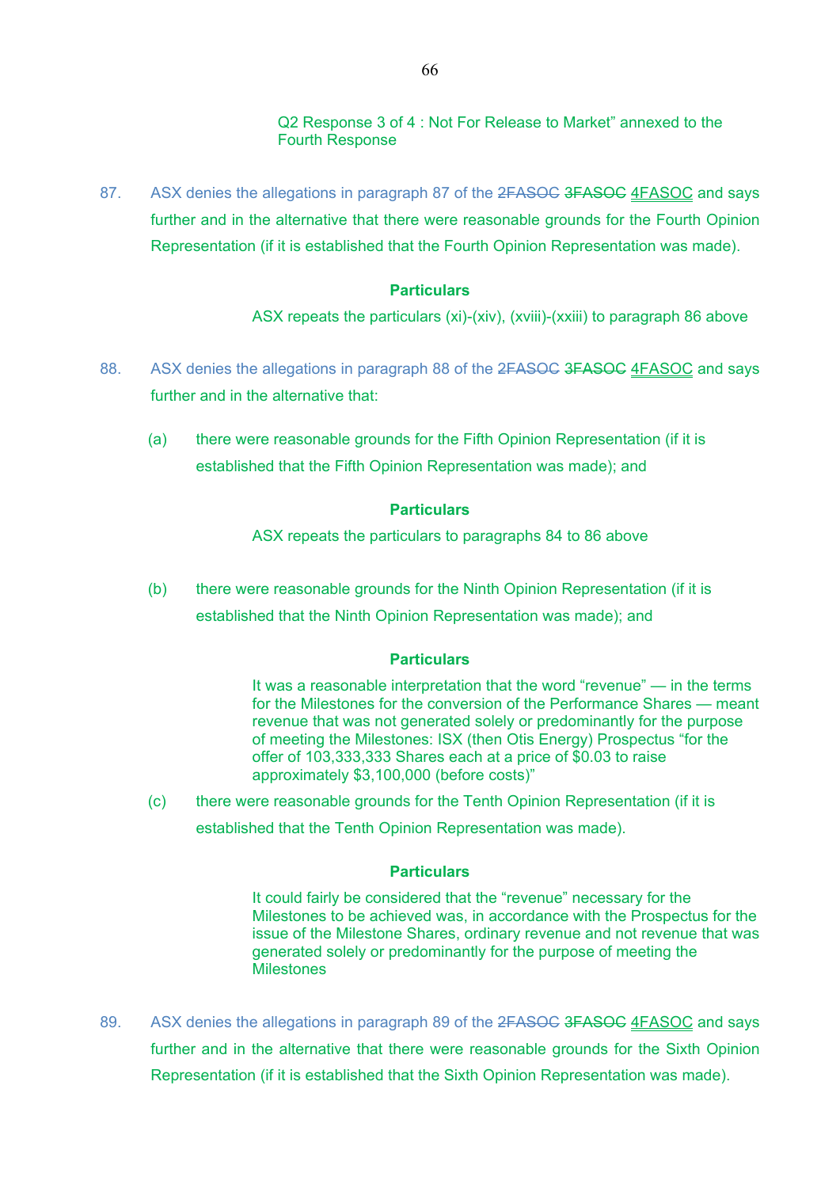Q2 Response 3 of 4 : Not For Release to Market" annexed to the Fourth Response

87. ASX denies the allegations in paragraph 87 of the ~~2FASOC~~ ~~3FASOC~~ 4FASOC and says further and in the alternative that there were reasonable grounds for the Fourth Opinion Representation (if it is established that the Fourth Opinion Representation was made).

**Particulars**

ASX repeats the particulars (xi)-(xiv), (xviii)-(xxiii) to paragraph 86 above

88. ASX denies the allegations in paragraph 88 of the ~~2FASOC~~ ~~3FASOC~~ 4FASOC and says further and in the alternative that:

(a) there were reasonable grounds for the Fifth Opinion Representation (if it is established that the Fifth Opinion Representation was made); and

**Particulars**

ASX repeats the particulars to paragraphs 84 to 86 above

(b) there were reasonable grounds for the Ninth Opinion Representation (if it is established that the Ninth Opinion Representation was made); and

**Particulars**

It was a reasonable interpretation that the word "revenue" — in the terms for the Milestones for the conversion of the Performance Shares — meant revenue that was not generated solely or predominantly for the purpose of meeting the Milestones: ISX (then Otis Energy) Prospectus "for the offer of 103,333,333 Shares each at a price of $0.03 to raise approximately $3,100,000 (before costs)"

(c) there were reasonable grounds for the Tenth Opinion Representation (if it is established that the Tenth Opinion Representation was made).

**Particulars**

It could fairly be considered that the "revenue" necessary for the Milestones to be achieved was, in accordance with the Prospectus for the issue of the Milestone Shares, ordinary revenue and not revenue that was generated solely or predominantly for the purpose of meeting the Milestones

89. ASX denies the allegations in paragraph 89 of the ~~2FASOC~~ ~~3FASOC~~ 4FASOC and says further and in the alternative that there were reasonable grounds for the Sixth Opinion Representation (if it is established that the Sixth Opinion Representation was made).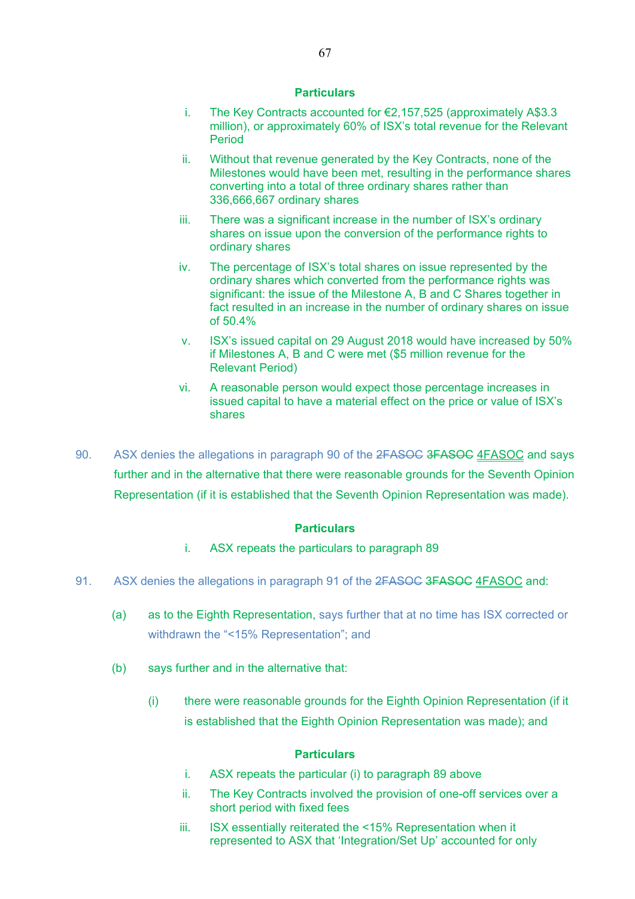**Particulars**

i. The Key Contracts accounted for €2,157,525 (approximately A$3.3 million), or approximately 60% of ISX's total revenue for the Relevant Period

ii. Without that revenue generated by the Key Contracts, none of the Milestones would have been met, resulting in the performance shares converting into a total of three ordinary shares rather than 336,666,667 ordinary shares

iii. There was a significant increase in the number of ISX's ordinary shares on issue upon the conversion of the performance rights to ordinary shares

iv. The percentage of ISX's total shares on issue represented by the ordinary shares which converted from the performance rights was significant: the issue of the Milestone A, B and C Shares together in fact resulted in an increase in the number of ordinary shares on issue of 50.4%

v. ISX's issued capital on 29 August 2018 would have increased by 50% if Milestones A, B and C were met ($5 million revenue for the Relevant Period)

vi. A reasonable person would expect those percentage increases in issued capital to have a material effect on the price or value of ISX's shares

90. ASX denies the allegations in paragraph 90 of the ~~2FASOC~~ ~~3FASOC~~ <u>4FASOC</u> and says further and in the alternative that there were reasonable grounds for the Seventh Opinion Representation (if it is established that the Seventh Opinion Representation was made).

**Particulars**

i. ASX repeats the particulars to paragraph 89

91. ASX denies the allegations in paragraph 91 of the ~~2FASOC~~ ~~3FASOC~~ <u>4FASOC</u> and:

(a) as to the Eighth Representation, says further that at no time has ISX corrected or withdrawn the "<15% Representation"; and

(b) says further and in the alternative that:

(i) there were reasonable grounds for the Eighth Opinion Representation (if it is established that the Eighth Opinion Representation was made); and

**Particulars**

i. ASX repeats the particular (i) to paragraph 89 above

ii. The Key Contracts involved the provision of one-off services over a short period with fixed fees

iii. ISX essentially reiterated the <15% Representation when it represented to ASX that 'Integration/Set Up' accounted for only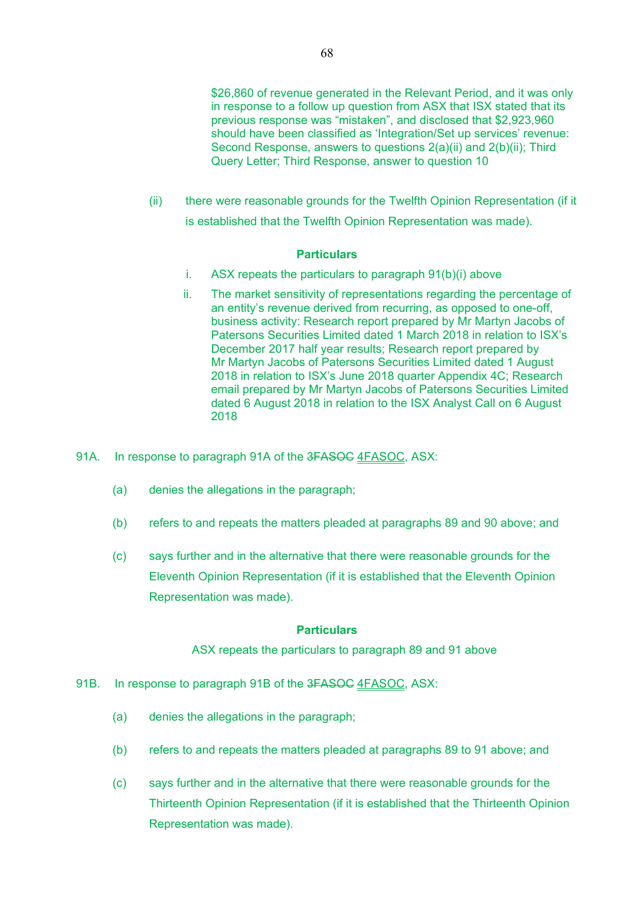$26,860 of revenue generated in the Relevant Period, and it was only in response to a follow up question from ASX that ISX stated that its previous response was "mistaken", and disclosed that $2,923,960 should have been classified as 'Integration/Set up services' revenue: Second Response, answers to questions 2(a)(ii) and 2(b)(ii); Third Query Letter; Third Response, answer to question 10

(ii) there were reasonable grounds for the Twelfth Opinion Representation (if it is established that the Twelfth Opinion Representation was made).

**Particulars**

i. ASX repeats the particulars to paragraph 91(b)(i) above

ii. The market sensitivity of representations regarding the percentage of an entity's revenue derived from recurring, as opposed to one-off, business activity: Research report prepared by Mr Martyn Jacobs of Patersons Securities Limited dated 1 March 2018 in relation to ISX's December 2017 half year results; Research report prepared by Mr Martyn Jacobs of Patersons Securities Limited dated 1 August 2018 in relation to ISX's June 2018 quarter Appendix 4C; Research email prepared by Mr Martyn Jacobs of Patersons Securities Limited dated 6 August 2018 in relation to the ISX Analyst Call on 6 August 2018

91A. In response to paragraph 91A of the ~~3FASOC~~ 4FASOC, ASX:

(a) denies the allegations in the paragraph;

(b) refers to and repeats the matters pleaded at paragraphs 89 and 90 above; and

(c) says further and in the alternative that there were reasonable grounds for the Eleventh Opinion Representation (if it is established that the Eleventh Opinion Representation was made).

**Particulars**

ASX repeats the particulars to paragraph 89 and 91 above

91B. In response to paragraph 91B of the ~~3FASOC~~ 4FASOC, ASX:

(a) denies the allegations in the paragraph;

(b) refers to and repeats the matters pleaded at paragraphs 89 to 91 above; and

(c) says further and in the alternative that there were reasonable grounds for the Thirteenth Opinion Representation (if it is established that the Thirteenth Opinion Representation was made).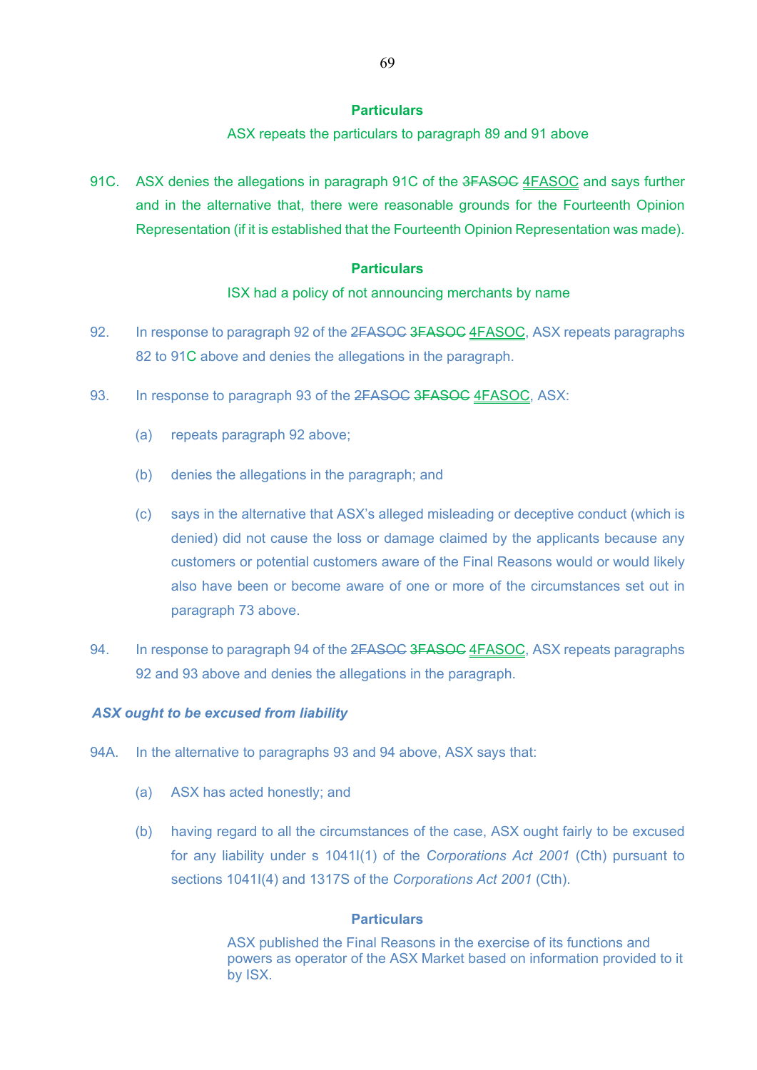**Particulars**

ASX repeats the particulars to paragraph 89 and 91 above

91C. ASX denies the allegations in paragraph 91C of the ~~3FASOC~~ 4FASOC and says further and in the alternative that, there were reasonable grounds for the Fourteenth Opinion Representation (if it is established that the Fourteenth Opinion Representation was made).

**Particulars**

ISX had a policy of not announcing merchants by name

92. In response to paragraph 92 of the ~~2FASOC~~ ~~3FASOC~~ 4FASOC, ASX repeats paragraphs 82 to 91C above and denies the allegations in the paragraph.

93. In response to paragraph 93 of the ~~2FASOC~~ ~~3FASOC~~ 4FASOC, ASX:

(a) repeats paragraph 92 above;

(b) denies the allegations in the paragraph; and

(c) says in the alternative that ASX's alleged misleading or deceptive conduct (which is denied) did not cause the loss or damage claimed by the applicants because any customers or potential customers aware of the Final Reasons would or would likely also have been or become aware of one or more of the circumstances set out in paragraph 73 above.

94. In response to paragraph 94 of the ~~2FASOC~~ ~~3FASOC~~ 4FASOC, ASX repeats paragraphs 92 and 93 above and denies the allegations in the paragraph.

***ASX ought to be excused from liability***

94A. In the alternative to paragraphs 93 and 94 above, ASX says that:

(a) ASX has acted honestly; and

(b) having regard to all the circumstances of the case, ASX ought fairly to be excused for any liability under s 1041I(1) of the *Corporations Act 2001* (Cth) pursuant to sections 1041I(4) and 1317S of the *Corporations Act 2001* (Cth).

**Particulars**

ASX published the Final Reasons in the exercise of its functions and powers as operator of the ASX Market based on information provided to it by ISX.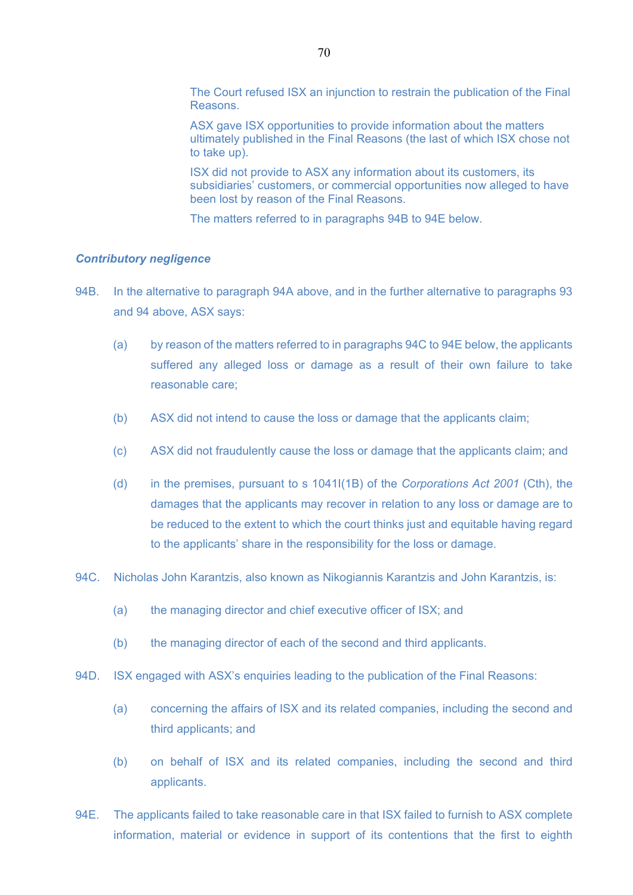The Court refused ISX an injunction to restrain the publication of the Final Reasons.

ASX gave ISX opportunities to provide information about the matters ultimately published in the Final Reasons (the last of which ISX chose not to take up).

ISX did not provide to ASX any information about its customers, its subsidiaries' customers, or commercial opportunities now alleged to have been lost by reason of the Final Reasons.

The matters referred to in paragraphs 94B to 94E below.

***Contributory negligence***

94B. In the alternative to paragraph 94A above, and in the further alternative to paragraphs 93 and 94 above, ASX says:

(a) by reason of the matters referred to in paragraphs 94C to 94E below, the applicants suffered any alleged loss or damage as a result of their own failure to take reasonable care;

(b) ASX did not intend to cause the loss or damage that the applicants claim;

(c) ASX did not fraudulently cause the loss or damage that the applicants claim; and

(d) in the premises, pursuant to s 1041I(1B) of the *Corporations Act 2001* (Cth), the damages that the applicants may recover in relation to any loss or damage are to be reduced to the extent to which the court thinks just and equitable having regard to the applicants' share in the responsibility for the loss or damage.

94C. Nicholas John Karantzis, also known as Nikogiannis Karantzis and John Karantzis, is:

(a) the managing director and chief executive officer of ISX; and

(b) the managing director of each of the second and third applicants.

94D. ISX engaged with ASX's enquiries leading to the publication of the Final Reasons:

(a) concerning the affairs of ISX and its related companies, including the second and third applicants; and

(b) on behalf of ISX and its related companies, including the second and third applicants.

94E. The applicants failed to take reasonable care in that ISX failed to furnish to ASX complete information, material or evidence in support of its contentions that the first to eighth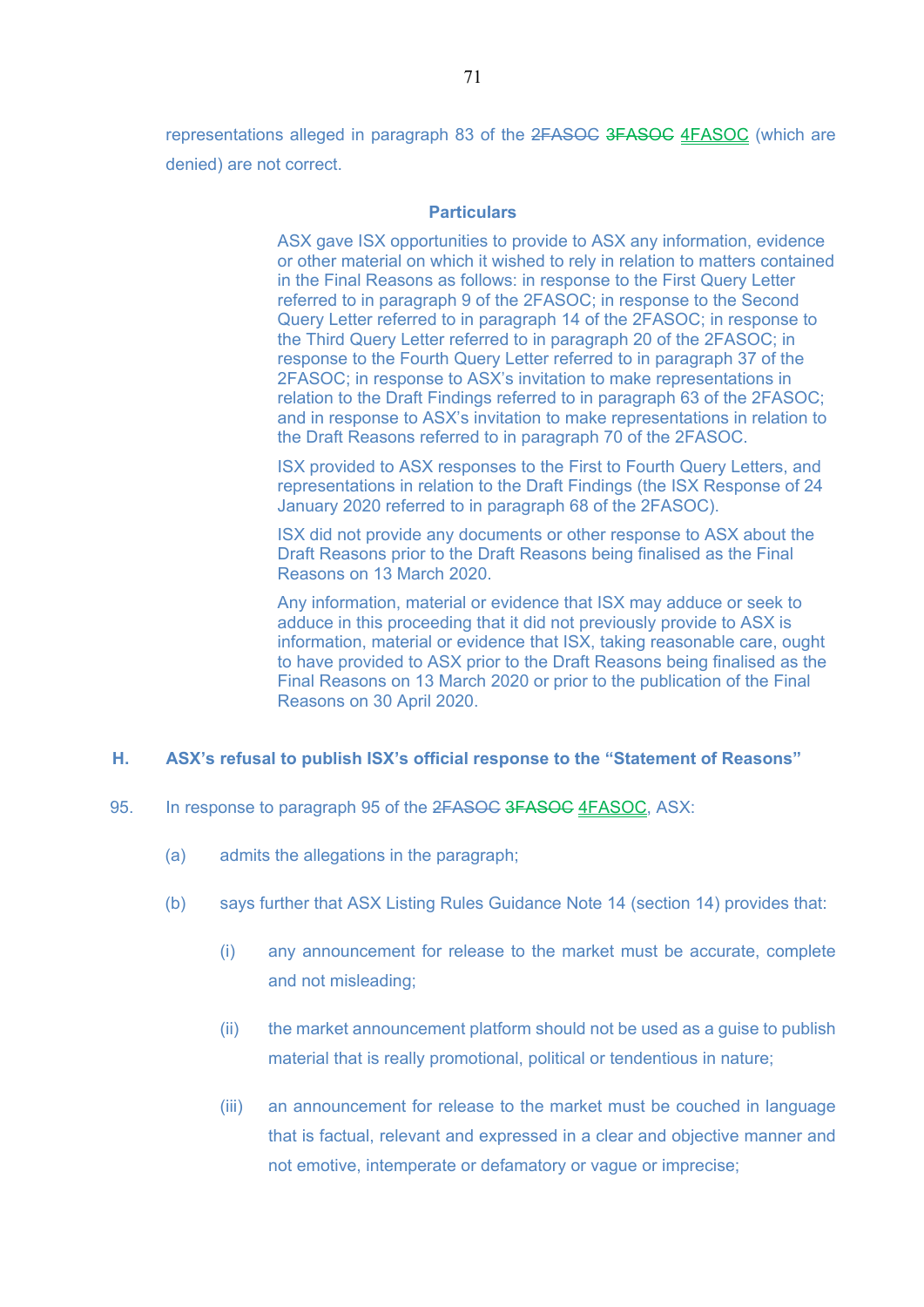representations alleged in paragraph 83 of the ~~2FASOC~~ ~~3FASOC~~ <u>4FASOC</u> (which are denied) are not correct.

**Particulars**

ASX gave ISX opportunities to provide to ASX any information, evidence or other material on which it wished to rely in relation to matters contained in the Final Reasons as follows: in response to the First Query Letter referred to in paragraph 9 of the 2FASOC; in response to the Second Query Letter referred to in paragraph 14 of the 2FASOC; in response to the Third Query Letter referred to in paragraph 20 of the 2FASOC; in response to the Fourth Query Letter referred to in paragraph 37 of the 2FASOC; in response to ASX's invitation to make representations in relation to the Draft Findings referred to in paragraph 63 of the 2FASOC; and in response to ASX's invitation to make representations in relation to the Draft Reasons referred to in paragraph 70 of the 2FASOC.

ISX provided to ASX responses to the First to Fourth Query Letters, and representations in relation to the Draft Findings (the ISX Response of 24 January 2020 referred to in paragraph 68 of the 2FASOC).

ISX did not provide any documents or other response to ASX about the Draft Reasons prior to the Draft Reasons being finalised as the Final Reasons on 13 March 2020.

Any information, material or evidence that ISX may adduce or seek to adduce in this proceeding that it did not previously provide to ASX is information, material or evidence that ISX, taking reasonable care, ought to have provided to ASX prior to the Draft Reasons being finalised as the Final Reasons on 13 March 2020 or prior to the publication of the Final Reasons on 30 April 2020.

## H. ASX's refusal to publish ISX's official response to the "Statement of Reasons"

95. In response to paragraph 95 of the ~~2FASOC~~ ~~3FASOC~~ <u>4FASOC</u>, ASX:

   (a) admits the allegations in the paragraph;

   (b) says further that ASX Listing Rules Guidance Note 14 (section 14) provides that:

      (i) any announcement for release to the market must be accurate, complete and not misleading;

      (ii) the market announcement platform should not be used as a guise to publish material that is really promotional, political or tendentious in nature;

      (iii) an announcement for release to the market must be couched in language that is factual, relevant and expressed in a clear and objective manner and not emotive, intemperate or defamatory or vague or imprecise;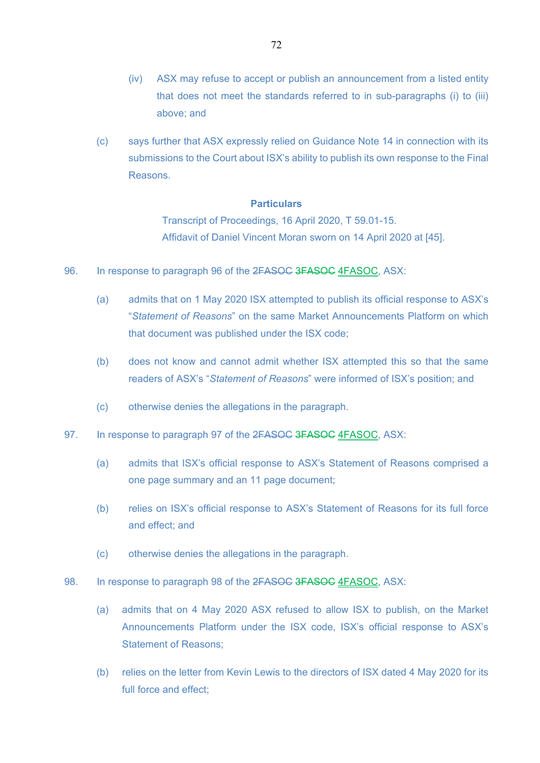(iv) ASX may refuse to accept or publish an announcement from a listed entity that does not meet the standards referred to in sub-paragraphs (i) to (iii) above; and

(c) says further that ASX expressly relied on Guidance Note 14 in connection with its submissions to the Court about ISX's ability to publish its own response to the Final Reasons.

**Particulars**

Transcript of Proceedings, 16 April 2020, T 59.01-15.
Affidavit of Daniel Vincent Moran sworn on 14 April 2020 at [45].

96. In response to paragraph 96 of the ~~2FASOC~~ ~~3FASOC~~ <u>4FASOC</u>, ASX:

(a) admits that on 1 May 2020 ISX attempted to publish its official response to ASX's "*Statement of Reasons*" on the same Market Announcements Platform on which that document was published under the ISX code;

(b) does not know and cannot admit whether ISX attempted this so that the same readers of ASX's "*Statement of Reasons*" were informed of ISX's position; and

(c) otherwise denies the allegations in the paragraph.

97. In response to paragraph 97 of the ~~2FASOC~~ ~~3FASOC~~ <u>4FASOC</u>, ASX:

(a) admits that ISX's official response to ASX's Statement of Reasons comprised a one page summary and an 11 page document;

(b) relies on ISX's official response to ASX's Statement of Reasons for its full force and effect; and

(c) otherwise denies the allegations in the paragraph.

98. In response to paragraph 98 of the ~~2FASOC~~ ~~3FASOC~~ <u>4FASOC</u>, ASX:

(a) admits that on 4 May 2020 ASX refused to allow ISX to publish, on the Market Announcements Platform under the ISX code, ISX's official response to ASX's Statement of Reasons;

(b) relies on the letter from Kevin Lewis to the directors of ISX dated 4 May 2020 for its full force and effect;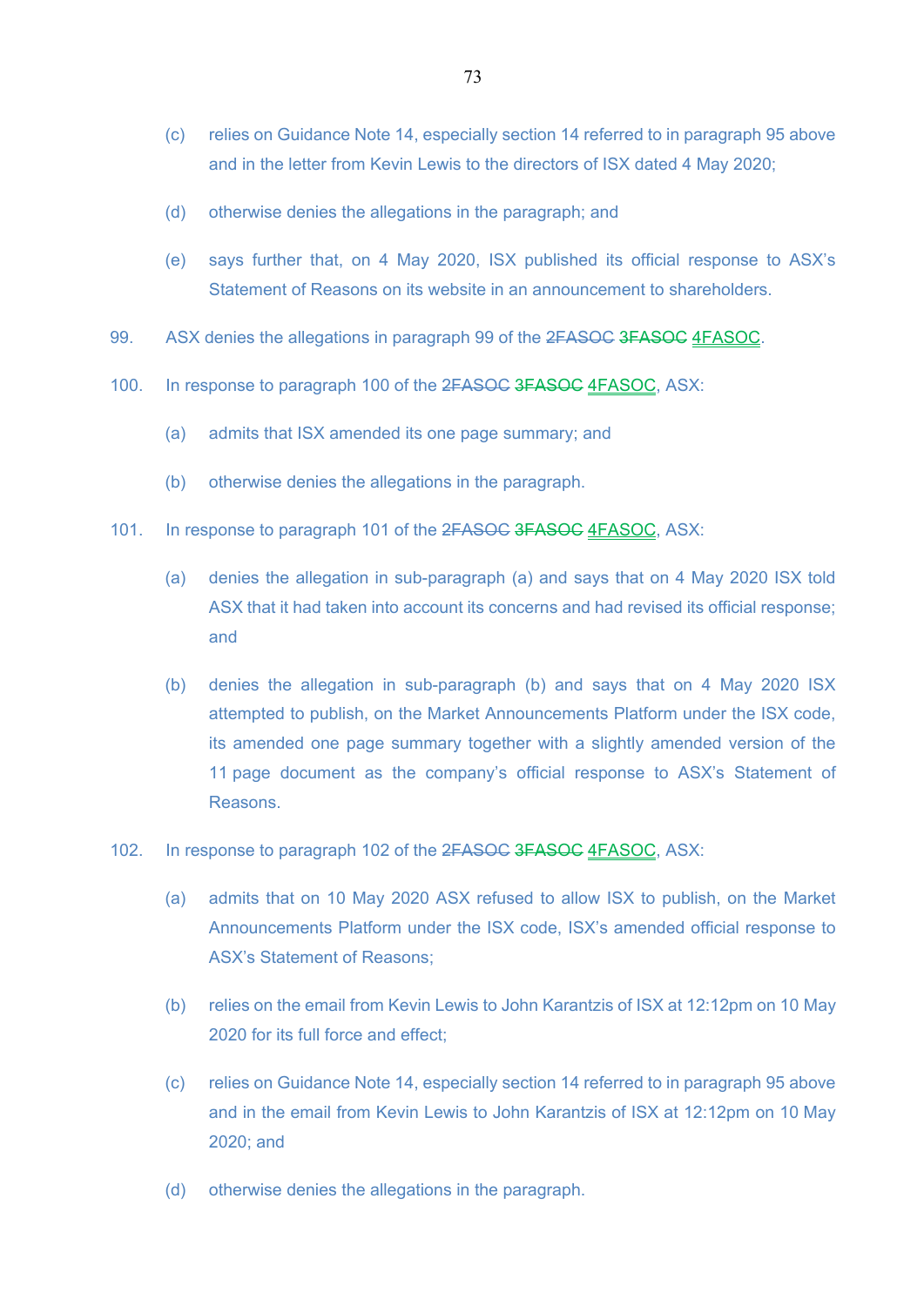(c) relies on Guidance Note 14, especially section 14 referred to in paragraph 95 above and in the letter from Kevin Lewis to the directors of ISX dated 4 May 2020;

(d) otherwise denies the allegations in the paragraph; and

(e) says further that, on 4 May 2020, ISX published its official response to ASX's Statement of Reasons on its website in an announcement to shareholders.

99. ASX denies the allegations in paragraph 99 of the ~~2FASOC~~ ~~3FASOC~~ 4FASOC.

100. In response to paragraph 100 of the ~~2FASOC~~ ~~3FASOC~~ 4FASOC, ASX:

(a) admits that ISX amended its one page summary; and

(b) otherwise denies the allegations in the paragraph.

101. In response to paragraph 101 of the ~~2FASOC~~ ~~3FASOC~~ 4FASOC, ASX:

(a) denies the allegation in sub-paragraph (a) and says that on 4 May 2020 ISX told ASX that it had taken into account its concerns and had revised its official response; and

(b) denies the allegation in sub-paragraph (b) and says that on 4 May 2020 ISX attempted to publish, on the Market Announcements Platform under the ISX code, its amended one page summary together with a slightly amended version of the 11 page document as the company's official response to ASX's Statement of Reasons.

102. In response to paragraph 102 of the ~~2FASOC~~ ~~3FASOC~~ 4FASOC, ASX:

(a) admits that on 10 May 2020 ASX refused to allow ISX to publish, on the Market Announcements Platform under the ISX code, ISX's amended official response to ASX's Statement of Reasons;

(b) relies on the email from Kevin Lewis to John Karantzis of ISX at 12:12pm on 10 May 2020 for its full force and effect;

(c) relies on Guidance Note 14, especially section 14 referred to in paragraph 95 above and in the email from Kevin Lewis to John Karantzis of ISX at 12:12pm on 10 May 2020; and

(d) otherwise denies the allegations in the paragraph.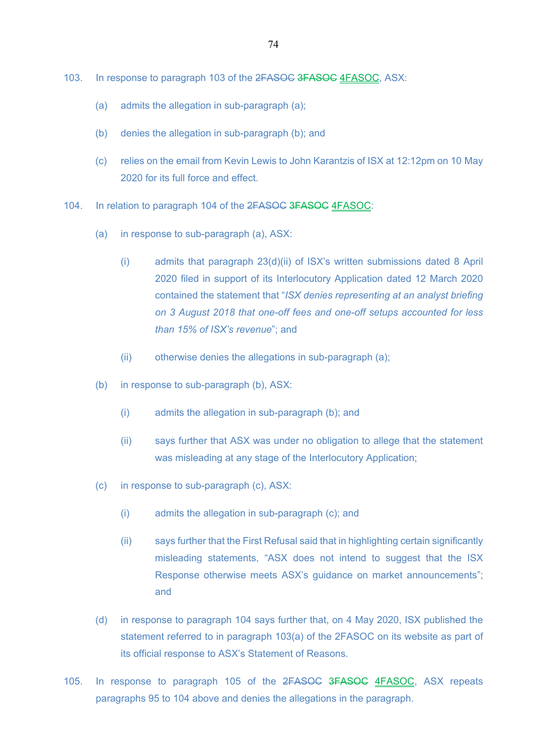103. In response to paragraph 103 of the ~~2FASOC~~ ~~3FASOC~~ 4FASOC, ASX:

   (a) admits the allegation in sub-paragraph (a);

   (b) denies the allegation in sub-paragraph (b); and

   (c) relies on the email from Kevin Lewis to John Karantzis of ISX at 12:12pm on 10 May 2020 for its full force and effect.

104. In relation to paragraph 104 of the ~~2FASOC~~ ~~3FASOC~~ 4FASOC:

   (a) in response to sub-paragraph (a), ASX:

      (i) admits that paragraph 23(d)(ii) of ISX's written submissions dated 8 April 2020 filed in support of its Interlocutory Application dated 12 March 2020 contained the statement that "*ISX denies representing at an analyst briefing on 3 August 2018 that one-off fees and one-off setups accounted for less than 15% of ISX's revenue*"; and

      (ii) otherwise denies the allegations in sub-paragraph (a);

   (b) in response to sub-paragraph (b), ASX:

      (i) admits the allegation in sub-paragraph (b); and

      (ii) says further that ASX was under no obligation to allege that the statement was misleading at any stage of the Interlocutory Application;

   (c) in response to sub-paragraph (c), ASX:

      (i) admits the allegation in sub-paragraph (c); and

      (ii) says further that the First Refusal said that in highlighting certain significantly misleading statements, "ASX does not intend to suggest that the ISX Response otherwise meets ASX's guidance on market announcements"; and

   (d) in response to paragraph 104 says further that, on 4 May 2020, ISX published the statement referred to in paragraph 103(a) of the 2FASOC on its website as part of its official response to ASX's Statement of Reasons.

105. In response to paragraph 105 of the ~~2FASOC~~ ~~3FASOC~~ 4FASOC, ASX repeats paragraphs 95 to 104 above and denies the allegations in the paragraph.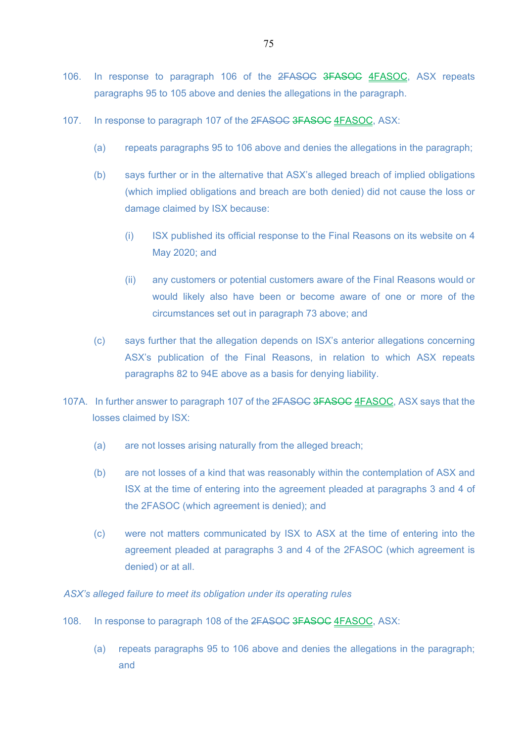106. In response to paragraph 106 of the ~~2FASOC~~ ~~3FASOC~~ 4FASOC, ASX repeats paragraphs 95 to 105 above and denies the allegations in the paragraph.

107. In response to paragraph 107 of the ~~2FASOC~~ ~~3FASOC~~ 4FASOC, ASX:

    (a) repeats paragraphs 95 to 106 above and denies the allegations in the paragraph;

    (b) says further or in the alternative that ASX's alleged breach of implied obligations (which implied obligations and breach are both denied) did not cause the loss or damage claimed by ISX because:

        (i) ISX published its official response to the Final Reasons on its website on 4 May 2020; and

        (ii) any customers or potential customers aware of the Final Reasons would or would likely also have been or become aware of one or more of the circumstances set out in paragraph 73 above; and

    (c) says further that the allegation depends on ISX's anterior allegations concerning ASX's publication of the Final Reasons, in relation to which ASX repeats paragraphs 82 to 94E above as a basis for denying liability.

107A. In further answer to paragraph 107 of the ~~2FASOC~~ ~~3FASOC~~ 4FASOC, ASX says that the losses claimed by ISX:

    (a) are not losses arising naturally from the alleged breach;

    (b) are not losses of a kind that was reasonably within the contemplation of ASX and ISX at the time of entering into the agreement pleaded at paragraphs 3 and 4 of the 2FASOC (which agreement is denied); and

    (c) were not matters communicated by ISX to ASX at the time of entering into the agreement pleaded at paragraphs 3 and 4 of the 2FASOC (which agreement is denied) or at all.

*ASX's alleged failure to meet its obligation under its operating rules*

108. In response to paragraph 108 of the ~~2FASOC~~ ~~3FASOC~~ 4FASOC, ASX:

    (a) repeats paragraphs 95 to 106 above and denies the allegations in the paragraph; and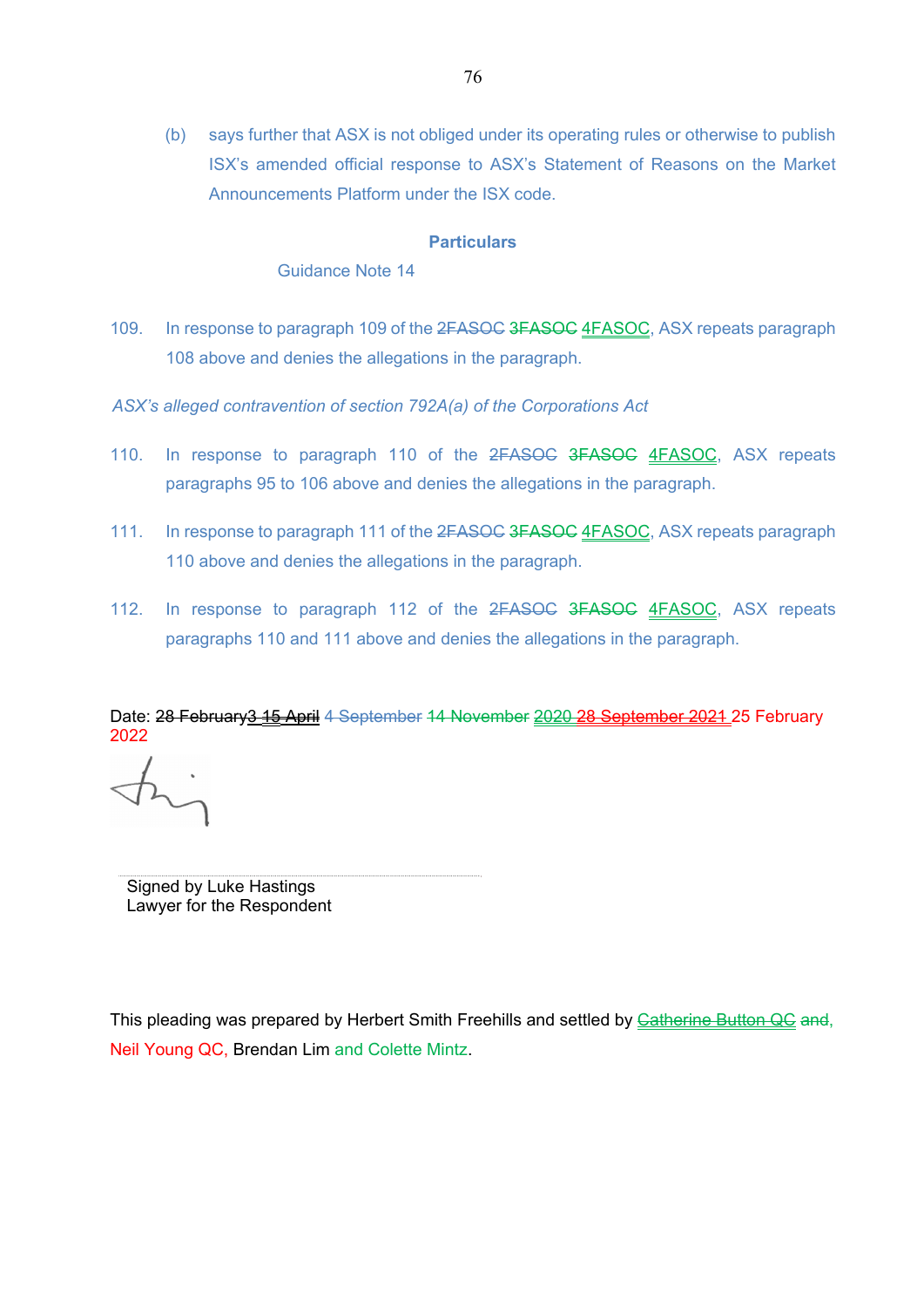(b) says further that ASX is not obliged under its operating rules or otherwise to publish ISX's amended official response to ASX's Statement of Reasons on the Market Announcements Platform under the ISX code.

**Particulars**

Guidance Note 14

109. In response to paragraph 109 of the ~~2FASOC~~ ~~3FASOC~~ 4FASOC, ASX repeats paragraph 108 above and denies the allegations in the paragraph.

*ASX's alleged contravention of section 792A(a) of the Corporations Act*

110. In response to paragraph 110 of the ~~2FASOC~~ ~~3FASOC~~ 4FASOC, ASX repeats paragraphs 95 to 106 above and denies the allegations in the paragraph.

111. In response to paragraph 111 of the ~~2FASOC~~ ~~3FASOC~~ 4FASOC, ASX repeats paragraph 110 above and denies the allegations in the paragraph.

112. In response to paragraph 112 of the ~~2FASOC~~ ~~3FASOC~~ 4FASOC, ASX repeats paragraphs 110 and 111 above and denies the allegations in the paragraph.

Date: ~~28 February~~3 ~~15 April~~ ~~4 September~~ ~~14 November~~ 2020 ~~28 September 2021~~ 25 February 2022

Signed by Luke Hastings
Lawyer for the Respondent

This pleading was prepared by Herbert Smith Freehills and settled by ~~Catherine Button QC~~ ~~and,~~ Neil Young QC, Brendan Lim and Colette Mintz.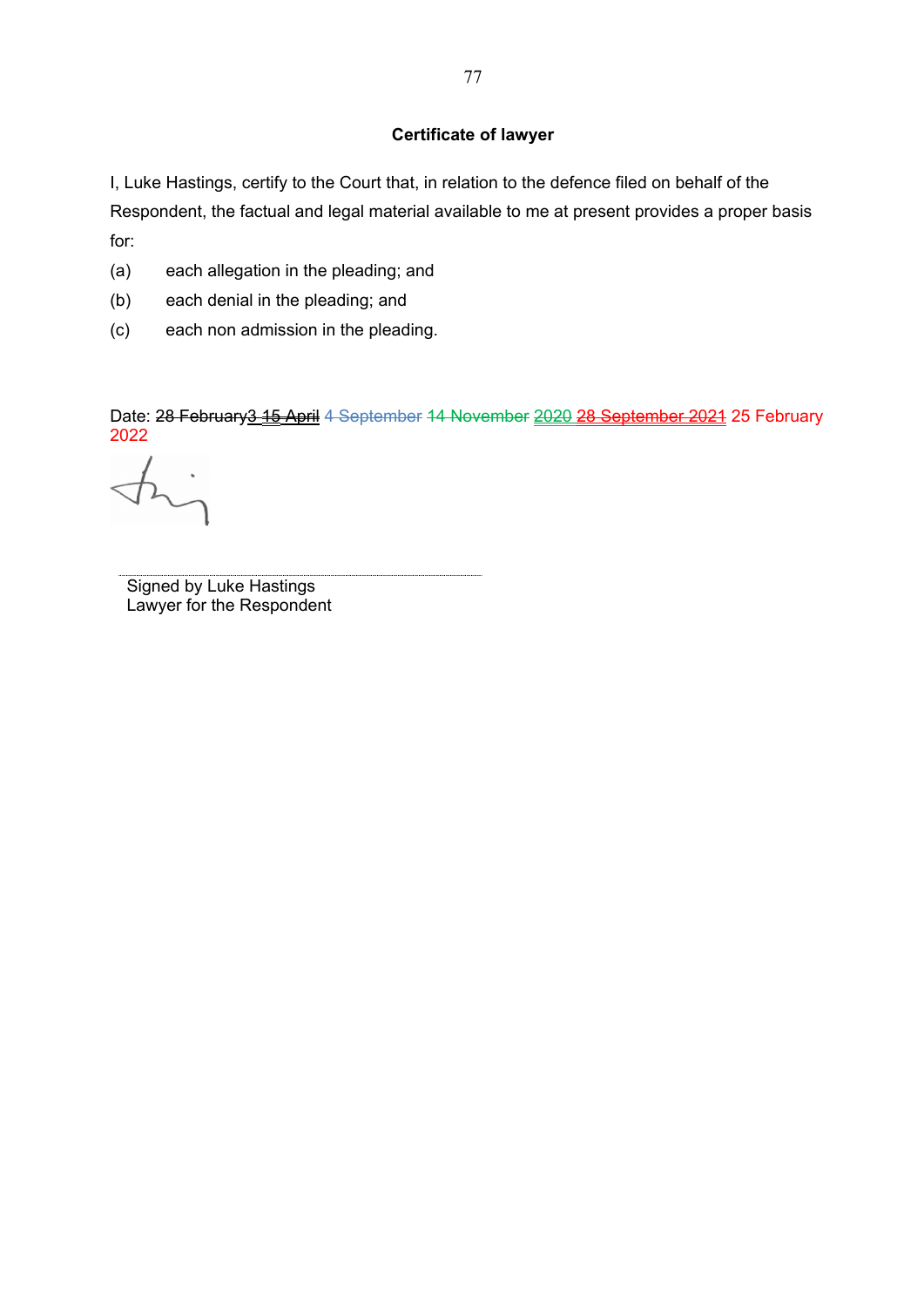**Certificate of lawyer**

I, Luke Hastings, certify to the Court that, in relation to the defence filed on behalf of the Respondent, the factual and legal material available to me at present provides a proper basis for:

(a) each allegation in the pleading; and

(b) each denial in the pleading; and

(c) each non admission in the pleading.

Date: ~~28 February~~3 ~~15 April~~ ~~4 September~~ ~~14 November~~ 2020 ~~28 September 2021~~ 25 February 2022

Signed by Luke Hastings
Lawyer for the Respondent